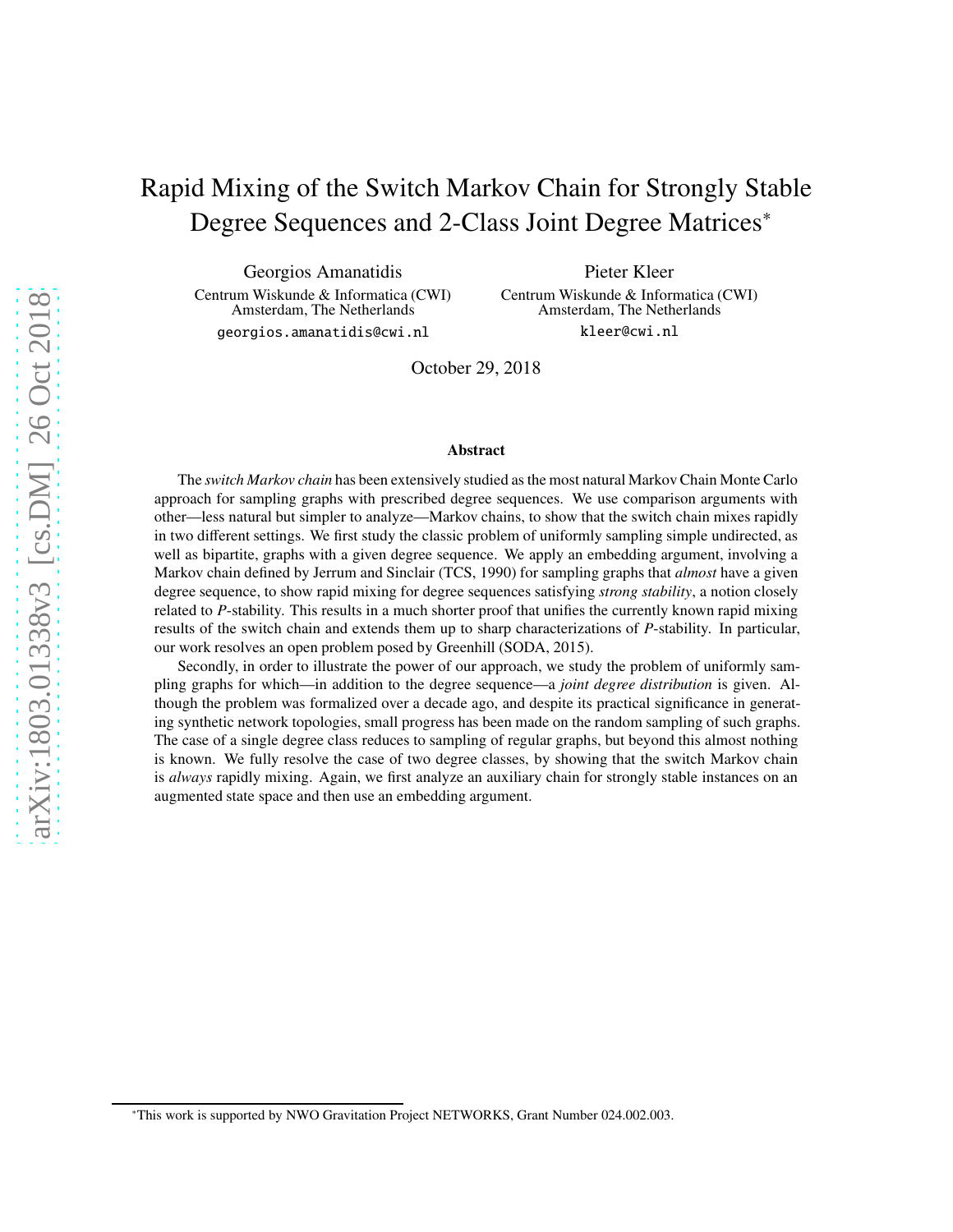# Rapid Mixing of the Switch Markov Chain for Strongly Stable Degree Sequences and 2-Class Joint Degree Matrices*

Georgios Amanatidis
Centrum Wiskunde & Informatica (CWI)
Amsterdam, The Netherlands
georgios.amanatidis@cwi.nl

Pieter Kleer
Centrum Wiskunde & Informatica (CWI)
Amsterdam, The Netherlands
kleer@cwi.nl

October 29, 2018

## Abstract

The *switch Markov chain* has been extensively studied as the most natural Markov Chain Monte Carlo approach for sampling graphs with prescribed degree sequences. We use comparison arguments with other—less natural but simpler to analyze—Markov chains, to show that the switch chain mixes rapidly in two different settings. We first study the classic problem of uniformly sampling simple undirected, as well as bipartite, graphs with a given degree sequence. We apply an embedding argument, involving a Markov chain defined by Jerrum and Sinclair (TCS, 1990) for sampling graphs that *almost* have a given degree sequence, to show rapid mixing for degree sequences satisfying *strong stability*, a notion closely related to *P*-stability. This results in a much shorter proof that unifies the currently known rapid mixing results of the switch chain and extends them up to sharp characterizations of *P*-stability. In particular, our work resolves an open problem posed by Greenhill (SODA, 2015).

Secondly, in order to illustrate the power of our approach, we study the problem of uniformly sampling graphs for which—in addition to the degree sequence—a *joint degree distribution* is given. Although the problem was formalized over a decade ago, and despite its practical significance in generating synthetic network topologies, small progress has been made on the random sampling of such graphs. The case of a single degree class reduces to sampling of regular graphs, but beyond this almost nothing is known. We fully resolve the case of two degree classes, by showing that the switch Markov chain is *always* rapidly mixing. Again, we first analyze an auxiliary chain for strongly stable instances on an augmented state space and then use an embedding argument.

*This work is supported by NWO Gravitation Project NETWORKS, Grant Number 024.002.003.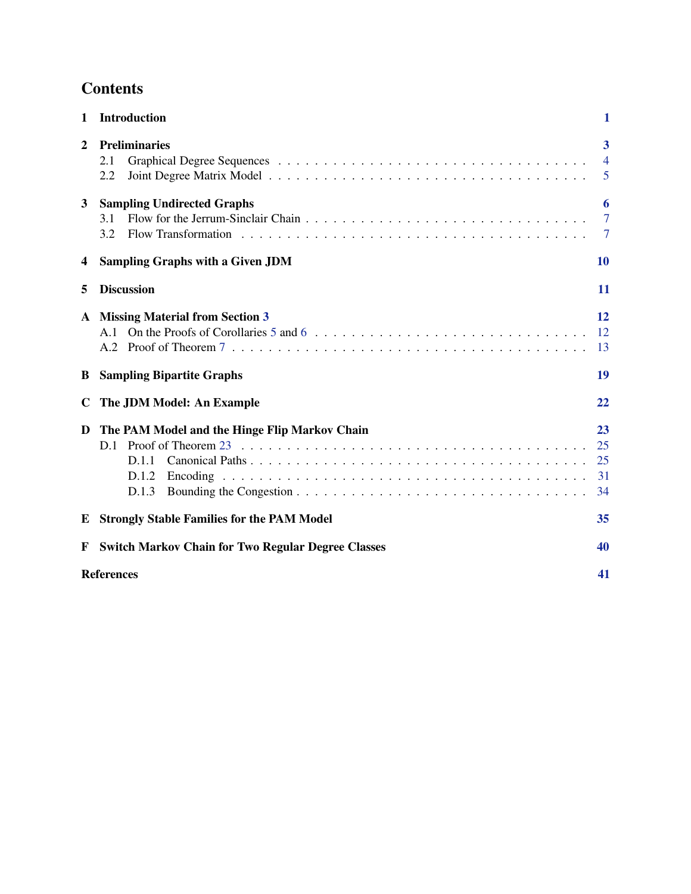# Contents

**1 Introduction** 1

**2 Preliminaries** 3
- 2.1 Graphical Degree Sequences . . . 4
- 2.2 Joint Degree Matrix Model . . . 5

**3 Sampling Undirected Graphs** 6
- 3.1 Flow for the Jerrum-Sinclair Chain . . . 7
- 3.2 Flow Transformation . . . 7

**4 Sampling Graphs with a Given JDM** 10

**5 Discussion** 11

**A Missing Material from Section 3** 12
- A.1 On the Proofs of Corollaries 5 and 6 . . . 12
- A.2 Proof of Theorem 7 . . . 13

**B Sampling Bipartite Graphs** 19

**C The JDM Model: An Example** 22

**D The PAM Model and the Hinge Flip Markov Chain** 23
- D.1 Proof of Theorem 23 . . . 25
  - D.1.1 Canonical Paths . . . 25
  - D.1.2 Encoding . . . 31
  - D.1.3 Bounding the Congestion . . . 34

**E Strongly Stable Families for the PAM Model** 35

**F Switch Markov Chain for Two Regular Degree Classes** 40

**References** 41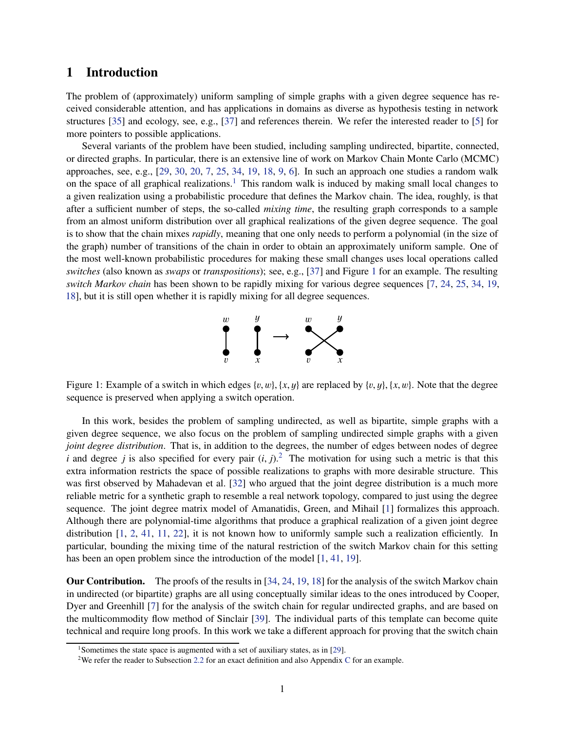# 1 Introduction

The problem of (approximately) uniform sampling of simple graphs with a given degree sequence has received considerable attention, and has applications in domains as diverse as hypothesis testing in network structures [35] and ecology, see, e.g., [37] and references therein. We refer the interested reader to [5] for more pointers to possible applications.

Several variants of the problem have been studied, including sampling undirected, bipartite, connected, or directed graphs. In particular, there is an extensive line of work on Markov Chain Monte Carlo (MCMC) approaches, see, e.g., [29, 30, 20, 7, 25, 34, 19, 18, 9, 6]. In such an approach one studies a random walk on the space of all graphical realizations.[1] This random walk is induced by making small local changes to a given realization using a probabilistic procedure that defines the Markov chain. The idea, roughly, is that after a sufficient number of steps, the so-called *mixing time*, the resulting graph corresponds to a sample from an almost uniform distribution over all graphical realizations of the given degree sequence. The goal is to show that the chain mixes *rapidly*, meaning that one only needs to perform a polynomial (in the size of the graph) number of transitions of the chain in order to obtain an approximately uniform sample. One of the most well-known probabilistic procedures for making these small changes uses local operations called *switches* (also known as *swaps* or *transpositions*); see, e.g., [37] and Figure 1 for an example. The resulting *switch Markov chain* has been shown to be rapidly mixing for various degree sequences [7, 24, 25, 34, 19, 18], but it is still open whether it is rapidly mixing for all degree sequences.

Figure 1: Example of a switch in which edges $\{v, w\}, \{x, y\}$ are replaced by $\{v, y\}, \{x, w\}$. Note that the degree sequence is preserved when applying a switch operation.

In this work, besides the problem of sampling undirected, as well as bipartite, simple graphs with a given degree sequence, we also focus on the problem of sampling undirected simple graphs with a given *joint degree distribution*. That is, in addition to the degrees, the number of edges between nodes of degree $i$ and degree $j$ is also specified for every pair $(i, j)$.[2] The motivation for using such a metric is that this extra information restricts the space of possible realizations to graphs with more desirable structure. This was first observed by Mahadevan et al. [32] who argued that the joint degree distribution is a much more reliable metric for a synthetic graph to resemble a real network topology, compared to just using the degree sequence. The joint degree matrix model of Amanatidis, Green, and Mihail [1] formalizes this approach. Although there are polynomial-time algorithms that produce a graphical realization of a given joint degree distribution [1, 2, 41, 11, 22], it is not known how to uniformly sample such a realization efficiently. In particular, bounding the mixing time of the natural restriction of the switch Markov chain for this setting has been an open problem since the introduction of the model [1, 41, 19].

**Our Contribution.** The proofs of the results in [34, 24, 19, 18] for the analysis of the switch Markov chain in undirected (or bipartite) graphs are all using conceptually similar ideas to the ones introduced by Cooper, Dyer and Greenhill [7] for the analysis of the switch chain for regular undirected graphs, and are based on the multicommodity flow method of Sinclair [39]. The individual parts of this template can become quite technical and require long proofs. In this work we take a different approach for proving that the switch chain

[1] Sometimes the state space is augmented with a set of auxiliary states, as in [29].

[2] We refer the reader to Subsection 2.2 for an exact definition and also Appendix C for an example.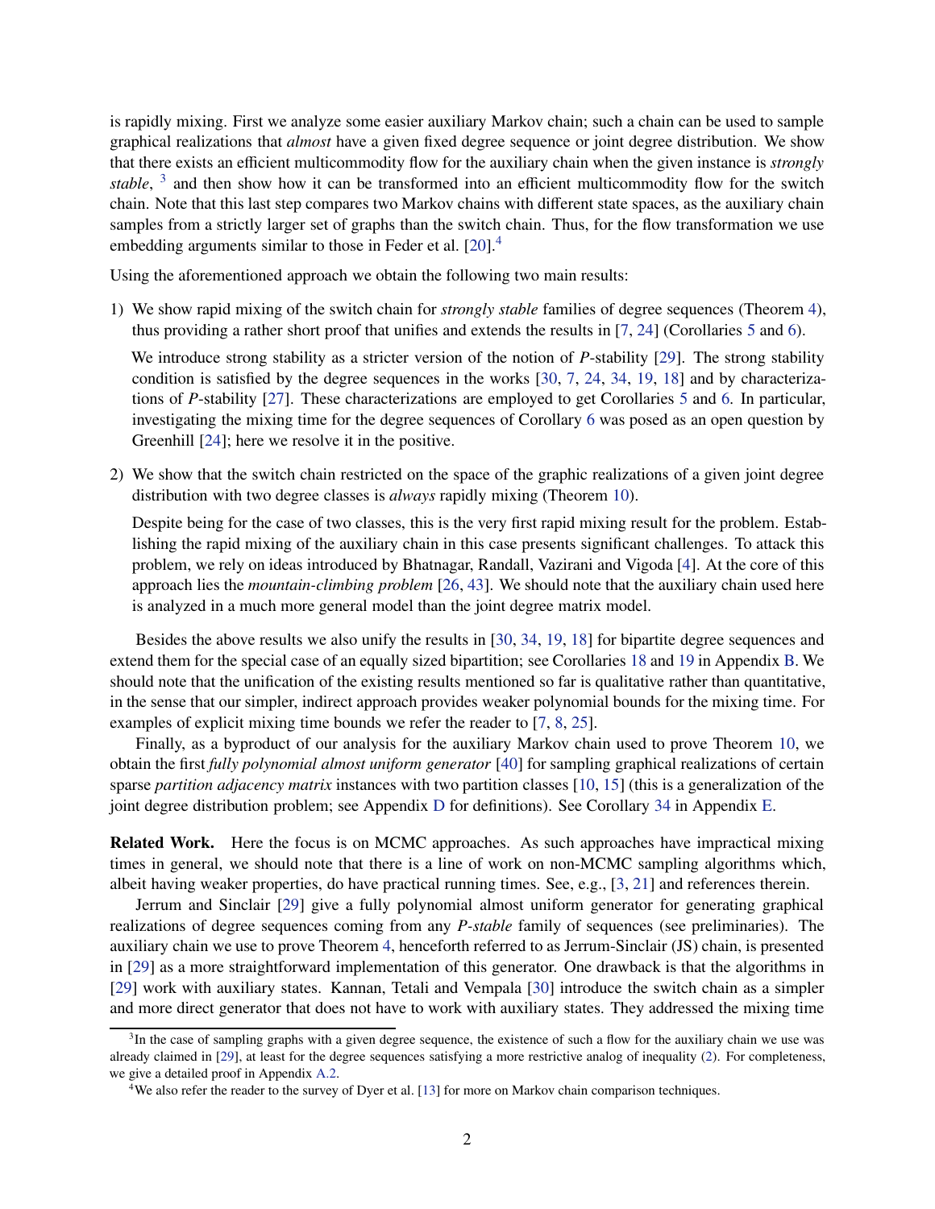is rapidly mixing. First we analyze some easier auxiliary Markov chain; such a chain can be used to sample graphical realizations that *almost* have a given fixed degree sequence or joint degree distribution. We show that there exists an efficient multicommodity flow for the auxiliary chain when the given instance is *strongly stable*, [3] and then show how it can be transformed into an efficient multicommodity flow for the switch chain. Note that this last step compares two Markov chains with different state spaces, as the auxiliary chain samples from a strictly larger set of graphs than the switch chain. Thus, for the flow transformation we use embedding arguments similar to those in Feder et al. [20].[4]

Using the aforementioned approach we obtain the following two main results:

1) We show rapid mixing of the switch chain for *strongly stable* families of degree sequences (Theorem 4), thus providing a rather short proof that unifies and extends the results in [7, 24] (Corollaries 5 and 6).

   We introduce strong stability as a stricter version of the notion of *P*-stability [29]. The strong stability condition is satisfied by the degree sequences in the works [30, 7, 24, 34, 19, 18] and by characterizations of *P*-stability [27]. These characterizations are employed to get Corollaries 5 and 6. In particular, investigating the mixing time for the degree sequences of Corollary 6 was posed as an open question by Greenhill [24]; here we resolve it in the positive.

2) We show that the switch chain restricted on the space of the graphic realizations of a given joint degree distribution with two degree classes is *always* rapidly mixing (Theorem 10).

   Despite being for the case of two classes, this is the very first rapid mixing result for the problem. Establishing the rapid mixing of the auxiliary chain in this case presents significant challenges. To attack this problem, we rely on ideas introduced by Bhatnagar, Randall, Vazirani and Vigoda [4]. At the core of this approach lies the *mountain-climbing problem* [26, 43]. We should note that the auxiliary chain used here is analyzed in a much more general model than the joint degree matrix model.

Besides the above results we also unify the results in [30, 34, 19, 18] for bipartite degree sequences and extend them for the special case of an equally sized bipartition; see Corollaries 18 and 19 in Appendix B. We should note that the unification of the existing results mentioned so far is qualitative rather than quantitative, in the sense that our simpler, indirect approach provides weaker polynomial bounds for the mixing time. For examples of explicit mixing time bounds we refer the reader to [7, 8, 25].

Finally, as a byproduct of our analysis for the auxiliary Markov chain used to prove Theorem 10, we obtain the first *fully polynomial almost uniform generator* [40] for sampling graphical realizations of certain sparse *partition adjacency matrix* instances with two partition classes [10, 15] (this is a generalization of the joint degree distribution problem; see Appendix D for definitions). See Corollary 34 in Appendix E.

**Related Work.** Here the focus is on MCMC approaches. As such approaches have impractical mixing times in general, we should note that there is a line of work on non-MCMC sampling algorithms which, albeit having weaker properties, do have practical running times. See, e.g., [3, 21] and references therein.

Jerrum and Sinclair [29] give a fully polynomial almost uniform generator for generating graphical realizations of degree sequences coming from any *P-stable* family of sequences (see preliminaries). The auxiliary chain we use to prove Theorem 4, henceforth referred to as Jerrum-Sinclair (JS) chain, is presented in [29] as a more straightforward implementation of this generator. One drawback is that the algorithms in [29] work with auxiliary states. Kannan, Tetali and Vempala [30] introduce the switch chain as a simpler and more direct generator that does not have to work with auxiliary states. They addressed the mixing time

[3] In the case of sampling graphs with a given degree sequence, the existence of such a flow for the auxiliary chain we use was already claimed in [29], at least for the degree sequences satisfying a more restrictive analog of inequality (2). For completeness, we give a detailed proof in Appendix A.2.

[4] We also refer the reader to the survey of Dyer et al. [13] for more on Markov chain comparison techniques.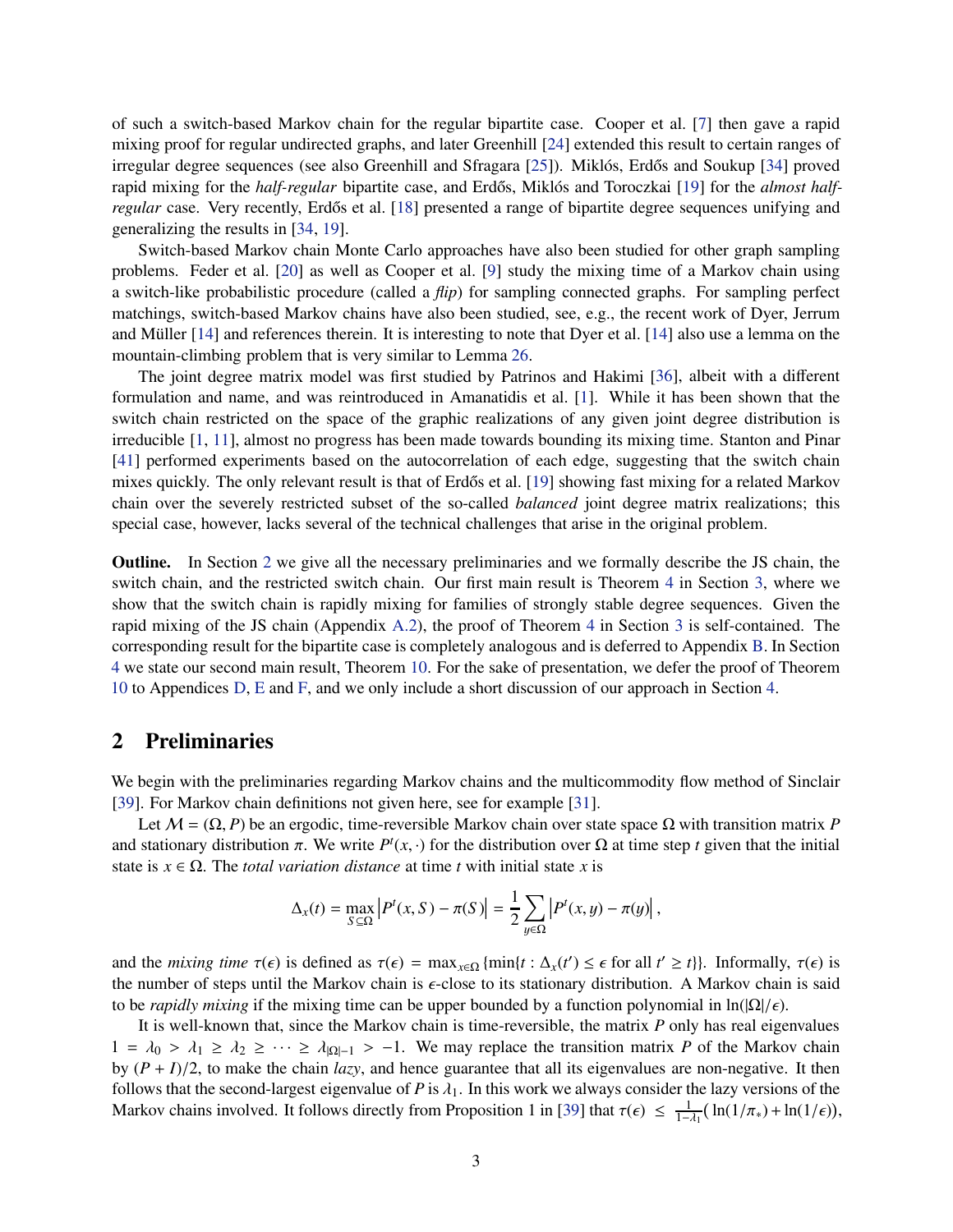of such a switch-based Markov chain for the regular bipartite case. Cooper et al. [7] then gave a rapid mixing proof for regular undirected graphs, and later Greenhill [24] extended this result to certain ranges of irregular degree sequences (see also Greenhill and Sfragara [25]). Miklós, Erdős and Soukup [34] proved rapid mixing for the *half-regular* bipartite case, and Erdős, Miklós and Toroczkai [19] for the *almost half-regular* case. Very recently, Erdős et al. [18] presented a range of bipartite degree sequences unifying and generalizing the results in [34, 19].

Switch-based Markov chain Monte Carlo approaches have also been studied for other graph sampling problems. Feder et al. [20] as well as Cooper et al. [9] study the mixing time of a Markov chain using a switch-like probabilistic procedure (called a *flip*) for sampling connected graphs. For sampling perfect matchings, switch-based Markov chains have also been studied, see, e.g., the recent work of Dyer, Jerrum and Müller [14] and references therein. It is interesting to note that Dyer et al. [14] also use a lemma on the mountain-climbing problem that is very similar to Lemma 26.

The joint degree matrix model was first studied by Patrinos and Hakimi [36], albeit with a different formulation and name, and was reintroduced in Amanatidis et al. [1]. While it has been shown that the switch chain restricted on the space of the graphic realizations of any given joint degree distribution is irreducible [1, 11], almost no progress has been made towards bounding its mixing time. Stanton and Pinar [41] performed experiments based on the autocorrelation of each edge, suggesting that the switch chain mixes quickly. The only relevant result is that of Erdős et al. [19] showing fast mixing for a related Markov chain over the severely restricted subset of the so-called *balanced* joint degree matrix realizations; this special case, however, lacks several of the technical challenges that arise in the original problem.

**Outline.** In Section 2 we give all the necessary preliminaries and we formally describe the JS chain, the switch chain, and the restricted switch chain. Our first main result is Theorem 4 in Section 3, where we show that the switch chain is rapidly mixing for families of strongly stable degree sequences. Given the rapid mixing of the JS chain (Appendix A.2), the proof of Theorem 4 in Section 3 is self-contained. The corresponding result for the bipartite case is completely analogous and is deferred to Appendix B. In Section 4 we state our second main result, Theorem 10. For the sake of presentation, we defer the proof of Theorem 10 to Appendices D, E and F, and we only include a short discussion of our approach in Section 4.

## 2 Preliminaries

We begin with the preliminaries regarding Markov chains and the multicommodity flow method of Sinclair [39]. For Markov chain definitions not given here, see for example [31].

Let $\mathcal{M} = (\Omega, P)$ be an ergodic, time-reversible Markov chain over state space $\Omega$ with transition matrix $P$ and stationary distribution $\pi$. We write $P^t(x, \cdot)$ for the distribution over $\Omega$ at time step $t$ given that the initial state is $x \in \Omega$. The *total variation distance* at time $t$ with initial state $x$ is

$$\Delta_x(t) = \max_{S \subseteq \Omega} \left| P^t(x, S) - \pi(S) \right| = \frac{1}{2} \sum_{y \in \Omega} \left| P^t(x, y) - \pi(y) \right|,$$

and the *mixing time* $\tau(\epsilon)$ is defined as $\tau(\epsilon) = \max_{x \in \Omega} \{\min\{t : \Delta_x(t') \leq \epsilon \text{ for all } t' \geq t\}\}$. Informally, $\tau(\epsilon)$ is the number of steps until the Markov chain is $\epsilon$-close to its stationary distribution. A Markov chain is said to be *rapidly mixing* if the mixing time can be upper bounded by a function polynomial in $\ln(|\Omega|/\epsilon)$.

It is well-known that, since the Markov chain is time-reversible, the matrix $P$ only has real eigenvalues $1 = \lambda_0 > \lambda_1 \geq \lambda_2 \geq \cdots \geq \lambda_{|\Omega|-1} > -1$. We may replace the transition matrix $P$ of the Markov chain by $(P + I)/2$, to make the chain *lazy*, and hence guarantee that all its eigenvalues are non-negative. It then follows that the second-largest eigenvalue of $P$ is $\lambda_1$. In this work we always consider the lazy versions of the Markov chains involved. It follows directly from Proposition 1 in [39] that $\tau(\epsilon) \leq \frac{1}{1-\lambda_1}\left(\ln(1/\pi_*) + \ln(1/\epsilon)\right)$,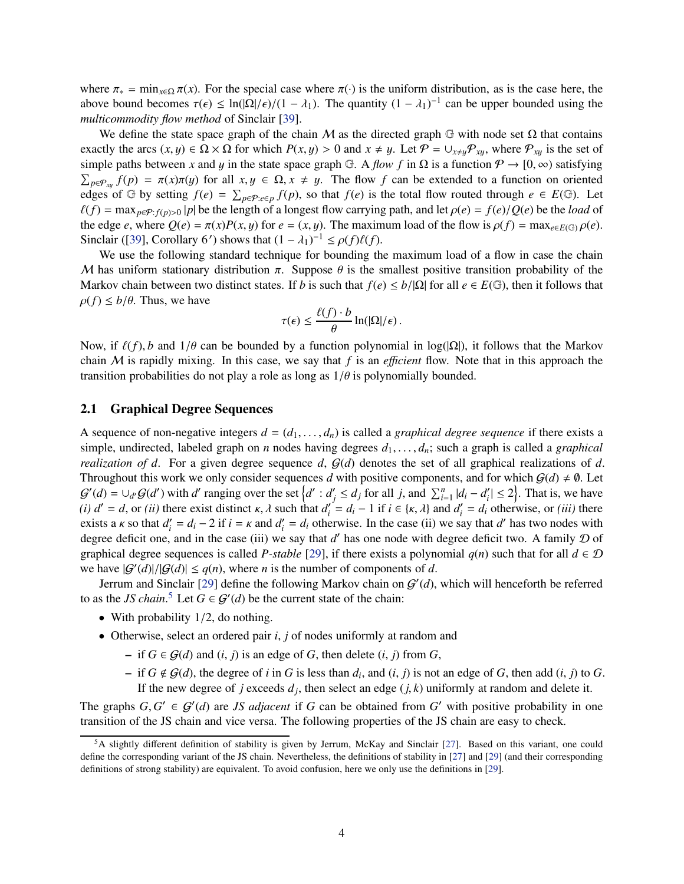where $\pi_* = \min_{x\in\Omega} \pi(x)$. For the special case where $\pi(\cdot)$ is the uniform distribution, as is the case here, the above bound becomes $\tau(\epsilon) \leq \ln(|\Omega|/\epsilon)/(1-\lambda_1)$. The quantity $(1-\lambda_1)^{-1}$ can be upper bounded using the *multicommodity flow method* of Sinclair [39].

We define the state space graph of the chain $\mathcal{M}$ as the directed graph $\mathbb{G}$ with node set $\Omega$ that contains exactly the arcs $(x, y) \in \Omega \times \Omega$ for which $P(x, y) > 0$ and $x \neq y$. Let $\mathcal{P} = \cup_{x\neq y}\mathcal{P}_{xy}$, where $\mathcal{P}_{xy}$ is the set of simple paths between $x$ and $y$ in the state space graph $\mathbb{G}$. A *flow* $f$ in $\Omega$ is a function $\mathcal{P} \to [0, \infty)$ satisfying $\sum_{p\in\mathcal{P}_{xy}} f(p) = \pi(x)\pi(y)$ for all $x, y \in \Omega, x \neq y$. The flow $f$ can be extended to a function on oriented edges of $\mathbb{G}$ by setting $f(e) = \sum_{p\in\mathcal{P}:e\in p} f(p)$, so that $f(e)$ is the total flow routed through $e \in E(\mathbb{G})$. Let $\ell(f) = \max_{p\in\mathcal{P}:f(p)>0} |p|$ be the length of a longest flow carrying path, and let $\rho(e) = f(e)/Q(e)$ be the *load* of the edge $e$, where $Q(e) = \pi(x)P(x, y)$ for $e = (x, y)$. The maximum load of the flow is $\rho(f) = \max_{e\in E(\mathbb{G})} \rho(e)$. Sinclair ([39], Corollary 6′) shows that $(1 - \lambda_1)^{-1} \leq \rho(f)\ell(f)$.

We use the following standard technique for bounding the maximum load of a flow in case the chain $\mathcal{M}$ has uniform stationary distribution $\pi$. Suppose $\theta$ is the smallest positive transition probability of the Markov chain between two distinct states. If $b$ is such that $f(e) \leq b/|\Omega|$ for all $e \in E(\mathbb{G})$, then it follows that $\rho(f) \leq b/\theta$. Thus, we have

$$\tau(\epsilon) \leq \frac{\ell(f)\cdot b}{\theta}\ln(|\Omega|/\epsilon)\,.$$

Now, if $\ell(f), b$ and $1/\theta$ can be bounded by a function polynomial in $\log(|\Omega|)$, it follows that the Markov chain $\mathcal{M}$ is rapidly mixing. In this case, we say that $f$ is an *efficient* flow. Note that in this approach the transition probabilities do not play a role as long as $1/\theta$ is polynomially bounded.

## 2.1 Graphical Degree Sequences

A sequence of non-negative integers $d = (d_1, \ldots, d_n)$ is called a *graphical degree sequence* if there exists a simple, undirected, labeled graph on $n$ nodes having degrees $d_1, \ldots, d_n$; such a graph is called a *graphical realization of* $d$. For a given degree sequence $d$, $\mathcal{G}(d)$ denotes the set of all graphical realizations of $d$. Throughout this work we only consider sequences $d$ with positive components, and for which $\mathcal{G}(d) \neq \emptyset$. Let $\mathcal{G}'(d) = \cup_{d'}\mathcal{G}(d')$ with $d'$ ranging over the set $\left\{d' : d'_j \leq d_j \text{ for all } j, \text{ and } \sum_{i=1}^n |d_i - d'_i| \leq 2\right\}$. That is, we have *(i)* $d' = d$, or *(ii)* there exist distinct $\kappa, \lambda$ such that $d'_i = d_i - 1$ if $i \in \{\kappa, \lambda\}$ and $d'_i = d_i$ otherwise, or *(iii)* there exists a $\kappa$ so that $d'_i = d_i - 2$ if $i = \kappa$ and $d'_i = d_i$ otherwise. In the case (ii) we say that $d'$ has two nodes with degree deficit one, and in the case (iii) we say that $d'$ has one node with degree deficit two. A family $\mathcal{D}$ of graphical degree sequences is called *P-stable* [29], if there exists a polynomial $q(n)$ such that for all $d \in \mathcal{D}$ we have $|\mathcal{G}'(d)|/|\mathcal{G}(d)| \leq q(n)$, where $n$ is the number of components of $d$.

Jerrum and Sinclair [29] define the following Markov chain on $\mathcal{G}'(d)$, which will henceforth be referred to as the *JS chain*.[5] Let $G \in \mathcal{G}'(d)$ be the current state of the chain:

- With probability 1/2, do nothing.
- Otherwise, select an ordered pair $i, j$ of nodes uniformly at random and
  - if $G \in \mathcal{G}(d)$ and $(i, j)$ is an edge of $G$, then delete $(i, j)$ from $G$,
  - if $G \notin \mathcal{G}(d)$, the degree of $i$ in $G$ is less than $d_i$, and $(i, j)$ is not an edge of $G$, then add $(i, j)$ to $G$. If the new degree of $j$ exceeds $d_j$, then select an edge $(j, k)$ uniformly at random and delete it.

The graphs $G, G' \in \mathcal{G}'(d)$ are *JS adjacent* if $G$ can be obtained from $G'$ with positive probability in one transition of the JS chain and vice versa. The following properties of the JS chain are easy to check.

[5] A slightly different definition of stability is given by Jerrum, McKay and Sinclair [27]. Based on this variant, one could define the corresponding variant of the JS chain. Nevertheless, the definitions of stability in [27] and [29] (and their corresponding definitions of strong stability) are equivalent. To avoid confusion, here we only use the definitions in [29].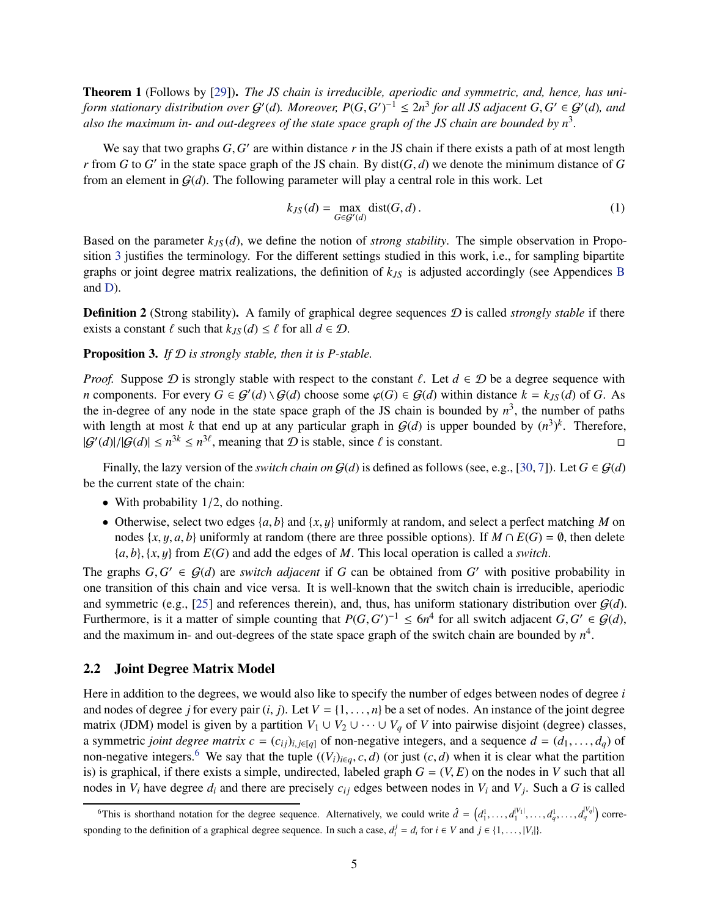**Theorem 1** (Follows by [29])**.** *The JS chain is irreducible, aperiodic and symmetric, and, hence, has uniform stationary distribution over $\mathcal{G}'(d)$. Moreover, $P(G, G')^{-1} \leq 2n^3$ for all JS adjacent $G, G' \in \mathcal{G}'(d)$, and also the maximum in- and out-degrees of the state space graph of the JS chain are bounded by $n^3$.*

We say that two graphs $G, G'$ are within distance $r$ in the JS chain if there exists a path of at most length $r$ from $G$ to $G'$ in the state space graph of the JS chain. By $\text{dist}(G, d)$ we denote the minimum distance of $G$ from an element in $\mathcal{G}(d)$. The following parameter will play a central role in this work. Let

$$k_{JS}(d) = \max_{G \in \mathcal{G}'(d)} \text{dist}(G, d) . \tag{1}$$

Based on the parameter $k_{JS}(d)$, we define the notion of *strong stability*. The simple observation in Proposition 3 justifies the terminology. For the different settings studied in this work, i.e., for sampling bipartite graphs or joint degree matrix realizations, the definition of $k_{JS}$ is adjusted accordingly (see Appendices B and D).

**Definition 2** (Strong stability)**.** A family of graphical degree sequences $\mathcal{D}$ is called *strongly stable* if there exists a constant $\ell$ such that $k_{JS}(d) \leq \ell$ for all $d \in \mathcal{D}$.

**Proposition 3.** *If $\mathcal{D}$ is strongly stable, then it is P-stable.*

*Proof.* Suppose $\mathcal{D}$ is strongly stable with respect to the constant $\ell$. Let $d \in \mathcal{D}$ be a degree sequence with $n$ components. For every $G \in \mathcal{G}'(d) \setminus \mathcal{G}(d)$ choose some $\varphi(G) \in \mathcal{G}(d)$ within distance $k = k_{JS}(d)$ of $G$. As the in-degree of any node in the state space graph of the JS chain is bounded by $n^3$, the number of paths with length at most $k$ that end up at any particular graph in $\mathcal{G}(d)$ is upper bounded by $(n^3)^k$. Therefore, $|\mathcal{G}'(d)|/|\mathcal{G}(d)| \leq n^{3k} \leq n^{3\ell}$, meaning that $\mathcal{D}$ is stable, since $\ell$ is constant. $\square$

Finally, the lazy version of the *switch chain on $\mathcal{G}(d)$* is defined as follows (see, e.g., [30, 7]). Let $G \in \mathcal{G}(d)$ be the current state of the chain:

- With probability $1/2$, do nothing.
- Otherwise, select two edges $\{a, b\}$ and $\{x, y\}$ uniformly at random, and select a perfect matching $M$ on nodes $\{x, y, a, b\}$ uniformly at random (there are three possible options). If $M \cap E(G) = \emptyset$, then delete $\{a, b\}, \{x, y\}$ from $E(G)$ and add the edges of $M$. This local operation is called a *switch*.

The graphs $G, G' \in \mathcal{G}(d)$ are *switch adjacent* if $G$ can be obtained from $G'$ with positive probability in one transition of this chain and vice versa. It is well-known that the switch chain is irreducible, aperiodic and symmetric (e.g., [25] and references therein), and, thus, has uniform stationary distribution over $\mathcal{G}(d)$. Furthermore, is it a matter of simple counting that $P(G, G')^{-1} \leq 6n^4$ for all switch adjacent $G, G' \in \mathcal{G}(d)$, and the maximum in- and out-degrees of the state space graph of the switch chain are bounded by $n^4$.

## 2.2 Joint Degree Matrix Model

Here in addition to the degrees, we would also like to specify the number of edges between nodes of degree $i$ and nodes of degree $j$ for every pair $(i, j)$. Let $V = \{1, \ldots, n\}$ be a set of nodes. An instance of the joint degree matrix (JDM) model is given by a partition $V_1 \cup V_2 \cup \cdots \cup V_q$ of $V$ into pairwise disjoint (degree) classes, a symmetric *joint degree matrix* $c = (c_{ij})_{i,j \in [q]}$ of non-negative integers, and a sequence $d = (d_1, \ldots, d_q)$ of non-negative integers.[6] We say that the tuple $((V_i)_{i \in q}, c, d)$ (or just $(c, d)$ when it is clear what the partition is) is graphical, if there exists a simple, undirected, labeled graph $G = (V, E)$ on the nodes in $V$ such that all nodes in $V_i$ have degree $d_i$ and there are precisely $c_{ij}$ edges between nodes in $V_i$ and $V_j$. Such a $G$ is called

[6] This is shorthand notation for the degree sequence. Alternatively, we could write $\hat{d} = \left(d_1^1, \ldots, d_1^{|V_1|}, \ldots, d_q^1, \ldots, d_q^{|V_q|}\right)$ corresponding to the definition of a graphical degree sequence. In such a case, $d_i^j = d_i$ for $i \in V$ and $j \in \{1, \ldots, |V_i|\}$.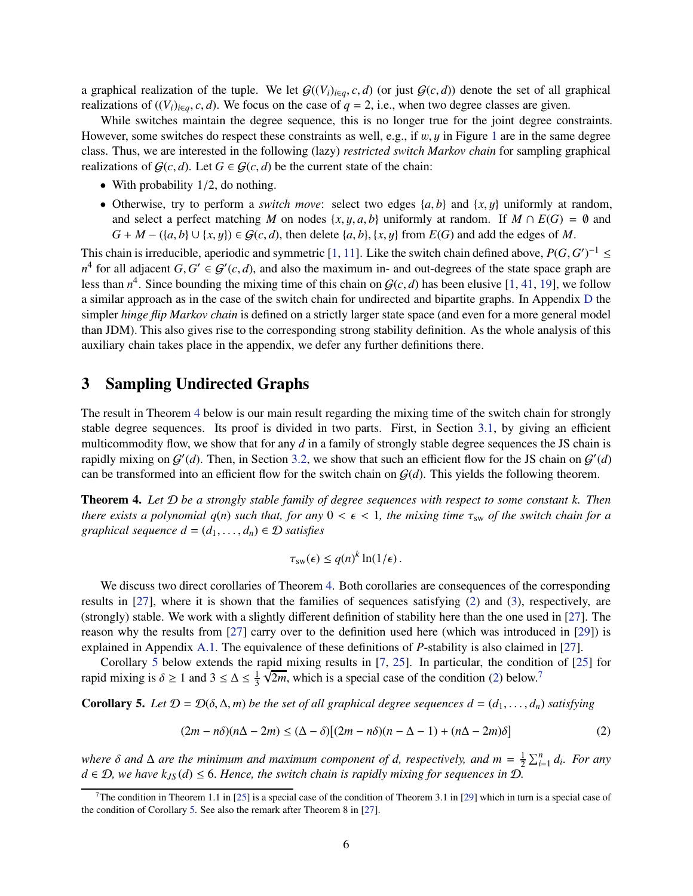a graphical realization of the tuple. We let $\mathcal{G}((V_i)_{i\in q}, c, d)$ (or just $\mathcal{G}(c, d)$) denote the set of all graphical realizations of $((V_i)_{i\in q}, c, d)$. We focus on the case of $q = 2$, i.e., when two degree classes are given.

While switches maintain the degree sequence, this is no longer true for the joint degree constraints. However, some switches do respect these constraints as well, e.g., if $w, y$ in Figure 1 are in the same degree class. Thus, we are interested in the following (lazy) *restricted switch Markov chain* for sampling graphical realizations of $\mathcal{G}(c, d)$. Let $G \in \mathcal{G}(c, d)$ be the current state of the chain:

- With probability 1/2, do nothing.
- Otherwise, try to perform a *switch move*: select two edges $\{a, b\}$ and $\{x, y\}$ uniformly at random, and select a perfect matching $M$ on nodes $\{x, y, a, b\}$ uniformly at random. If $M \cap E(G) = \emptyset$ and $G + M - (\{a, b\} \cup \{x, y\}) \in \mathcal{G}(c, d)$, then delete $\{a, b\}, \{x, y\}$ from $E(G)$ and add the edges of $M$.

This chain is irreducible, aperiodic and symmetric [1, 11]. Like the switch chain defined above, $P(G, G')^{-1} \leq n^4$ for all adjacent $G, G' \in \mathcal{G}'(c, d)$, and also the maximum in- and out-degrees of the state space graph are less than $n^4$. Since bounding the mixing time of this chain on $\mathcal{G}(c, d)$ has been elusive [1, 41, 19], we follow a similar approach as in the case of the switch chain for undirected and bipartite graphs. In Appendix D the simpler *hinge flip Markov chain* is defined on a strictly larger state space (and even for a more general model than JDM). This also gives rise to the corresponding strong stability definition. As the whole analysis of this auxiliary chain takes place in the appendix, we defer any further definitions there.

## 3 Sampling Undirected Graphs

The result in Theorem 4 below is our main result regarding the mixing time of the switch chain for strongly stable degree sequences. Its proof is divided in two parts. First, in Section 3.1, by giving an efficient multicommodity flow, we show that for any $d$ in a family of strongly stable degree sequences the JS chain is rapidly mixing on $\mathcal{G}'(d)$. Then, in Section 3.2, we show that such an efficient flow for the JS chain on $\mathcal{G}'(d)$ can be transformed into an efficient flow for the switch chain on $\mathcal{G}(d)$. This yields the following theorem.

**Theorem 4.** *Let $\mathcal{D}$ be a strongly stable family of degree sequences with respect to some constant $k$. Then there exists a polynomial $q(n)$ such that, for any $0 < \epsilon < 1$, the mixing time $\tau_{\text{sw}}$ of the switch chain for a graphical sequence $d = (d_1, \ldots, d_n) \in \mathcal{D}$ satisfies*

$$\tau_{\text{sw}}(\epsilon) \leq q(n)^k \ln(1/\epsilon)\,.$$

We discuss two direct corollaries of Theorem 4. Both corollaries are consequences of the corresponding results in [27], where it is shown that the families of sequences satisfying (2) and (3), respectively, are (strongly) stable. We work with a slightly different definition of stability here than the one used in [27]. The reason why the results from [27] carry over to the definition used here (which was introduced in [29]) is explained in Appendix A.1. The equivalence of these definitions of $P$-stability is also claimed in [27].

Corollary 5 below extends the rapid mixing results in [7, 25]. In particular, the condition of [25] for rapid mixing is $\delta \geq 1$ and $3 \leq \Delta \leq \frac{1}{3}\sqrt{2m}$, which is a special case of the condition (2) below.[7]

**Corollary 5.** *Let $\mathcal{D} = \mathcal{D}(\delta, \Delta, m)$ be the set of all graphical degree sequences $d = (d_1, \ldots, d_n)$ satisfying*

$$(2m - n\delta)(n\Delta - 2m) \leq (\Delta - \delta)\big[(2m - n\delta)(n - \Delta - 1) + (n\Delta - 2m)\delta\big] \qquad (2)$$

*where $\delta$ and $\Delta$ are the minimum and maximum component of $d$, respectively, and $m = \frac{1}{2}\sum_{i=1}^{n} d_i$. For any $d \in \mathcal{D}$, we have $k_{JS}(d) \leq 6$. Hence, the switch chain is rapidly mixing for sequences in $\mathcal{D}$.*

[7] The condition in Theorem 1.1 in [25] is a special case of the condition of Theorem 3.1 in [29] which in turn is a special case of the condition of Corollary 5. See also the remark after Theorem 8 in [27].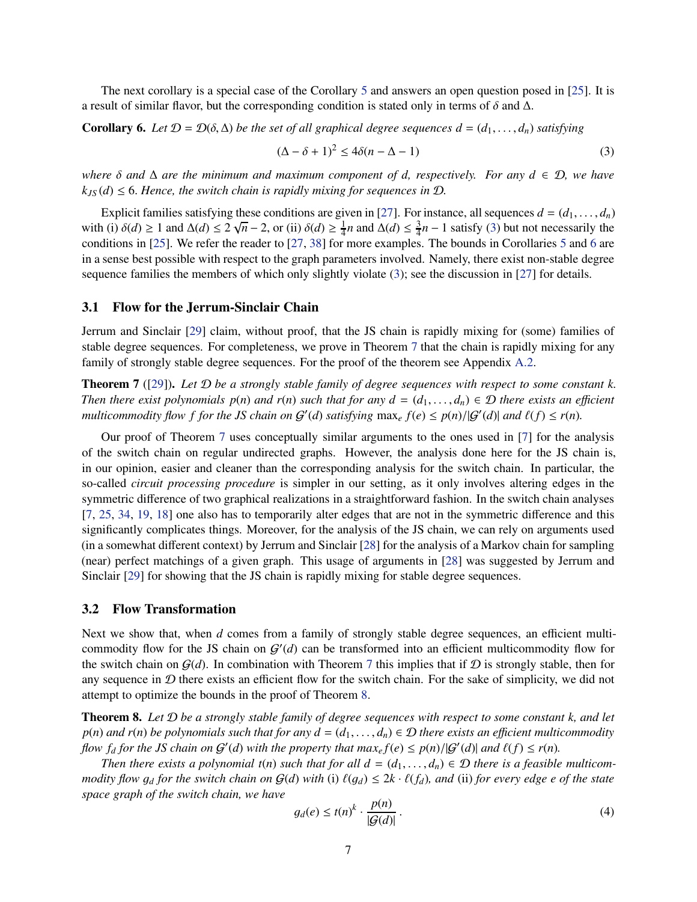The next corollary is a special case of the Corollary 5 and answers an open question posed in [25]. It is a result of similar flavor, but the corresponding condition is stated only in terms of $\delta$ and $\Delta$.

**Corollary 6.** *Let $\mathcal{D} = \mathcal{D}(\delta, \Delta)$ be the set of all graphical degree sequences $d = (d_1, \ldots, d_n)$ satisfying*

$$(\Delta - \delta + 1)^2 \leq 4\delta(n - \Delta - 1) \tag{3}$$

*where $\delta$ and $\Delta$ are the minimum and maximum component of $d$, respectively. For any $d \in \mathcal{D}$, we have $k_{JS}(d) \leq 6$. Hence, the switch chain is rapidly mixing for sequences in $\mathcal{D}$.*

Explicit families satisfying these conditions are given in [27]. For instance, all sequences $d = (d_1, \ldots, d_n)$ with (i) $\delta(d) \geq 1$ and $\Delta(d) \leq 2\sqrt{n} - 2$, or (ii) $\delta(d) \geq \frac{1}{4}n$ and $\Delta(d) \leq \frac{3}{4}n - 1$ satisfy (3) but not necessarily the conditions in [25]. We refer the reader to [27, 38] for more examples. The bounds in Corollaries 5 and 6 are in a sense best possible with respect to the graph parameters involved. Namely, there exist non-stable degree sequence families the members of which only slightly violate (3); see the discussion in [27] for details.

### 3.1 Flow for the Jerrum-Sinclair Chain

Jerrum and Sinclair [29] claim, without proof, that the JS chain is rapidly mixing for (some) families of stable degree sequences. For completeness, we prove in Theorem 7 that the chain is rapidly mixing for any family of strongly stable degree sequences. For the proof of the theorem see Appendix A.2.

**Theorem 7** ([29])**.** *Let $\mathcal{D}$ be a strongly stable family of degree sequences with respect to some constant $k$. Then there exist polynomials $p(n)$ and $r(n)$ such that for any $d = (d_1, \ldots, d_n) \in \mathcal{D}$ there exists an efficient multicommodity flow $f$ for the JS chain on $\mathcal{G}'(d)$ satisfying $\max_e f(e) \leq p(n)/|\mathcal{G}'(d)|$ and $\ell(f) \leq r(n)$.*

Our proof of Theorem 7 uses conceptually similar arguments to the ones used in [7] for the analysis of the switch chain on regular undirected graphs. However, the analysis done here for the JS chain is, in our opinion, easier and cleaner than the corresponding analysis for the switch chain. In particular, the so-called *circuit processing procedure* is simpler in our setting, as it only involves altering edges in the symmetric difference of two graphical realizations in a straightforward fashion. In the switch chain analyses [7, 25, 34, 19, 18] one also has to temporarily alter edges that are not in the symmetric difference and this significantly complicates things. Moreover, for the analysis of the JS chain, we can rely on arguments used (in a somewhat different context) by Jerrum and Sinclair [28] for the analysis of a Markov chain for sampling (near) perfect matchings of a given graph. This usage of arguments in [28] was suggested by Jerrum and Sinclair [29] for showing that the JS chain is rapidly mixing for stable degree sequences.

### 3.2 Flow Transformation

Next we show that, when $d$ comes from a family of strongly stable degree sequences, an efficient multicommodity flow for the JS chain on $\mathcal{G}'(d)$ can be transformed into an efficient multicommodity flow for the switch chain on $\mathcal{G}(d)$. In combination with Theorem 7 this implies that if $\mathcal{D}$ is strongly stable, then for any sequence in $\mathcal{D}$ there exists an efficient flow for the switch chain. For the sake of simplicity, we did not attempt to optimize the bounds in the proof of Theorem 8.

**Theorem 8.** *Let $\mathcal{D}$ be a strongly stable family of degree sequences with respect to some constant $k$, and let $p(n)$ and $r(n)$ be polynomials such that for any $d = (d_1, \ldots, d_n) \in \mathcal{D}$ there exists an efficient multicommodity flow $f_d$ for the JS chain on $\mathcal{G}'(d)$ with the property that $max_e f(e) \leq p(n)/|\mathcal{G}'(d)|$ and $\ell(f) \leq r(n)$.*

*Then there exists a polynomial $t(n)$ such that for all $d = (d_1, \ldots, d_n) \in \mathcal{D}$ there is a feasible multicommodity flow $g_d$ for the switch chain on $\mathcal{G}(d)$ with (i) $\ell(g_d) \leq 2k \cdot \ell(f_d)$, and (ii) for every edge $e$ of the state space graph of the switch chain, we have*

$$g_d(e) \leq t(n)^k \cdot \frac{p(n)}{|\mathcal{G}(d)|}. \tag{4}$$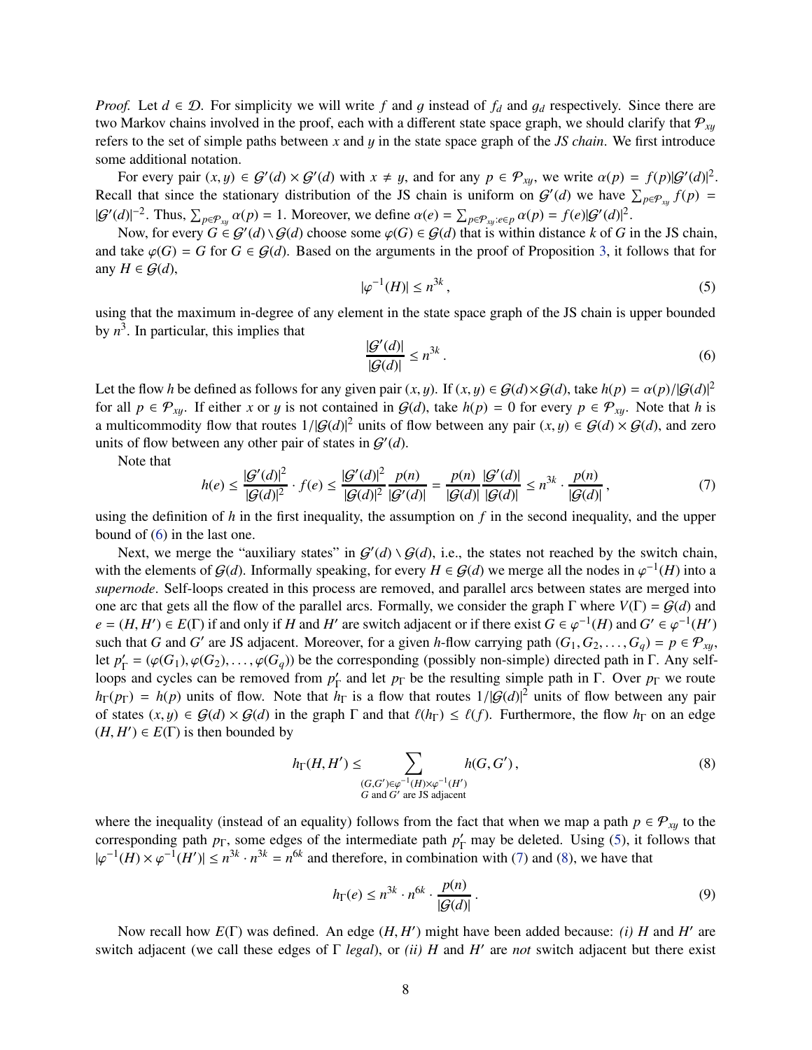*Proof.* Let $d \in \mathcal{D}$. For simplicity we will write $f$ and $g$ instead of $f_d$ and $g_d$ respectively. Since there are two Markov chains involved in the proof, each with a different state space graph, we should clarify that $\mathcal{P}_{xy}$ refers to the set of simple paths between $x$ and $y$ in the state space graph of the *JS chain*. We first introduce some additional notation.

For every pair $(x, y) \in \mathcal{G}'(d) \times \mathcal{G}'(d)$ with $x \neq y$, and for any $p \in \mathcal{P}_{xy}$, we write $\alpha(p) = f(p)|\mathcal{G}'(d)|^2$. Recall that since the stationary distribution of the JS chain is uniform on $\mathcal{G}'(d)$ we have $\sum_{p \in \mathcal{P}_{xy}} f(p) = |\mathcal{G}'(d)|^{-2}$. Thus, $\sum_{p \in \mathcal{P}_{xy}} \alpha(p) = 1$. Moreover, we define $\alpha(e) = \sum_{p \in \mathcal{P}_{xy} : e \in p} \alpha(p) = f(e)|\mathcal{G}'(d)|^2$.

Now, for every $G \in \mathcal{G}'(d) \setminus \mathcal{G}(d)$ choose some $\varphi(G) \in \mathcal{G}(d)$ that is within distance $k$ of $G$ in the JS chain, and take $\varphi(G) = G$ for $G \in \mathcal{G}(d)$. Based on the arguments in the proof of Proposition 3, it follows that for any $H \in \mathcal{G}(d)$,

$$|\varphi^{-1}(H)| \leq n^{3k}, \tag{5}$$

using that the maximum in-degree of any element in the state space graph of the JS chain is upper bounded by $n^3$. In particular, this implies that

$$\frac{|\mathcal{G}'(d)|}{|\mathcal{G}(d)|} \leq n^{3k}. \tag{6}$$

Let the flow $h$ be defined as follows for any given pair $(x, y)$. If $(x, y) \in \mathcal{G}(d) \times \mathcal{G}(d)$, take $h(p) = \alpha(p)/|\mathcal{G}(d)|^2$ for all $p \in \mathcal{P}_{xy}$. If either $x$ or $y$ is not contained in $\mathcal{G}(d)$, take $h(p) = 0$ for every $p \in \mathcal{P}_{xy}$. Note that $h$ is a multicommodity flow that routes $1/|\mathcal{G}(d)|^2$ units of flow between any pair $(x, y) \in \mathcal{G}(d) \times \mathcal{G}(d)$, and zero units of flow between any other pair of states in $\mathcal{G}'(d)$.

Note that

$$h(e) \leq \frac{|\mathcal{G}'(d)|^2}{|\mathcal{G}(d)|^2} \cdot f(e) \leq \frac{|\mathcal{G}'(d)|^2}{|\mathcal{G}(d)|^2} \frac{p(n)}{|\mathcal{G}'(d)|} = \frac{p(n)}{|\mathcal{G}(d)|} \frac{|\mathcal{G}'(d)|}{|\mathcal{G}(d)|} \leq n^{3k} \cdot \frac{p(n)}{|\mathcal{G}(d)|}, \tag{7}$$

using the definition of $h$ in the first inequality, the assumption on $f$ in the second inequality, and the upper bound of (6) in the last one.

Next, we merge the "auxiliary states" in $\mathcal{G}'(d) \setminus \mathcal{G}(d)$, i.e., the states not reached by the switch chain, with the elements of $\mathcal{G}(d)$. Informally speaking, for every $H \in \mathcal{G}(d)$ we merge all the nodes in $\varphi^{-1}(H)$ into a *supernode*. Self-loops created in this process are removed, and parallel arcs between states are merged into one arc that gets all the flow of the parallel arcs. Formally, we consider the graph $\Gamma$ where $V(\Gamma) = \mathcal{G}(d)$ and $e = (H, H') \in E(\Gamma)$ if and only if $H$ and $H'$ are switch adjacent or if there exist $G \in \varphi^{-1}(H)$ and $G' \in \varphi^{-1}(H')$ such that $G$ and $G'$ are JS adjacent. Moreover, for a given $h$-flow carrying path $(G_1, G_2, \ldots, G_q) = p \in \mathcal{P}_{xy}$, let $p'_\Gamma = (\varphi(G_1), \varphi(G_2), \ldots, \varphi(G_q))$ be the corresponding (possibly non-simple) directed path in $\Gamma$. Any self-loops and cycles can be removed from $p'_\Gamma$ and let $p_\Gamma$ be the resulting simple path in $\Gamma$. Over $p_\Gamma$ we route $h_\Gamma(p_\Gamma) = h(p)$ units of flow. Note that $h_\Gamma$ is a flow that routes $1/|\mathcal{G}(d)|^2$ units of flow between any pair of states $(x, y) \in \mathcal{G}(d) \times \mathcal{G}(d)$ in the graph $\Gamma$ and that $\ell(h_\Gamma) \leq \ell(f)$. Furthermore, the flow $h_\Gamma$ on an edge $(H, H') \in E(\Gamma)$ is then bounded by

$$h_\Gamma(H, H') \leq \sum_{\substack{(G, G') \in \varphi^{-1}(H) \times \varphi^{-1}(H') \\ G \text{ and } G' \text{ are JS adjacent}}} h(G, G'), \tag{8}$$

where the inequality (instead of an equality) follows from the fact that when we map a path $p \in \mathcal{P}_{xy}$ to the corresponding path $p_\Gamma$, some edges of the intermediate path $p'_\Gamma$ may be deleted. Using (5), it follows that $|\varphi^{-1}(H) \times \varphi^{-1}(H')| \leq n^{3k} \cdot n^{3k} = n^{6k}$ and therefore, in combination with (7) and (8), we have that

$$h_\Gamma(e) \leq n^{3k} \cdot n^{6k} \cdot \frac{p(n)}{|\mathcal{G}(d)|}. \tag{9}$$

Now recall how $E(\Gamma)$ was defined. An edge $(H, H')$ might have been added because: *(i)* $H$ and $H'$ are switch adjacent (we call these edges of $\Gamma$ *legal*), or *(ii)* $H$ and $H'$ are *not* switch adjacent but there exist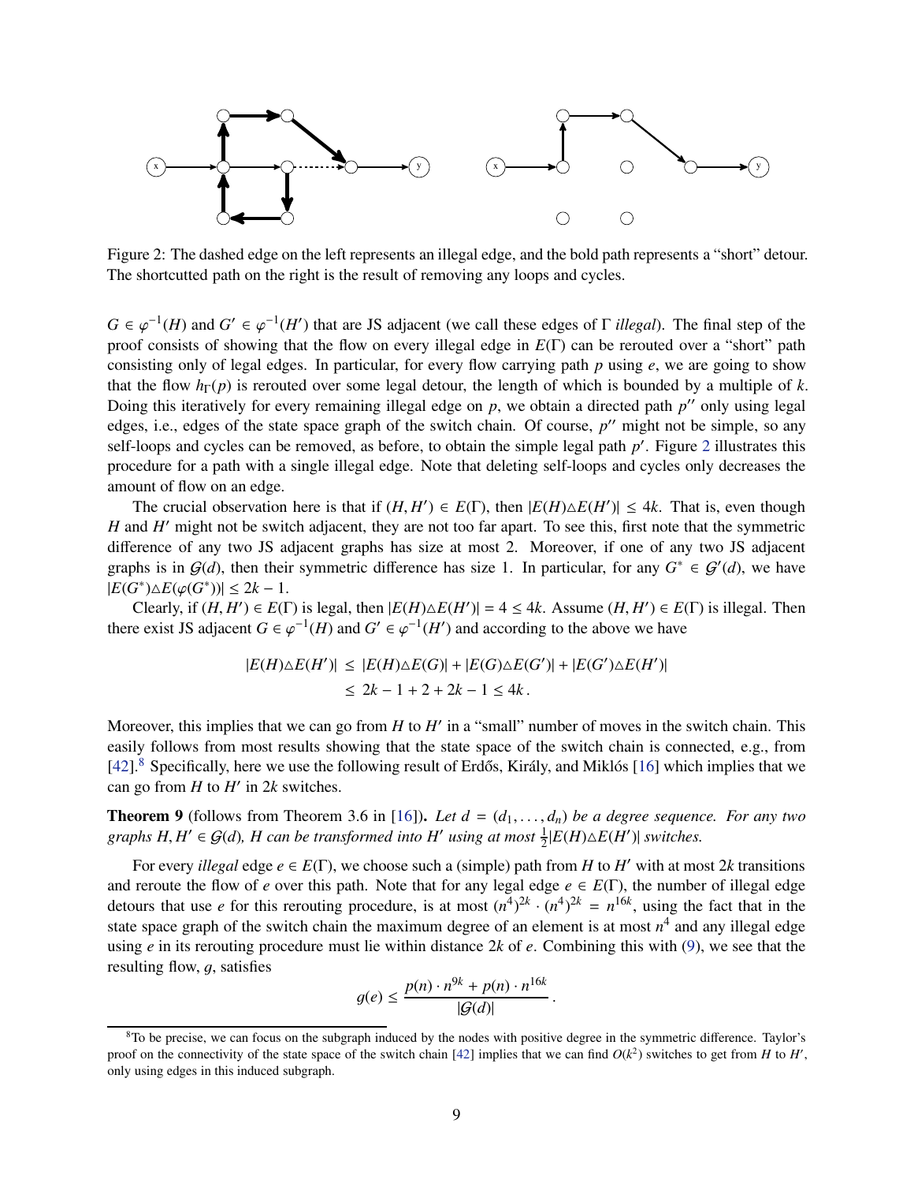Figure 2: The dashed edge on the left represents an illegal edge, and the bold path represents a "short" detour. The shortcutted path on the right is the result of removing any loops and cycles.

$G \in \varphi^{-1}(H)$ and $G' \in \varphi^{-1}(H')$ that are JS adjacent (we call these edges of $\Gamma$ *illegal*). The final step of the proof consists of showing that the flow on every illegal edge in $E(\Gamma)$ can be rerouted over a "short" path consisting only of legal edges. In particular, for every flow carrying path $p$ using $e$, we are going to show that the flow $h_\Gamma(p)$ is rerouted over some legal detour, the length of which is bounded by a multiple of $k$. Doing this iteratively for every remaining illegal edge on $p$, we obtain a directed path $p''$ only using legal edges, i.e., edges of the state space graph of the switch chain. Of course, $p''$ might not be simple, so any self-loops and cycles can be removed, as before, to obtain the simple legal path $p'$. Figure 2 illustrates this procedure for a path with a single illegal edge. Note that deleting self-loops and cycles only decreases the amount of flow on an edge.

The crucial observation here is that if $(H, H') \in E(\Gamma)$, then $|E(H)\triangle E(H')| \leq 4k$. That is, even though $H$ and $H'$ might not be switch adjacent, they are not too far apart. To see this, first note that the symmetric difference of any two JS adjacent graphs has size at most 2. Moreover, if one of any two JS adjacent graphs is in $\mathcal{G}(d)$, then their symmetric difference has size 1. In particular, for any $G^* \in \mathcal{G}'(d)$, we have $|E(G^*)\triangle E(\varphi(G^*))| \leq 2k - 1$.

Clearly, if $(H, H') \in E(\Gamma)$ is legal, then $|E(H)\triangle E(H')| = 4 \leq 4k$. Assume $(H, H') \in E(\Gamma)$ is illegal. Then there exist JS adjacent $G \in \varphi^{-1}(H)$ and $G' \in \varphi^{-1}(H')$ and according to the above we have

$$
\begin{aligned}
|E(H)\triangle E(H')| &\leq |E(H)\triangle E(G)| + |E(G)\triangle E(G')| + |E(G')\triangle E(H')| \\
&\leq 2k - 1 + 2 + 2k - 1 \leq 4k\,.
\end{aligned}
$$

Moreover, this implies that we can go from $H$ to $H'$ in a "small" number of moves in the switch chain. This easily follows from most results showing that the state space of the switch chain is connected, e.g., from [42].[8] Specifically, here we use the following result of Erdős, Király, and Miklós [16] which implies that we can go from $H$ to $H'$ in $2k$ switches.

**Theorem 9** (follows from Theorem 3.6 in [16]). *Let $d = (d_1, \ldots, d_n)$ be a degree sequence. For any two graphs $H, H' \in \mathcal{G}(d)$, $H$ can be transformed into $H'$ using at most $\frac{1}{2}|E(H)\triangle E(H')|$ switches.*

For every *illegal* edge $e \in E(\Gamma)$, we choose such a (simple) path from $H$ to $H'$ with at most $2k$ transitions and reroute the flow of $e$ over this path. Note that for any legal edge $e \in E(\Gamma)$, the number of illegal edge detours that use $e$ for this rerouting procedure, is at most $(n^4)^{2k} \cdot (n^4)^{2k} = n^{16k}$, using the fact that in the state space graph of the switch chain the maximum degree of an element is at most $n^4$ and any illegal edge using $e$ in its rerouting procedure must lie within distance $2k$ of $e$. Combining this with (9), we see that the resulting flow, $g$, satisfies

$$
g(e) \leq \frac{p(n) \cdot n^{9k} + p(n) \cdot n^{16k}}{|\mathcal{G}(d)|}\,.
$$

[8] To be precise, we can focus on the subgraph induced by the nodes with positive degree in the symmetric difference. Taylor's proof on the connectivity of the state space of the switch chain [42] implies that we can find $O(k^2)$ switches to get from $H$ to $H'$, only using edges in this induced subgraph.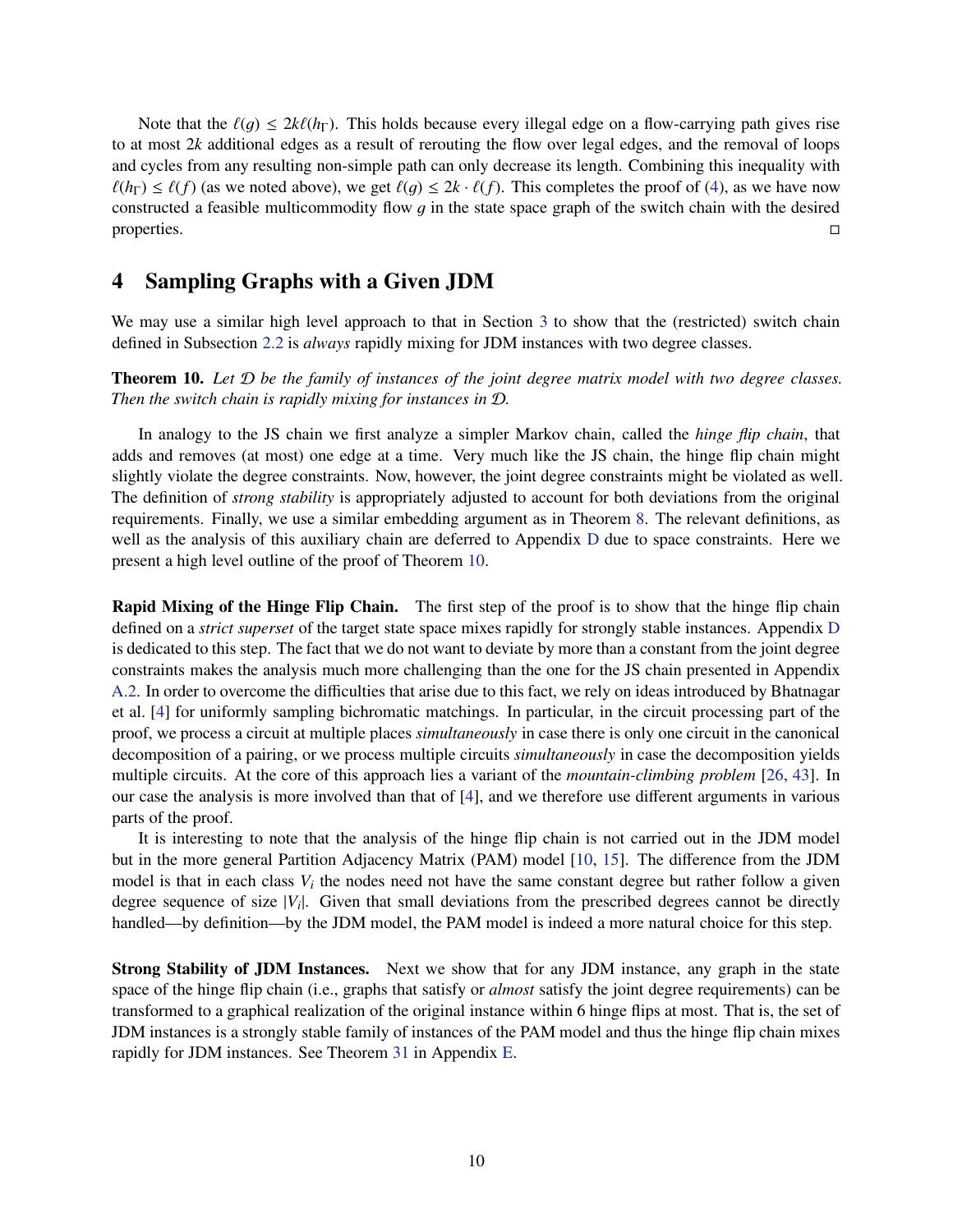Note that the $\ell(g) \leq 2k\ell(h_\Gamma)$. This holds because every illegal edge on a flow-carrying path gives rise to at most $2k$ additional edges as a result of rerouting the flow over legal edges, and the removal of loops and cycles from any resulting non-simple path can only decrease its length. Combining this inequality with $\ell(h_\Gamma) \leq \ell(f)$ (as we noted above), we get $\ell(g) \leq 2k \cdot \ell(f)$. This completes the proof of (4), as we have now constructed a feasible multicommodity flow $g$ in the state space graph of the switch chain with the desired properties. □

# 4 Sampling Graphs with a Given JDM

We may use a similar high level approach to that in Section 3 to show that the (restricted) switch chain defined in Subsection 2.2 is *always* rapidly mixing for JDM instances with two degree classes.

**Theorem 10.** *Let $\mathcal{D}$ be the family of instances of the joint degree matrix model with two degree classes. Then the switch chain is rapidly mixing for instances in $\mathcal{D}$.*

In analogy to the JS chain we first analyze a simpler Markov chain, called the *hinge flip chain*, that adds and removes (at most) one edge at a time. Very much like the JS chain, the hinge flip chain might slightly violate the degree constraints. Now, however, the joint degree constraints might be violated as well. The definition of *strong stability* is appropriately adjusted to account for both deviations from the original requirements. Finally, we use a similar embedding argument as in Theorem 8. The relevant definitions, as well as the analysis of this auxiliary chain are deferred to Appendix D due to space constraints. Here we present a high level outline of the proof of Theorem 10.

**Rapid Mixing of the Hinge Flip Chain.** The first step of the proof is to show that the hinge flip chain defined on a *strict superset* of the target state space mixes rapidly for strongly stable instances. Appendix D is dedicated to this step. The fact that we do not want to deviate by more than a constant from the joint degree constraints makes the analysis much more challenging than the one for the JS chain presented in Appendix A.2. In order to overcome the difficulties that arise due to this fact, we rely on ideas introduced by Bhatnagar et al. [4] for uniformly sampling bichromatic matchings. In particular, in the circuit processing part of the proof, we process a circuit at multiple places *simultaneously* in case there is only one circuit in the canonical decomposition of a pairing, or we process multiple circuits *simultaneously* in case the decomposition yields multiple circuits. At the core of this approach lies a variant of the *mountain-climbing problem* [26, 43]. In our case the analysis is more involved than that of [4], and we therefore use different arguments in various parts of the proof.

It is interesting to note that the analysis of the hinge flip chain is not carried out in the JDM model but in the more general Partition Adjacency Matrix (PAM) model [10, 15]. The difference from the JDM model is that in each class $V_i$ the nodes need not have the same constant degree but rather follow a given degree sequence of size $|V_i|$. Given that small deviations from the prescribed degrees cannot be directly handled—by definition—by the JDM model, the PAM model is indeed a more natural choice for this step.

**Strong Stability of JDM Instances.** Next we show that for any JDM instance, any graph in the state space of the hinge flip chain (i.e., graphs that satisfy or *almost* satisfy the joint degree requirements) can be transformed to a graphical realization of the original instance within 6 hinge flips at most. That is, the set of JDM instances is a strongly stable family of instances of the PAM model and thus the hinge flip chain mixes rapidly for JDM instances. See Theorem 31 in Appendix E.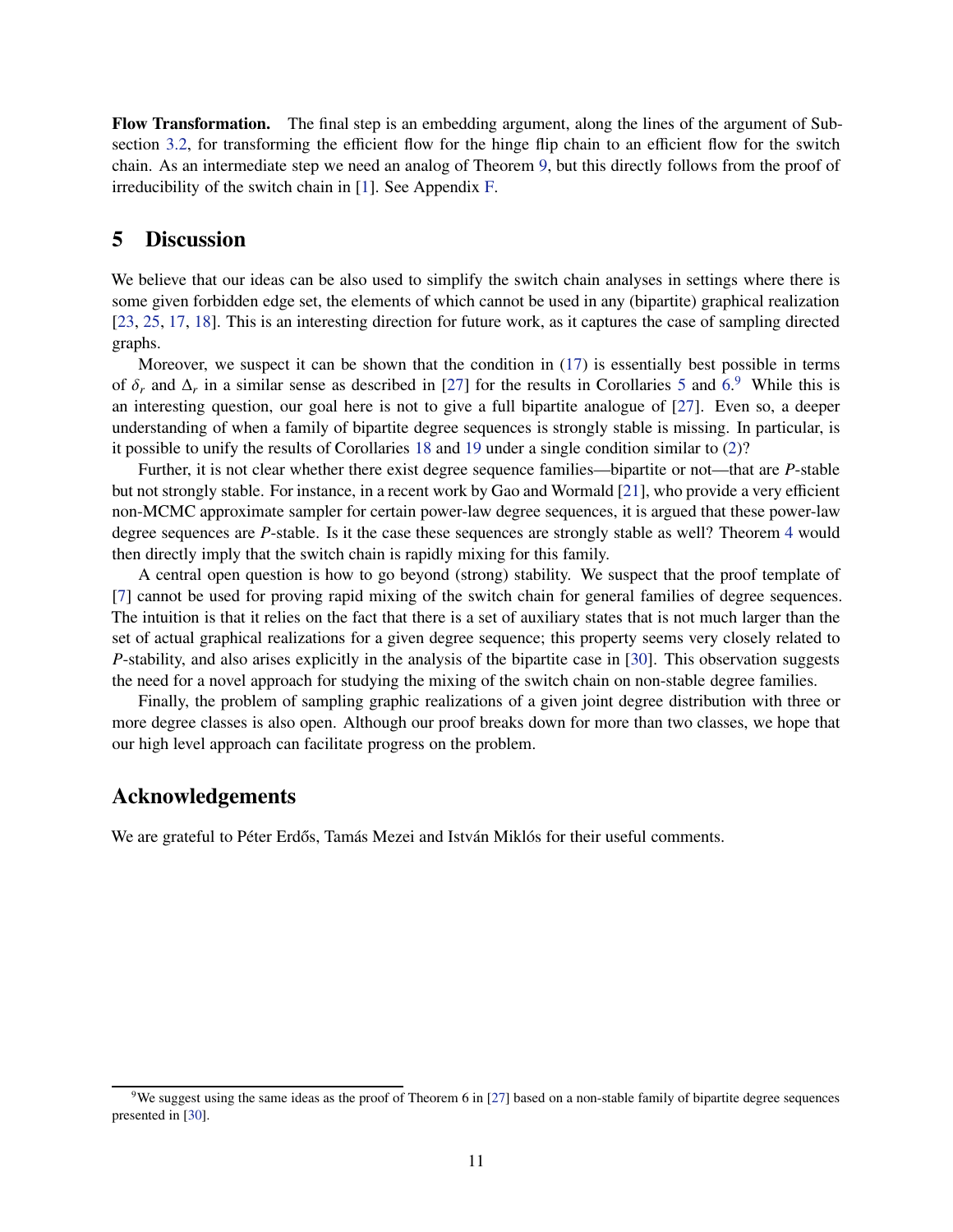**Flow Transformation.** The final step is an embedding argument, along the lines of the argument of Subsection 3.2, for transforming the efficient flow for the hinge flip chain to an efficient flow for the switch chain. As an intermediate step we need an analog of Theorem 9, but this directly follows from the proof of irreducibility of the switch chain in [1]. See Appendix F.

## 5 Discussion

We believe that our ideas can be also used to simplify the switch chain analyses in settings where there is some given forbidden edge set, the elements of which cannot be used in any (bipartite) graphical realization [23, 25, 17, 18]. This is an interesting direction for future work, as it captures the case of sampling directed graphs.

Moreover, we suspect it can be shown that the condition in (17) is essentially best possible in terms of $\delta_r$ and $\Delta_r$ in a similar sense as described in [27] for the results in Corollaries 5 and 6.[9] While this is an interesting question, our goal here is not to give a full bipartite analogue of [27]. Even so, a deeper understanding of when a family of bipartite degree sequences is strongly stable is missing. In particular, is it possible to unify the results of Corollaries 18 and 19 under a single condition similar to (2)?

Further, it is not clear whether there exist degree sequence families—bipartite or not—that are $P$-stable but not strongly stable. For instance, in a recent work by Gao and Wormald [21], who provide a very efficient non-MCMC approximate sampler for certain power-law degree sequences, it is argued that these power-law degree sequences are $P$-stable. Is it the case these sequences are strongly stable as well? Theorem 4 would then directly imply that the switch chain is rapidly mixing for this family.

A central open question is how to go beyond (strong) stability. We suspect that the proof template of [7] cannot be used for proving rapid mixing of the switch chain for general families of degree sequences. The intuition is that it relies on the fact that there is a set of auxiliary states that is not much larger than the set of actual graphical realizations for a given degree sequence; this property seems very closely related to $P$-stability, and also arises explicitly in the analysis of the bipartite case in [30]. This observation suggests the need for a novel approach for studying the mixing of the switch chain on non-stable degree families.

Finally, the problem of sampling graphic realizations of a given joint degree distribution with three or more degree classes is also open. Although our proof breaks down for more than two classes, we hope that our high level approach can facilitate progress on the problem.

## Acknowledgements

We are grateful to Péter Erdős, Tamás Mezei and István Miklós for their useful comments.

[9] We suggest using the same ideas as the proof of Theorem 6 in [27] based on a non-stable family of bipartite degree sequences presented in [30].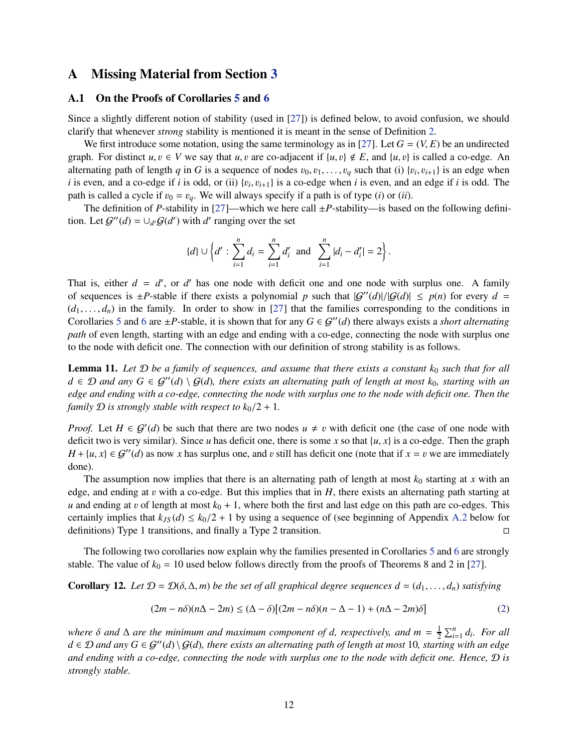# A Missing Material from Section 3

## A.1 On the Proofs of Corollaries 5 and 6

Since a slightly different notion of stability (used in [27]) is defined below, to avoid confusion, we should clarify that whenever *strong* stability is mentioned it is meant in the sense of Definition 2.

We first introduce some notation, using the same terminology as in [27]. Let $G = (V, E)$ be an undirected graph. For distinct $u, v \in V$ we say that $u, v$ are co-adjacent if $\{u, v\} \notin E$, and $\{u, v\}$ is called a co-edge. An alternating path of length $q$ in $G$ is a sequence of nodes $v_0, v_1, \ldots, v_q$ such that (i) $\{v_i, v_{i+1}\}$ is an edge when $i$ is even, and a co-edge if $i$ is odd, or (ii) $\{v_i, v_{i+1}\}$ is a co-edge when $i$ is even, and an edge if $i$ is odd. The path is called a cycle if $v_0 = v_q$. We will always specify if a path is of type (*i*) or (*ii*).

The definition of $P$-stability in [27]—which we here call $\pm P$-stability—is based on the following definition. Let $\mathcal{G}''(d) = \cup_{d'} \mathcal{G}(d')$ with $d'$ ranging over the set

$$\{d\} \cup \left\{ d' : \sum_{i=1}^{n} d_i = \sum_{i=1}^{n} d'_i \text{ and } \sum_{i=1}^{n} |d_i - d'_i| = 2 \right\}.$$

That is, either $d = d'$, or $d'$ has one node with deficit one and one node with surplus one. A family of sequences is $\pm P$-stable if there exists a polynomial $p$ such that $|\mathcal{G}''(d)|/|\mathcal{G}(d)| \leq p(n)$ for every $d = (d_1, \ldots, d_n)$ in the family. In order to show in [27] that the families corresponding to the conditions in Corollaries 5 and 6 are $\pm P$-stable, it is shown that for any $G \in \mathcal{G}''(d)$ there always exists a *short alternating path* of even length, starting with an edge and ending with a co-edge, connecting the node with surplus one to the node with deficit one. The connection with our definition of strong stability is as follows.

**Lemma 11.** *Let $\mathcal{D}$ be a family of sequences, and assume that there exists a constant $k_0$ such that for all $d \in \mathcal{D}$ and any $G \in \mathcal{G}''(d) \setminus \mathcal{G}(d)$, there exists an alternating path of length at most $k_0$, starting with an edge and ending with a co-edge, connecting the node with surplus one to the node with deficit one. Then the family $\mathcal{D}$ is strongly stable with respect to $k_0/2 + 1$.*

*Proof.* Let $H \in \mathcal{G}'(d)$ be such that there are two nodes $u \neq v$ with deficit one (the case of one node with deficit two is very similar). Since $u$ has deficit one, there is some $x$ so that $\{u, x\}$ is a co-edge. Then the graph $H + \{u, x\} \in \mathcal{G}''(d)$ as now $x$ has surplus one, and $v$ still has deficit one (note that if $x = v$ we are immediately done).

The assumption now implies that there is an alternating path of length at most $k_0$ starting at $x$ with an edge, and ending at $v$ with a co-edge. But this implies that in $H$, there exists an alternating path starting at $u$ and ending at $v$ of length at most $k_0 + 1$, where both the first and last edge on this path are co-edges. This certainly implies that $k_{JS}(d) \leq k_0/2 + 1$ by using a sequence of (see beginning of Appendix A.2 below for definitions) Type 1 transitions, and finally a Type 2 transition. □

The following two corollaries now explain why the families presented in Corollaries 5 and 6 are strongly stable. The value of $k_0 = 10$ used below follows directly from the proofs of Theorems 8 and 2 in [27].

**Corollary 12.** *Let $\mathcal{D} = \mathcal{D}(\delta, \Delta, m)$ be the set of all graphical degree sequences $d = (d_1, \ldots, d_n)$ satisfying*

$$(2m - n\delta)(n\Delta - 2m) \leq (\Delta - \delta)\big[(2m - n\delta)(n - \Delta - 1) + (n\Delta - 2m)\delta\big] \tag{2}$$

*where $\delta$ and $\Delta$ are the minimum and maximum component of $d$, respectively, and $m = \frac{1}{2}\sum_{i=1}^{n} d_i$. For all $d \in \mathcal{D}$ and any $G \in \mathcal{G}''(d) \setminus \mathcal{G}(d)$, there exists an alternating path of length at most 10, starting with an edge and ending with a co-edge, connecting the node with surplus one to the node with deficit one. Hence, $\mathcal{D}$ is strongly stable.*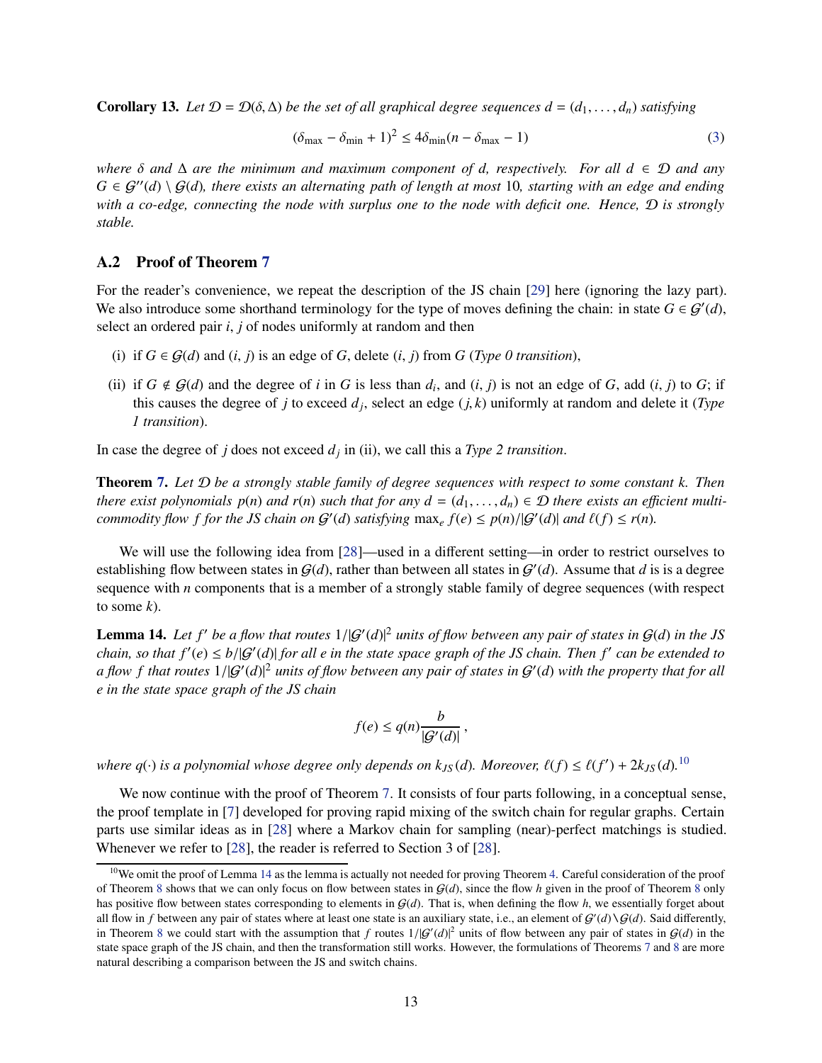**Corollary 13.** *Let $\mathcal{D} = \mathcal{D}(\delta, \Delta)$ be the set of all graphical degree sequences $d = (d_1, \ldots, d_n)$ satisfying*

$$(\delta_{\max} - \delta_{\min} + 1)^2 \leq 4\delta_{\min}(n - \delta_{\max} - 1) \tag{3}$$

*where $\delta$ and $\Delta$ are the minimum and maximum component of $d$, respectively. For all $d \in \mathcal{D}$ and any $G \in \mathcal{G}''(d) \setminus \mathcal{G}(d)$, there exists an alternating path of length at most 10, starting with an edge and ending with a co-edge, connecting the node with surplus one to the node with deficit one. Hence, $\mathcal{D}$ is strongly stable.*

## A.2 Proof of Theorem 7

For the reader's convenience, we repeat the description of the JS chain [29] here (ignoring the lazy part). We also introduce some shorthand terminology for the type of moves defining the chain: in state $G \in \mathcal{G}'(d)$, select an ordered pair $i, j$ of nodes uniformly at random and then

(i) if $G \in \mathcal{G}(d)$ and $(i, j)$ is an edge of $G$, delete $(i, j)$ from $G$ (*Type 0 transition*),

(ii) if $G \notin \mathcal{G}(d)$ and the degree of $i$ in $G$ is less than $d_i$, and $(i, j)$ is not an edge of $G$, add $(i, j)$ to $G$; if this causes the degree of $j$ to exceed $d_j$, select an edge $(j, k)$ uniformly at random and delete it (*Type 1 transition*).

In case the degree of $j$ does not exceed $d_j$ in (ii), we call this a *Type 2 transition*.

**Theorem 7.** *Let $\mathcal{D}$ be a strongly stable family of degree sequences with respect to some constant $k$. Then there exist polynomials $p(n)$ and $r(n)$ such that for any $d = (d_1, \ldots, d_n) \in \mathcal{D}$ there exists an efficient multi-commodity flow $f$ for the JS chain on $\mathcal{G}'(d)$ satisfying $\max_e f(e) \leq p(n)/|\mathcal{G}'(d)|$ and $\ell(f) \leq r(n)$.*

We will use the following idea from [28]—used in a different setting—in order to restrict ourselves to establishing flow between states in $\mathcal{G}(d)$, rather than between all states in $\mathcal{G}'(d)$. Assume that $d$ is is a degree sequence with $n$ components that is a member of a strongly stable family of degree sequences (with respect to some $k$).

**Lemma 14.** *Let $f'$ be a flow that routes $1/|\mathcal{G}'(d)|^2$ units of flow between any pair of states in $\mathcal{G}(d)$ in the JS chain, so that $f'(e) \leq b/|\mathcal{G}'(d)|$ for all $e$ in the state space graph of the JS chain. Then $f'$ can be extended to a flow $f$ that routes $1/|\mathcal{G}'(d)|^2$ units of flow between any pair of states in $\mathcal{G}'(d)$ with the property that for all $e$ in the state space graph of the JS chain*

$$f(e) \leq q(n)\frac{b}{|\mathcal{G}'(d)|},$$

*where $q(\cdot)$ is a polynomial whose degree only depends on $k_{JS}(d)$. Moreover, $\ell(f) \leq \ell(f') + 2k_{JS}(d)$.*[10]

We now continue with the proof of Theorem 7. It consists of four parts following, in a conceptual sense, the proof template in [7] developed for proving rapid mixing of the switch chain for regular graphs. Certain parts use similar ideas as in [28] where a Markov chain for sampling (near)-perfect matchings is studied. Whenever we refer to [28], the reader is referred to Section 3 of [28].

[10] We omit the proof of Lemma 14 as the lemma is actually not needed for proving Theorem 4. Careful consideration of the proof of Theorem 8 shows that we can only focus on flow between states in $\mathcal{G}(d)$, since the flow $h$ given in the proof of Theorem 8 only has positive flow between states corresponding to elements in $\mathcal{G}(d)$. That is, when defining the flow $h$, we essentially forget about all flow in $f$ between any pair of states where at least one state is an auxiliary state, i.e., an element of $\mathcal{G}'(d) \setminus \mathcal{G}(d)$. Said differently, in Theorem 8 we could start with the assumption that $f$ routes $1/|\mathcal{G}'(d)|^2$ units of flow between any pair of states in $\mathcal{G}(d)$ in the state space graph of the JS chain, and then the transformation still works. However, the formulations of Theorems 7 and 8 are more natural describing a comparison between the JS and switch chains.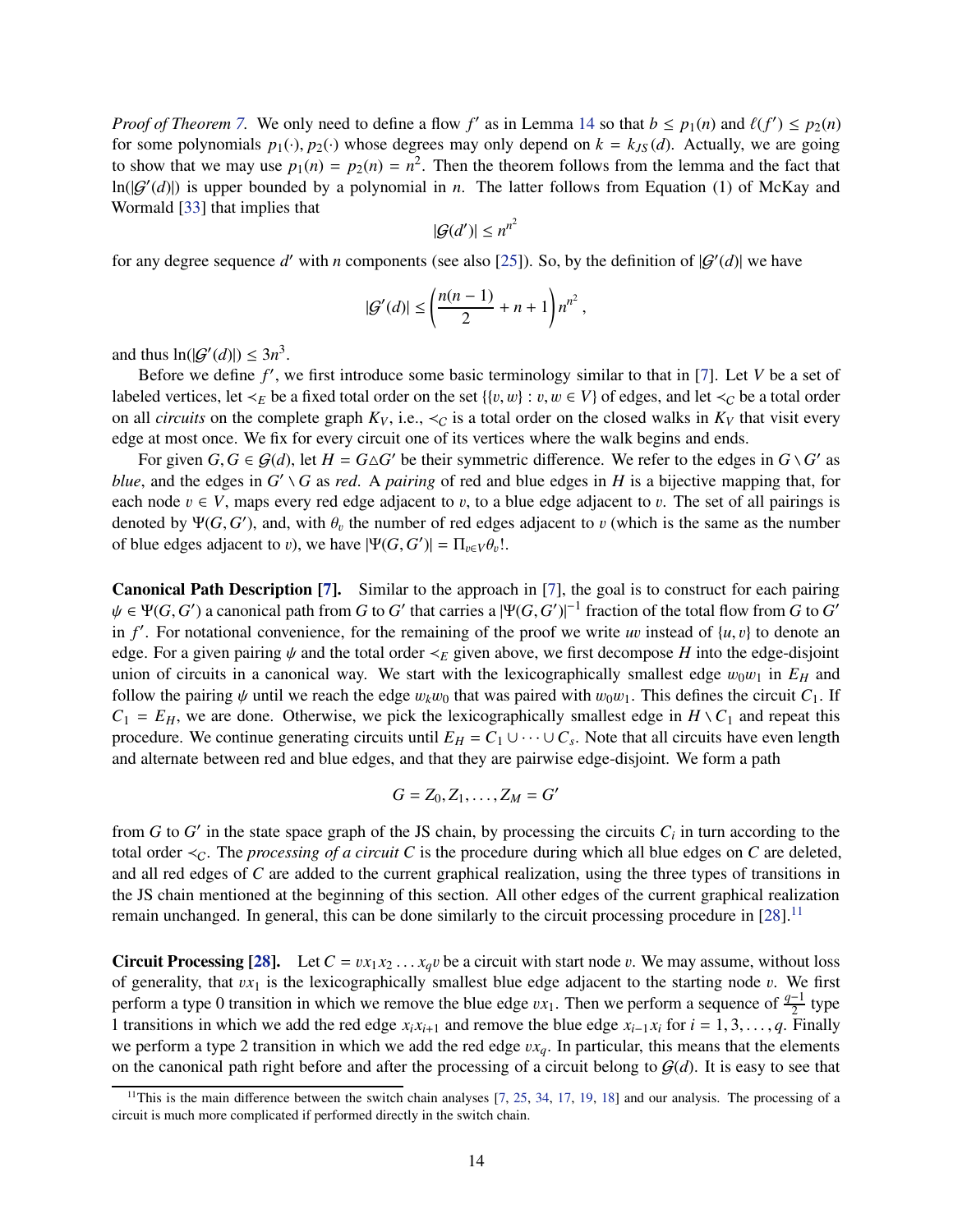*Proof of Theorem 7.* We only need to define a flow $f'$ as in Lemma 14 so that $b \leq p_1(n)$ and $\ell(f') \leq p_2(n)$ for some polynomials $p_1(\cdot), p_2(\cdot)$ whose degrees may only depend on $k = k_{JS}(d)$. Actually, we are going to show that we may use $p_1(n) = p_2(n) = n^2$. Then the theorem follows from the lemma and the fact that $\ln(|\mathcal{G}'(d)|)$ is upper bounded by a polynomial in $n$. The latter follows from Equation (1) of McKay and Wormald [33] that implies that

$$|\mathcal{G}(d')| \leq n^{n^2}$$

for any degree sequence $d'$ with $n$ components (see also [25]). So, by the definition of $|\mathcal{G}'(d)|$ we have

$$|\mathcal{G}'(d)| \leq \left(\frac{n(n-1)}{2} + n + 1\right) n^{n^2},$$

and thus $\ln(|\mathcal{G}'(d)|) \leq 3n^3$.

Before we define $f'$, we first introduce some basic terminology similar to that in [7]. Let $V$ be a set of labeled vertices, let $\prec_E$ be a fixed total order on the set $\{\{v, w\} : v, w \in V\}$ of edges, and let $\prec_C$ be a total order on all *circuits* on the complete graph $K_V$, i.e., $\prec_C$ is a total order on the closed walks in $K_V$ that visit every edge at most once. We fix for every circuit one of its vertices where the walk begins and ends.

For given $G, G \in \mathcal{G}(d)$, let $H = G \triangle G'$ be their symmetric difference. We refer to the edges in $G \setminus G'$ as *blue*, and the edges in $G' \setminus G$ as *red*. A *pairing* of red and blue edges in $H$ is a bijective mapping that, for each node $v \in V$, maps every red edge adjacent to $v$, to a blue edge adjacent to $v$. The set of all pairings is denoted by $\Psi(G, G')$, and, with $\theta_v$ the number of red edges adjacent to $v$ (which is the same as the number of blue edges adjacent to $v$), we have $|\Psi(G, G')| = \Pi_{v \in V} \theta_v!$.

**Canonical Path Description [7].** Similar to the approach in [7], the goal is to construct for each pairing $\psi \in \Psi(G, G')$ a canonical path from $G$ to $G'$ that carries a $|\Psi(G, G')|^{-1}$ fraction of the total flow from $G$ to $G'$ in $f'$. For notational convenience, for the remaining of the proof we write $uv$ instead of $\{u, v\}$ to denote an edge. For a given pairing $\psi$ and the total order $\prec_E$ given above, we first decompose $H$ into the edge-disjoint union of circuits in a canonical way. We start with the lexicographically smallest edge $w_0w_1$ in $E_H$ and follow the pairing $\psi$ until we reach the edge $w_kw_0$ that was paired with $w_0w_1$. This defines the circuit $C_1$. If $C_1 = E_H$, we are done. Otherwise, we pick the lexicographically smallest edge in $H \setminus C_1$ and repeat this procedure. We continue generating circuits until $E_H = C_1 \cup \cdots \cup C_s$. Note that all circuits have even length and alternate between red and blue edges, and that they are pairwise edge-disjoint. We form a path

$$G = Z_0, Z_1, \ldots, Z_M = G'$$

from $G$ to $G'$ in the state space graph of the JS chain, by processing the circuits $C_i$ in turn according to the total order $\prec_C$. The *processing of a circuit* $C$ is the procedure during which all blue edges on $C$ are deleted, and all red edges of $C$ are added to the current graphical realization, using the three types of transitions in the JS chain mentioned at the beginning of this section. All other edges of the current graphical realization remain unchanged. In general, this can be done similarly to the circuit processing procedure in [28].[11]

**Circuit Processing [28].** Let $C = vx_1x_2 \ldots x_qv$ be a circuit with start node $v$. We may assume, without loss of generality, that $vx_1$ is the lexicographically smallest blue edge adjacent to the starting node $v$. We first perform a type 0 transition in which we remove the blue edge $vx_1$. Then we perform a sequence of $\frac{q-1}{2}$ type 1 transitions in which we add the red edge $x_ix_{i+1}$ and remove the blue edge $x_{i-1}x_i$ for $i = 1, 3, \ldots, q$. Finally we perform a type 2 transition in which we add the red edge $vx_q$. In particular, this means that the elements on the canonical path right before and after the processing of a circuit belong to $\mathcal{G}(d)$. It is easy to see that

[11] This is the main difference between the switch chain analyses [7, 25, 34, 17, 19, 18] and our analysis. The processing of a circuit is much more complicated if performed directly in the switch chain.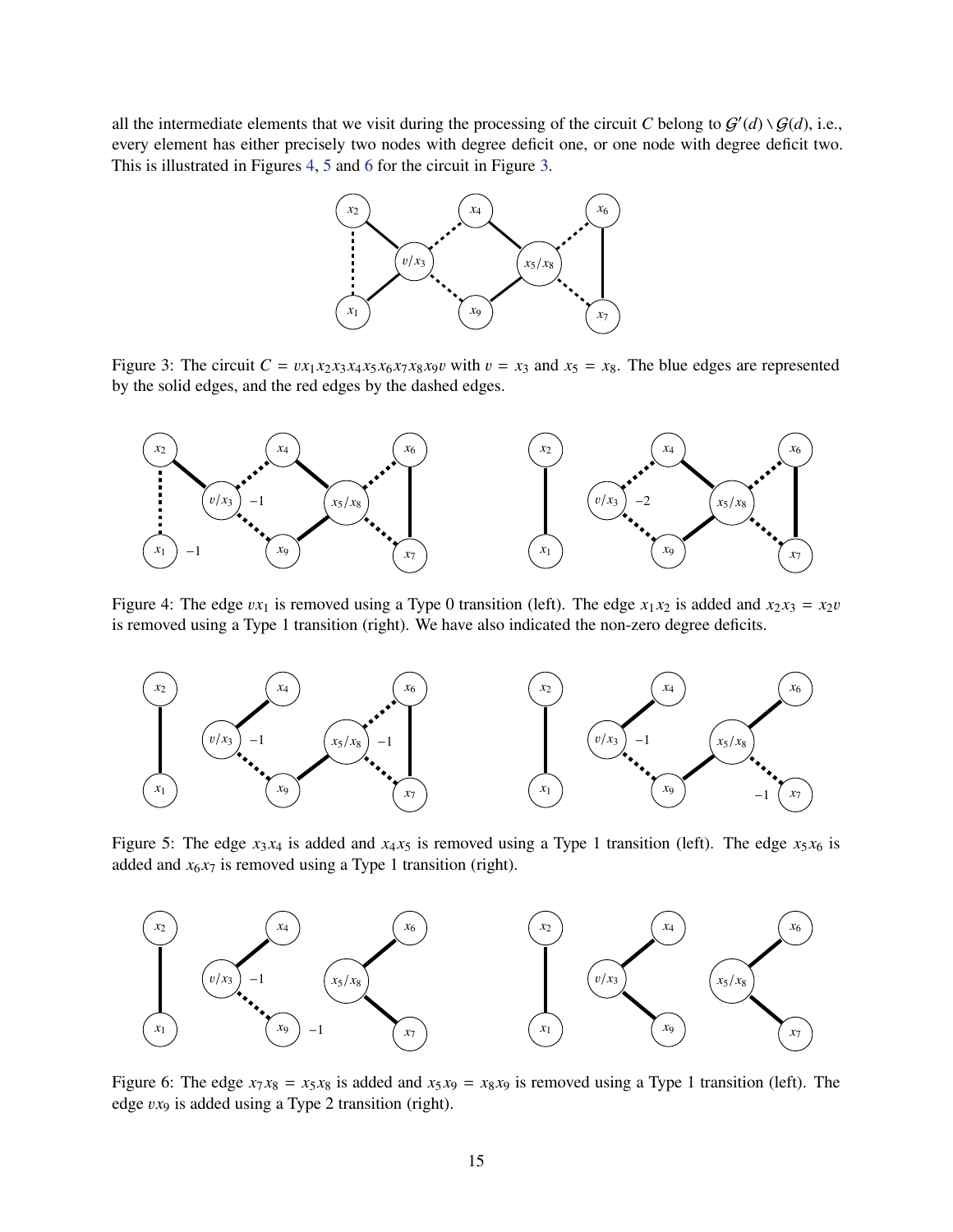all the intermediate elements that we visit during the processing of the circuit $C$ belong to $\mathcal{G}'(d) \setminus \mathcal{G}(d)$, i.e., every element has either precisely two nodes with degree deficit one, or one node with degree deficit two. This is illustrated in Figures 4, 5 and 6 for the circuit in Figure 3.

Figure 3: The circuit $C = vx_1x_2x_3x_4x_5x_6x_7x_8x_9v$ with $v = x_3$ and $x_5 = x_8$. The blue edges are represented by the solid edges, and the red edges by the dashed edges.

Figure 4: The edge $vx_1$ is removed using a Type 0 transition (left). The edge $x_1x_2$ is added and $x_2x_3 = x_2v$ is removed using a Type 1 transition (right). We have also indicated the non-zero degree deficits.

Figure 5: The edge $x_3x_4$ is added and $x_4x_5$ is removed using a Type 1 transition (left). The edge $x_5x_6$ is added and $x_6x_7$ is removed using a Type 1 transition (right).

Figure 6: The edge $x_7x_8 = x_5x_8$ is added and $x_5x_9 = x_8x_9$ is removed using a Type 1 transition (left). The edge $vx_9$ is added using a Type 2 transition (right).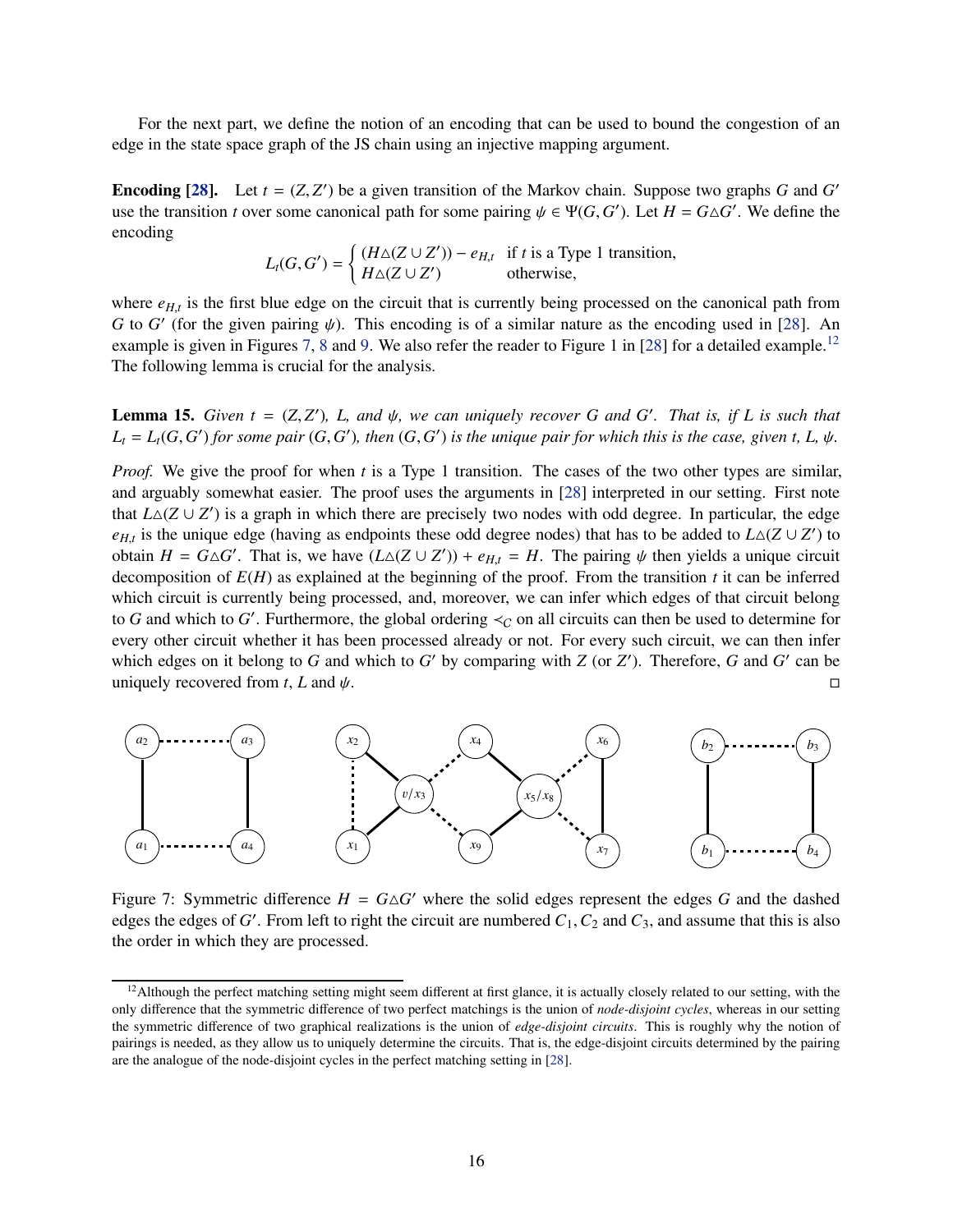For the next part, we define the notion of an encoding that can be used to bound the congestion of an edge in the state space graph of the JS chain using an injective mapping argument.

**Encoding [28].** Let $t = (Z, Z')$ be a given transition of the Markov chain. Suppose two graphs $G$ and $G'$ use the transition $t$ over some canonical path for some pairing $\psi \in \Psi(G, G')$. Let $H = G \triangle G'$. We define the encoding

$$L_t(G, G') = \begin{cases} (H \triangle (Z \cup Z')) - e_{H,t} & \text{if } t \text{ is a Type 1 transition,} \\ H \triangle (Z \cup Z') & \text{otherwise,} \end{cases}$$

where $e_{H,t}$ is the first blue edge on the circuit that is currently being processed on the canonical path from $G$ to $G'$ (for the given pairing $\psi$). This encoding is of a similar nature as the encoding used in [28]. An example is given in Figures 7, 8 and 9. We also refer the reader to Figure 1 in [28] for a detailed example.[12] The following lemma is crucial for the analysis.

**Lemma 15.** *Given $t = (Z, Z')$, $L$, and $\psi$, we can uniquely recover $G$ and $G'$. That is, if $L$ is such that $L_t = L_t(G, G')$ for some pair $(G, G')$, then $(G, G')$ is the unique pair for which this is the case, given $t$, $L$, $\psi$.*

*Proof.* We give the proof for when $t$ is a Type 1 transition. The cases of the two other types are similar, and arguably somewhat easier. The proof uses the arguments in [28] interpreted in our setting. First note that $L \triangle (Z \cup Z')$ is a graph in which there are precisely two nodes with odd degree. In particular, the edge $e_{H,t}$ is the unique edge (having as endpoints these odd degree nodes) that has to be added to $L \triangle (Z \cup Z')$ to obtain $H = G \triangle G'$. That is, we have $(L \triangle (Z \cup Z')) + e_{H,t} = H$. The pairing $\psi$ then yields a unique circuit decomposition of $E(H)$ as explained at the beginning of the proof. From the transition $t$ it can be inferred which circuit is currently being processed, and, moreover, we can infer which edges of that circuit belong to $G$ and which to $G'$. Furthermore, the global ordering $\prec_C$ on all circuits can then be used to determine for every other circuit whether it has been processed already or not. For every such circuit, we can then infer which edges on it belong to $G$ and which to $G'$ by comparing with $Z$ (or $Z'$). Therefore, $G$ and $G'$ can be uniquely recovered from $t$, $L$ and $\psi$. □

Figure 7: Symmetric difference $H = G \triangle G'$ where the solid edges represent the edges $G$ and the dashed edges the edges of $G'$. From left to right the circuit are numbered $C_1, C_2$ and $C_3$, and assume that this is also the order in which they are processed.

[12] Although the perfect matching setting might seem different at first glance, it is actually closely related to our setting, with the only difference that the symmetric difference of two perfect matchings is the union of *node-disjoint cycles*, whereas in our setting the symmetric difference of two graphical realizations is the union of *edge-disjoint circuits*. This is roughly why the notion of pairings is needed, as they allow us to uniquely determine the circuits. That is, the edge-disjoint circuits determined by the pairing are the analogue of the node-disjoint cycles in the perfect matching setting in [28].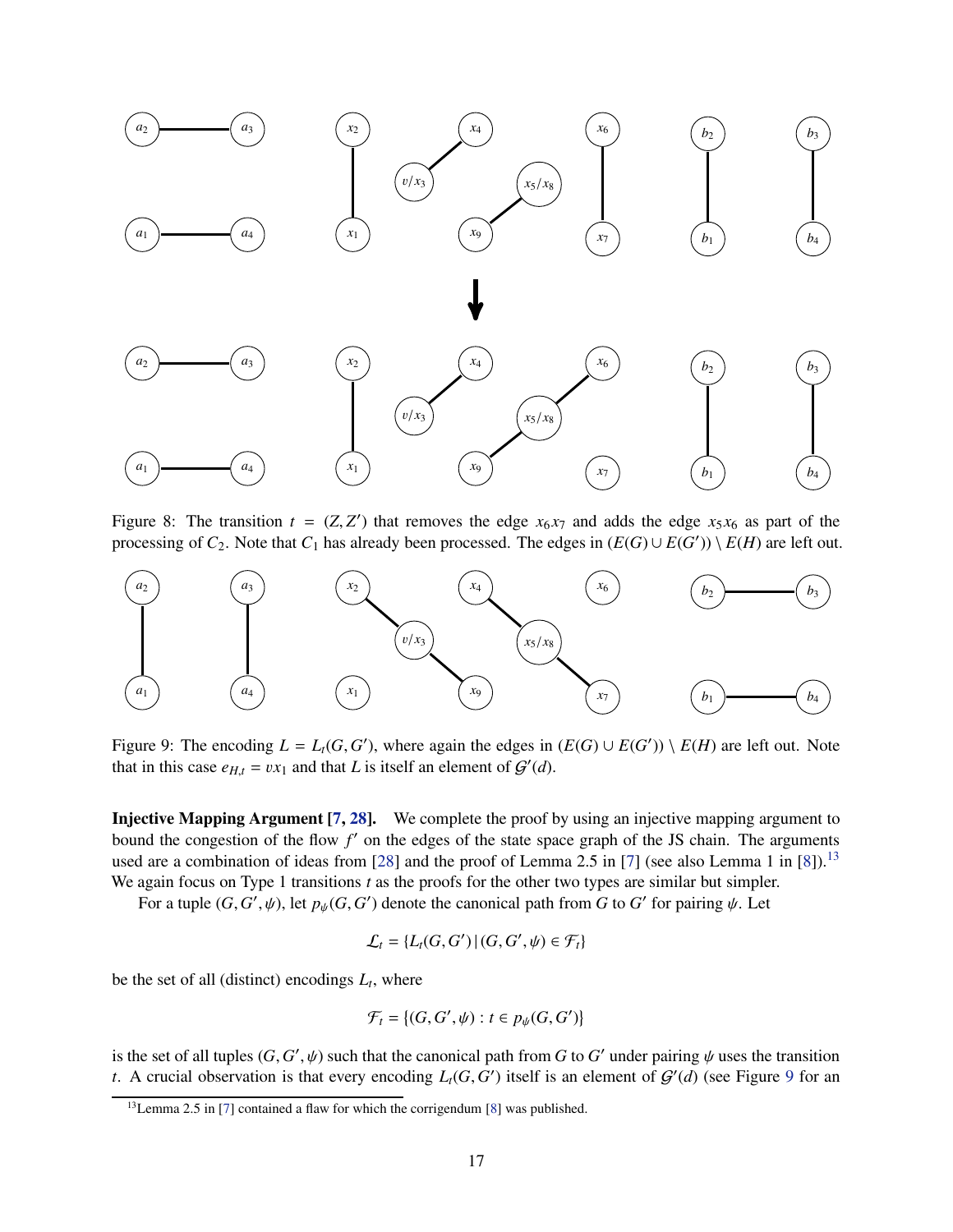Figure 8: The transition $t = (Z, Z')$ that removes the edge $x_6x_7$ and adds the edge $x_5x_6$ as part of the processing of $C_2$. Note that $C_1$ has already been processed. The edges in $(E(G) \cup E(G')) \setminus E(H)$ are left out.

Figure 9: The encoding $L = L_t(G, G')$, where again the edges in $(E(G) \cup E(G')) \setminus E(H)$ are left out. Note that in this case $e_{H,t} = vx_1$ and that $L$ is itself an element of $\mathcal{G}'(d)$.

**Injective Mapping Argument [7, 28].** We complete the proof by using an injective mapping argument to bound the congestion of the flow $f'$ on the edges of the state space graph of the JS chain. The arguments used are a combination of ideas from [28] and the proof of Lemma 2.5 in [7] (see also Lemma 1 in [8]).[13] We again focus on Type 1 transitions $t$ as the proofs for the other two types are similar but simpler.

For a tuple $(G, G', \psi)$, let $p_\psi(G, G')$ denote the canonical path from $G$ to $G'$ for pairing $\psi$. Let

$$\mathcal{L}_t = \{L_t(G, G') \mid (G, G', \psi) \in \mathcal{F}_t\}$$

be the set of all (distinct) encodings $L_t$, where

$$\mathcal{F}_t = \{(G, G', \psi) : t \in p_\psi(G, G')\}$$

is the set of all tuples $(G, G', \psi)$ such that the canonical path from $G$ to $G'$ under pairing $\psi$ uses the transition $t$. A crucial observation is that every encoding $L_t(G, G')$ itself is an element of $\mathcal{G}'(d)$ (see Figure 9 for an

[13] Lemma 2.5 in [7] contained a flaw for which the corrigendum [8] was published.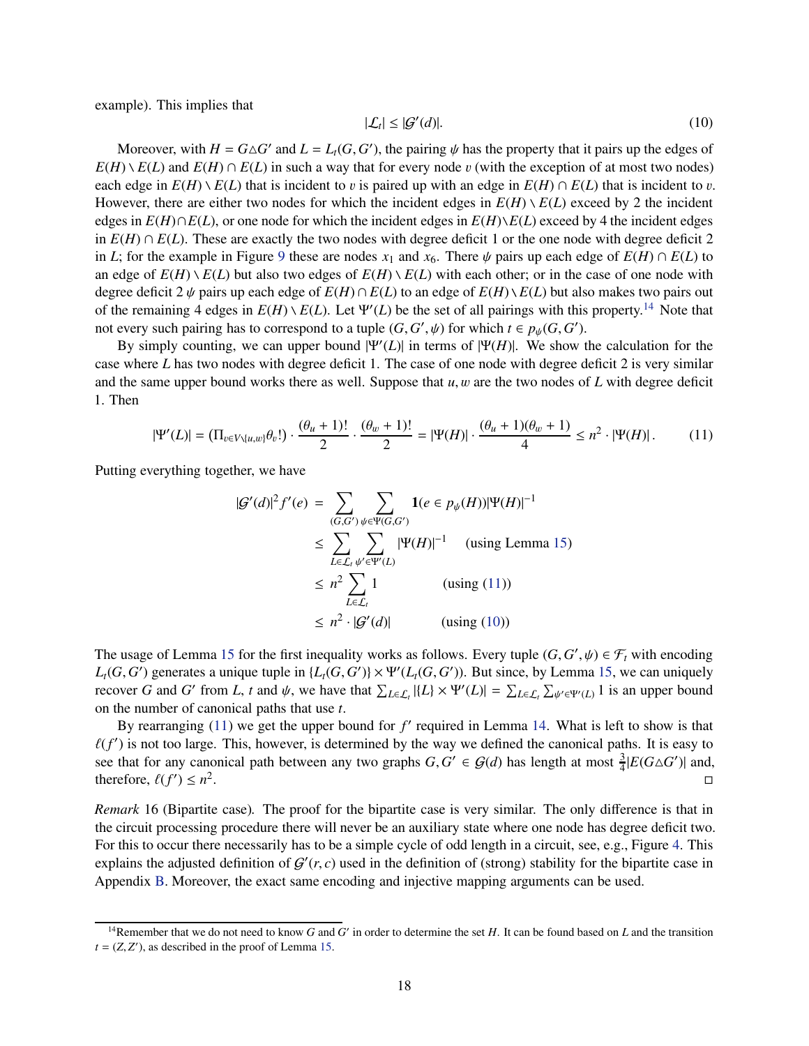example). This implies that

$$|\mathcal{L}_t| \leq |\mathcal{G}'(d)|. \tag{10}$$

Moreover, with $H = G \triangle G'$ and $L = L_t(G, G')$, the pairing $\psi$ has the property that it pairs up the edges of $E(H) \setminus E(L)$ and $E(H) \cap E(L)$ in such a way that for every node $v$ (with the exception of at most two nodes) each edge in $E(H) \setminus E(L)$ that is incident to $v$ is paired up with an edge in $E(H) \cap E(L)$ that is incident to $v$. However, there are either two nodes for which the incident edges in $E(H) \setminus E(L)$ exceed by 2 the incident edges in $E(H) \cap E(L)$, or one node for which the incident edges in $E(H) \setminus E(L)$ exceed by 4 the incident edges in $E(H) \cap E(L)$. These are exactly the two nodes with degree deficit 1 or the one node with degree deficit 2 in $L$; for the example in Figure 9 these are nodes $x_1$ and $x_6$. There $\psi$ pairs up each edge of $E(H) \cap E(L)$ to an edge of $E(H) \setminus E(L)$ but also two edges of $E(H) \setminus E(L)$ with each other; or in the case of one node with degree deficit 2 $\psi$ pairs up each edge of $E(H) \cap E(L)$ to an edge of $E(H) \setminus E(L)$ but also makes two pairs out of the remaining 4 edges in $E(H) \setminus E(L)$. Let $\Psi'(L)$ be the set of all pairings with this property.[14] Note that not every such pairing has to correspond to a tuple $(G, G', \psi)$ for which $t \in p_\psi(G, G')$.

By simply counting, we can upper bound $|\Psi'(L)|$ in terms of $|\Psi(H)|$. We show the calculation for the case where $L$ has two nodes with degree deficit 1. The case of one node with degree deficit 2 is very similar and the same upper bound works there as well. Suppose that $u, w$ are the two nodes of $L$ with degree deficit 1. Then

$$|\Psi'(L)| = (\Pi_{v \in V \setminus \{u,w\}} \theta_v!) \cdot \frac{(\theta_u + 1)!}{2} \cdot \frac{(\theta_w + 1)!}{2} = |\Psi(H)| \cdot \frac{(\theta_u + 1)(\theta_w + 1)}{4} \leq n^2 \cdot |\Psi(H)| \,. \tag{11}$$

Putting everything together, we have

$$\begin{aligned}
|\mathcal{G}'(d)|^2 f'(e) &= \sum_{(G,G')} \sum_{\psi \in \Psi(G,G')} \mathbf{1}(e \in p_\psi(H)) |\Psi(H)|^{-1} \\
&\leq \sum_{L \in \mathcal{L}_t} \sum_{\psi' \in \Psi'(L)} |\Psi(H)|^{-1} \quad \text{(using Lemma 15)} \\
&\leq n^2 \sum_{L \in \mathcal{L}_t} 1 \qquad\qquad \text{(using (11))} \\
&\leq n^2 \cdot |\mathcal{G}'(d)| \qquad\quad \text{(using (10))}
\end{aligned}$$

The usage of Lemma 15 for the first inequality works as follows. Every tuple $(G, G', \psi) \in \mathcal{F}_t$ with encoding $L_t(G, G')$ generates a unique tuple in $\{L_t(G, G')\} \times \Psi'(L_t(G, G'))$. But since, by Lemma 15, we can uniquely recover $G$ and $G'$ from $L$, $t$ and $\psi$, we have that $\sum_{L \in \mathcal{L}_t} |\{L\} \times \Psi'(L)| = \sum_{L \in \mathcal{L}_t} \sum_{\psi' \in \Psi'(L)} 1$ is an upper bound on the number of canonical paths that use $t$.

By rearranging (11) we get the upper bound for $f'$ required in Lemma 14. What is left to show is that $\ell(f')$ is not too large. This, however, is determined by the way we defined the canonical paths. It is easy to see that for any canonical path between any two graphs $G, G' \in \mathcal{G}(d)$ has length at most $\frac{3}{4}|E(G \triangle G')|$ and, therefore, $\ell(f') \leq n^2$. □

*Remark* 16 (Bipartite case). The proof for the bipartite case is very similar. The only difference is that in the circuit processing procedure there will never be an auxiliary state where one node has degree deficit two. For this to occur there necessarily has to be a simple cycle of odd length in a circuit, see, e.g., Figure 4. This explains the adjusted definition of $\mathcal{G}'(r, c)$ used in the definition of (strong) stability for the bipartite case in Appendix B. Moreover, the exact same encoding and injective mapping arguments can be used.

[14] Remember that we do not need to know $G$ and $G'$ in order to determine the set $H$. It can be found based on $L$ and the transition $t = (Z, Z')$, as described in the proof of Lemma 15.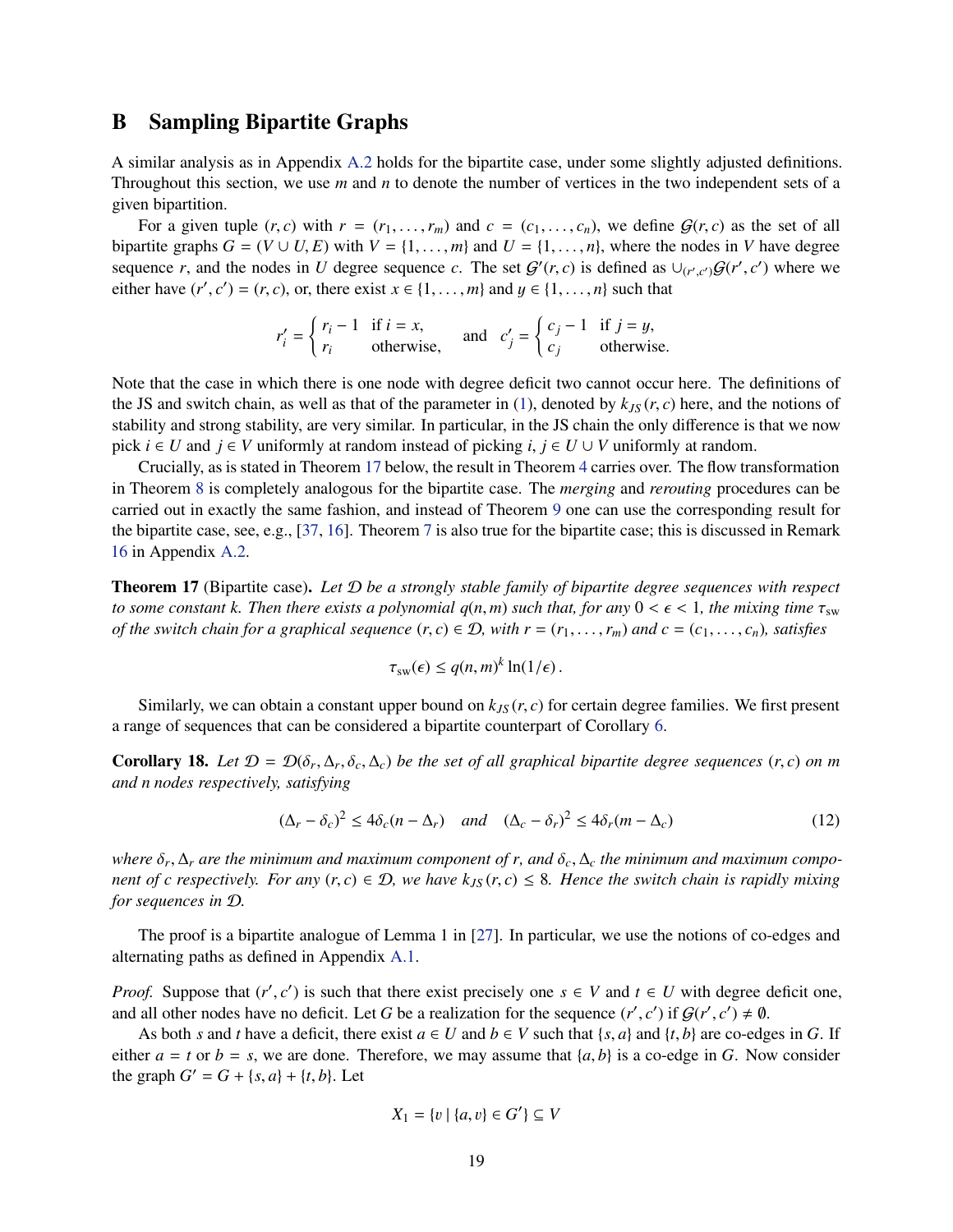# B Sampling Bipartite Graphs

A similar analysis as in Appendix A.2 holds for the bipartite case, under some slightly adjusted definitions. Throughout this section, we use $m$ and $n$ to denote the number of vertices in the two independent sets of a given bipartition.

For a given tuple $(r, c)$ with $r = (r_1, \dots, r_m)$ and $c = (c_1, \dots, c_n)$, we define $\mathcal{G}(r, c)$ as the set of all bipartite graphs $G = (V \cup U, E)$ with $V = \{1, \dots, m\}$ and $U = \{1, \dots, n\}$, where the nodes in $V$ have degree sequence $r$, and the nodes in $U$ degree sequence $c$. The set $\mathcal{G}'(r, c)$ is defined as $\cup_{(r', c')} \mathcal{G}(r', c')$ where we either have $(r', c') = (r, c)$, or, there exist $x \in \{1, \dots, m\}$ and $y \in \{1, \dots, n\}$ such that

$$
r'_i = \begin{cases} r_i - 1 & \text{if } i = x, \\ r_i & \text{otherwise,} \end{cases} \quad \text{and} \quad c'_j = \begin{cases} c_j - 1 & \text{if } j = y, \\ c_j & \text{otherwise.} \end{cases}
$$

Note that the case in which there is one node with degree deficit two cannot occur here. The definitions of the JS and switch chain, as well as that of the parameter in (1), denoted by $k_{JS}(r, c)$ here, and the notions of stability and strong stability, are very similar. In particular, in the JS chain the only difference is that we now pick $i \in U$ and $j \in V$ uniformly at random instead of picking $i, j \in U \cup V$ uniformly at random.

Crucially, as is stated in Theorem 17 below, the result in Theorem 4 carries over. The flow transformation in Theorem 8 is completely analogous for the bipartite case. The *merging* and *rerouting* procedures can be carried out in exactly the same fashion, and instead of Theorem 9 one can use the corresponding result for the bipartite case, see, e.g., [37, 16]. Theorem 7 is also true for the bipartite case; this is discussed in Remark 16 in Appendix A.2.

**Theorem 17** (Bipartite case)**.** *Let $\mathcal{D}$ be a strongly stable family of bipartite degree sequences with respect to some constant $k$. Then there exists a polynomial $q(n, m)$ such that, for any $0 < \epsilon < 1$, the mixing time $\tau_{\text{sw}}$ of the switch chain for a graphical sequence $(r, c) \in \mathcal{D}$, with $r = (r_1, \dots, r_m)$ and $c = (c_1, \dots, c_n)$, satisfies*

$$
\tau_{\text{sw}}(\epsilon) \leq q(n, m)^k \ln(1/\epsilon) .
$$

Similarly, we can obtain a constant upper bound on $k_{JS}(r, c)$ for certain degree families. We first present a range of sequences that can be considered a bipartite counterpart of Corollary 6.

**Corollary 18.** *Let $\mathcal{D} = \mathcal{D}(\delta_r, \Delta_r, \delta_c, \Delta_c)$ be the set of all graphical bipartite degree sequences $(r, c)$ on $m$ and $n$ nodes respectively, satisfying*

$$
(\Delta_r - \delta_c)^2 \leq 4\delta_c(n - \Delta_r) \quad \text{and} \quad (\Delta_c - \delta_r)^2 \leq 4\delta_r(m - \Delta_c) \tag{12}
$$

*where $\delta_r, \Delta_r$ are the minimum and maximum component of $r$, and $\delta_c, \Delta_c$ the minimum and maximum component of $c$ respectively. For any $(r, c) \in \mathcal{D}$, we have $k_{JS}(r, c) \leq 8$. Hence the switch chain is rapidly mixing for sequences in $\mathcal{D}$.*

The proof is a bipartite analogue of Lemma 1 in [27]. In particular, we use the notions of co-edges and alternating paths as defined in Appendix A.1.

*Proof.* Suppose that $(r', c')$ is such that there exist precisely one $s \in V$ and $t \in U$ with degree deficit one, and all other nodes have no deficit. Let $G$ be a realization for the sequence $(r', c')$ if $\mathcal{G}(r', c') \neq \emptyset$.

As both $s$ and $t$ have a deficit, there exist $a \in U$ and $b \in V$ such that $\{s, a\}$ and $\{t, b\}$ are co-edges in $G$. If either $a = t$ or $b = s$, we are done. Therefore, we may assume that $\{a, b\}$ is a co-edge in $G$. Now consider the graph $G' = G + \{s, a\} + \{t, b\}$. Let

$$
X_1 = \{v \mid \{a, v\} \in G'\} \subseteq V
$$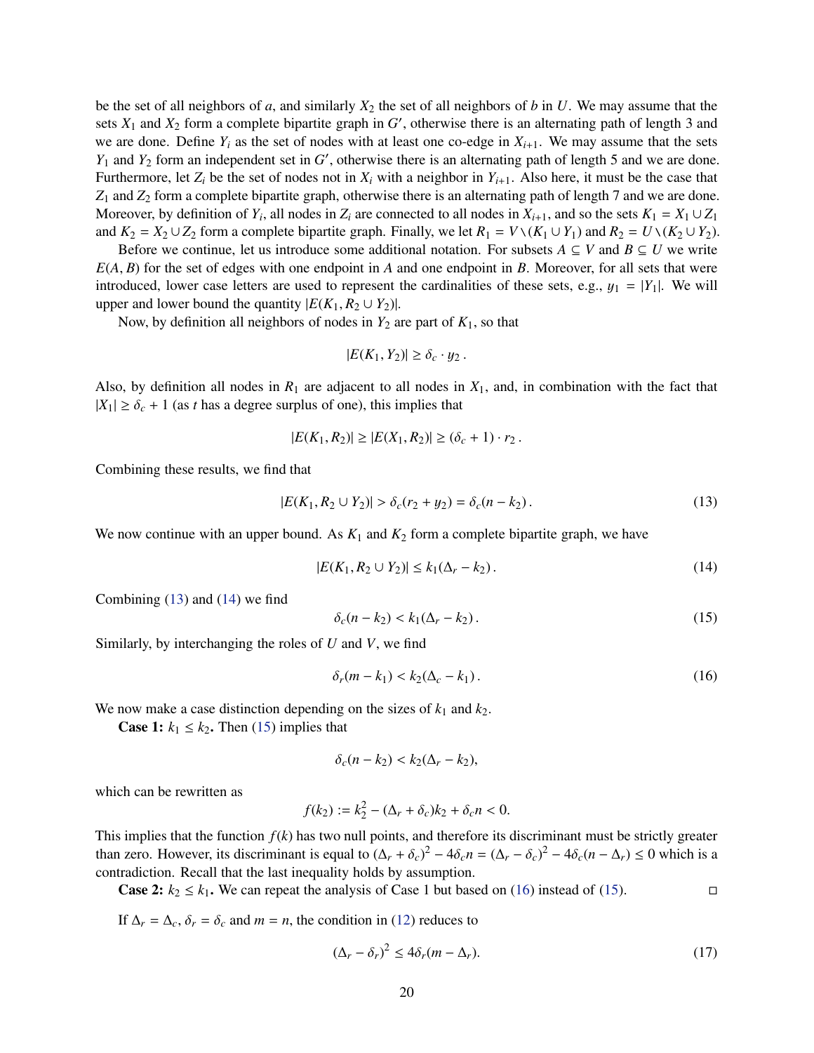be the set of all neighbors of $a$, and similarly $X_2$ the set of all neighbors of $b$ in $U$. We may assume that the sets $X_1$ and $X_2$ form a complete bipartite graph in $G'$, otherwise there is an alternating path of length 3 and we are done. Define $Y_i$ as the set of nodes with at least one co-edge in $X_{i+1}$. We may assume that the sets $Y_1$ and $Y_2$ form an independent set in $G'$, otherwise there is an alternating path of length 5 and we are done. Furthermore, let $Z_i$ be the set of nodes not in $X_i$ with a neighbor in $Y_{i+1}$. Also here, it must be the case that $Z_1$ and $Z_2$ form a complete bipartite graph, otherwise there is an alternating path of length 7 and we are done. Moreover, by definition of $Y_i$, all nodes in $Z_i$ are connected to all nodes in $X_{i+1}$, and so the sets $K_1 = X_1 \cup Z_1$ and $K_2 = X_2 \cup Z_2$ form a complete bipartite graph. Finally, we let $R_1 = V \setminus (K_1 \cup Y_1)$ and $R_2 = U \setminus (K_2 \cup Y_2)$.

Before we continue, let us introduce some additional notation. For subsets $A \subseteq V$ and $B \subseteq U$ we write $E(A, B)$ for the set of edges with one endpoint in $A$ and one endpoint in $B$. Moreover, for all sets that were introduced, lower case letters are used to represent the cardinalities of these sets, e.g., $y_1 = |Y_1|$. We will upper and lower bound the quantity $|E(K_1, R_2 \cup Y_2)|$.

Now, by definition all neighbors of nodes in $Y_2$ are part of $K_1$, so that

$$|E(K_1, Y_2)| \geq \delta_c \cdot y_2 \,.$$

Also, by definition all nodes in $R_1$ are adjacent to all nodes in $X_1$, and, in combination with the fact that $|X_1| \geq \delta_c + 1$ (as $t$ has a degree surplus of one), this implies that

$$|E(K_1, R_2)| \geq |E(X_1, R_2)| \geq (\delta_c + 1) \cdot r_2 \,.$$

Combining these results, we find that

$$|E(K_1, R_2 \cup Y_2)| > \delta_c(r_2 + y_2) = \delta_c(n - k_2) \,. \tag{13}$$

We now continue with an upper bound. As $K_1$ and $K_2$ form a complete bipartite graph, we have

$$|E(K_1, R_2 \cup Y_2)| \leq k_1(\Delta_r - k_2) \,. \tag{14}$$

Combining (13) and (14) we find

$$\delta_c(n - k_2) < k_1(\Delta_r - k_2) \,. \tag{15}$$

Similarly, by interchanging the roles of $U$ and $V$, we find

$$\delta_r(m - k_1) < k_2(\Delta_c - k_1) \,. \tag{16}$$

We now make a case distinction depending on the sizes of $k_1$ and $k_2$.

**Case 1: $k_1 \leq k_2$.** Then (15) implies that

$$\delta_c(n - k_2) < k_2(\Delta_r - k_2),$$

which can be rewritten as

$$f(k_2) := k_2^2 - (\Delta_r + \delta_c)k_2 + \delta_c n < 0.$$

This implies that the function $f(k)$ has two null points, and therefore its discriminant must be strictly greater than zero. However, its discriminant is equal to $(\Delta_r + \delta_c)^2 - 4\delta_c n = (\Delta_r - \delta_c)^2 - 4\delta_c(n - \Delta_r) \leq 0$ which is a contradiction. Recall that the last inequality holds by assumption.

**Case 2: $k_2 \leq k_1$.** We can repeat the analysis of Case 1 but based on (16) instead of (15). □

If $\Delta_r = \Delta_c$, $\delta_r = \delta_c$ and $m = n$, the condition in (12) reduces to

$$(\Delta_r - \delta_r)^2 \leq 4\delta_r(m - \Delta_r). \tag{17}$$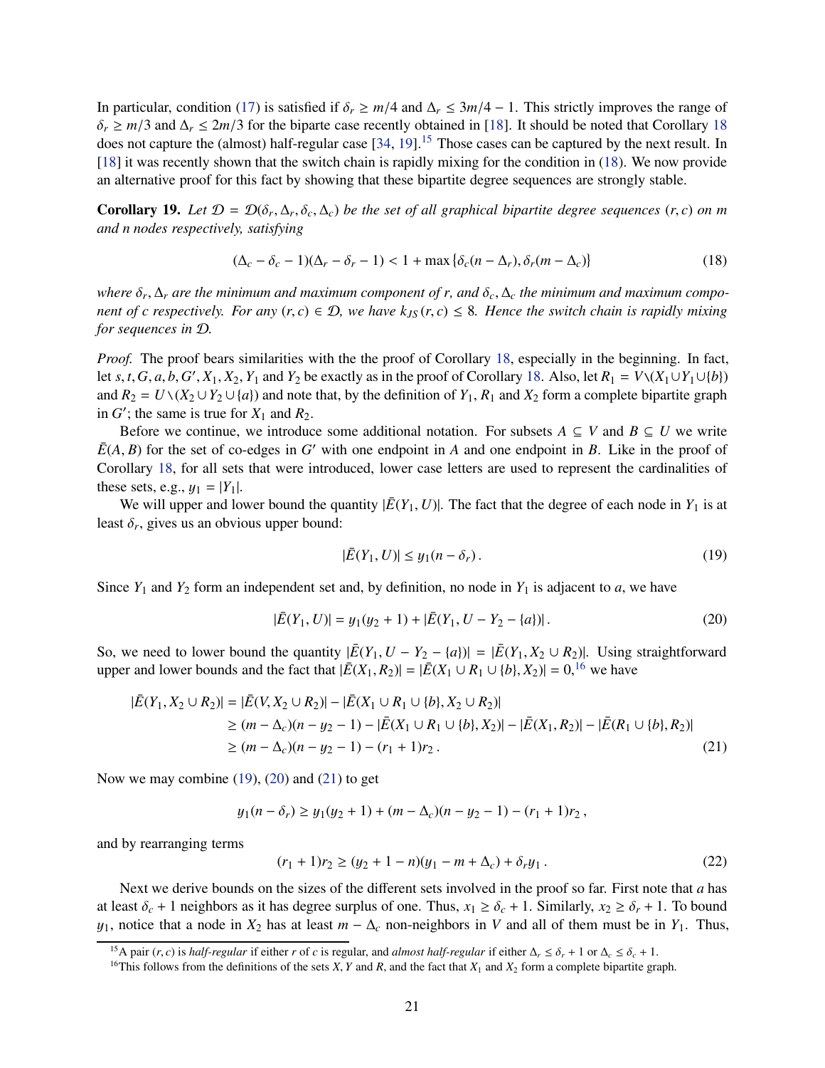In particular, condition (17) is satisfied if $\delta_r \geq m/4$ and $\Delta_r \leq 3m/4 - 1$. This strictly improves the range of $\delta_r \geq m/3$ and $\Delta_r \leq 2m/3$ for the biparte case recently obtained in [18]. It should be noted that Corollary 18 does not capture the (almost) half-regular case [34, 19].[15] Those cases can be captured by the next result. In [18] it was recently shown that the switch chain is rapidly mixing for the condition in (18). We now provide an alternative proof for this fact by showing that these bipartite degree sequences are strongly stable.

**Corollary 19.** *Let $\mathcal{D} = \mathcal{D}(\delta_r, \Delta_r, \delta_c, \Delta_c)$ be the set of all graphical bipartite degree sequences $(r, c)$ on $m$ and $n$ nodes respectively, satisfying*

$$(\Delta_c - \delta_c - 1)(\Delta_r - \delta_r - 1) < 1 + \max\{\delta_c(n - \Delta_r), \delta_r(m - \Delta_c)\} \tag{18}$$

*where $\delta_r, \Delta_r$ are the minimum and maximum component of $r$, and $\delta_c, \Delta_c$ the minimum and maximum component of $c$ respectively. For any $(r, c) \in \mathcal{D}$, we have $k_{JS}(r, c) \leq 8$. Hence the switch chain is rapidly mixing for sequences in $\mathcal{D}$.*

*Proof.* The proof bears similarities with the the proof of Corollary 18, especially in the beginning. In fact, let $s, t, G, a, b, G', X_1, X_2, Y_1$ and $Y_2$ be exactly as in the proof of Corollary 18. Also, let $R_1 = V \setminus (X_1 \cup Y_1 \cup \{b\})$ and $R_2 = U \setminus (X_2 \cup Y_2 \cup \{a\})$ and note that, by the definition of $Y_1$, $R_1$ and $X_2$ form a complete bipartite graph in $G'$; the same is true for $X_1$ and $R_2$.

Before we continue, we introduce some additional notation. For subsets $A \subseteq V$ and $B \subseteq U$ we write $\bar{E}(A, B)$ for the set of co-edges in $G'$ with one endpoint in $A$ and one endpoint in $B$. Like in the proof of Corollary 18, for all sets that were introduced, lower case letters are used to represent the cardinalities of these sets, e.g., $y_1 = |Y_1|$.

We will upper and lower bound the quantity $|\bar{E}(Y_1, U)|$. The fact that the degree of each node in $Y_1$ is at least $\delta_r$, gives us an obvious upper bound:

$$|\bar{E}(Y_1, U)| \leq y_1(n - \delta_r)\,. \tag{19}$$

Since $Y_1$ and $Y_2$ form an independent set and, by definition, no node in $Y_1$ is adjacent to $a$, we have

$$|\bar{E}(Y_1, U)| = y_1(y_2 + 1) + |\bar{E}(Y_1, U - Y_2 - \{a\})|\,. \tag{20}$$

So, we need to lower bound the quantity $|\bar{E}(Y_1, U - Y_2 - \{a\})| = |\bar{E}(Y_1, X_2 \cup R_2)|$. Using straightforward upper and lower bounds and the fact that $|\bar{E}(X_1, R_2)| = |\bar{E}(X_1 \cup R_1 \cup \{b\}, X_2)| = 0$,[16] we have

$$\begin{aligned}
|\bar{E}(Y_1, X_2 \cup R_2)| &= |\bar{E}(V, X_2 \cup R_2)| - |\bar{E}(X_1 \cup R_1 \cup \{b\}, X_2 \cup R_2)| \\
&\geq (m - \Delta_c)(n - y_2 - 1) - |\bar{E}(X_1 \cup R_1 \cup \{b\}, X_2)| - |\bar{E}(X_1, R_2)| - |\bar{E}(R_1 \cup \{b\}, R_2)| \\
&\geq (m - \Delta_c)(n - y_2 - 1) - (r_1 + 1)r_2\,.
\end{aligned} \tag{21}$$

Now we may combine (19), (20) and (21) to get

$$y_1(n - \delta_r) \geq y_1(y_2 + 1) + (m - \Delta_c)(n - y_2 - 1) - (r_1 + 1)r_2\,,$$

and by rearranging terms

$$(r_1 + 1)r_2 \geq (y_2 + 1 - n)(y_1 - m + \Delta_c) + \delta_r y_1\,. \tag{22}$$

Next we derive bounds on the sizes of the different sets involved in the proof so far. First note that $a$ has at least $\delta_c + 1$ neighbors as it has degree surplus of one. Thus, $x_1 \geq \delta_c + 1$. Similarly, $x_2 \geq \delta_r + 1$. To bound $y_1$, notice that a node in $X_2$ has at least $m - \Delta_c$ non-neighbors in $V$ and all of them must be in $Y_1$. Thus,

[15] A pair $(r, c)$ is *half-regular* if either $r$ of $c$ is regular, and *almost half-regular* if either $\Delta_r \leq \delta_r + 1$ or $\Delta_c \leq \delta_c + 1$.

[16] This follows from the definitions of the sets $X$, $Y$ and $R$, and the fact that $X_1$ and $X_2$ form a complete bipartite graph.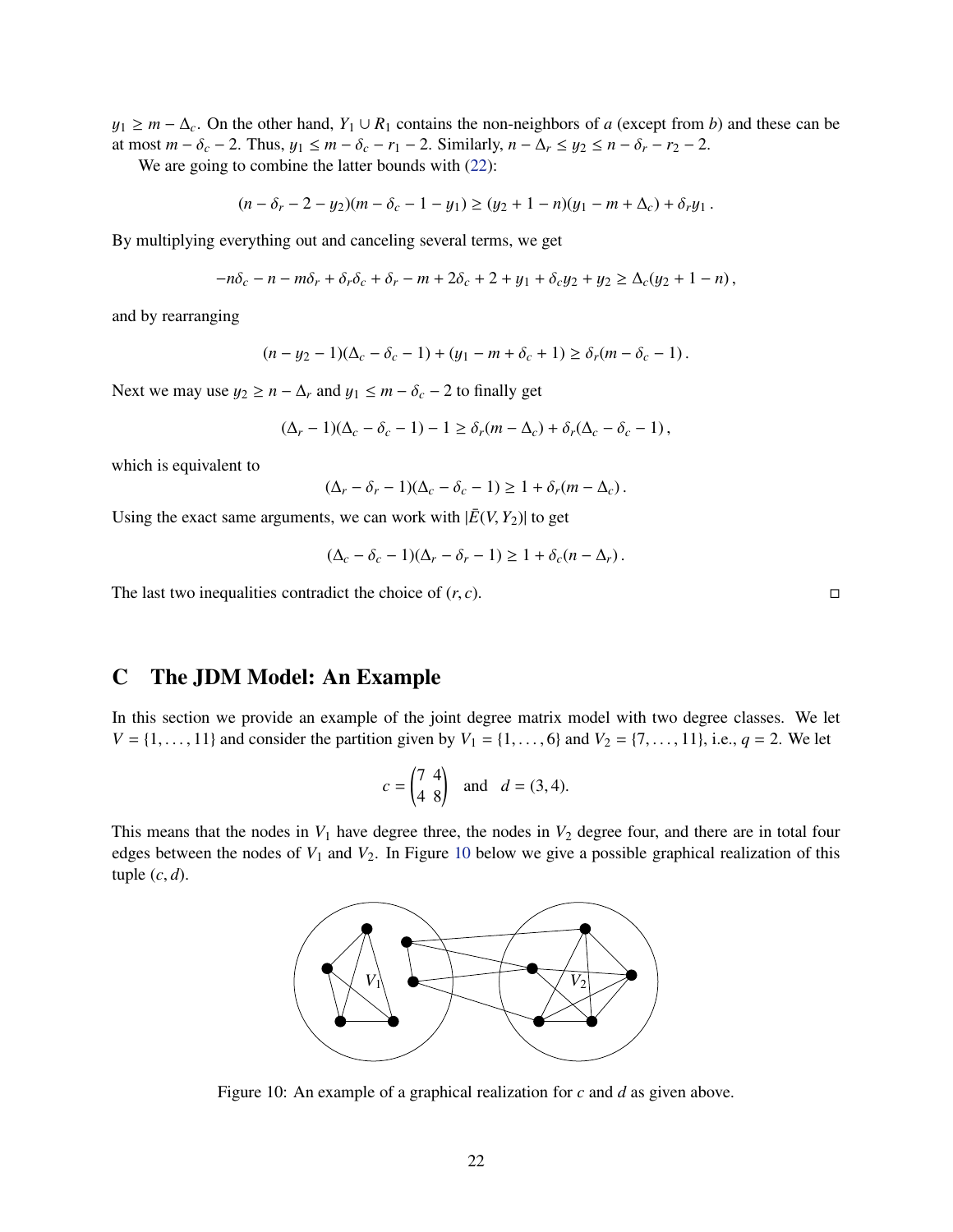$y_1 \geq m - \Delta_c$. On the other hand, $Y_1 \cup R_1$ contains the non-neighbors of $a$ (except from $b$) and these can be at most $m - \delta_c - 2$. Thus, $y_1 \leq m - \delta_c - r_1 - 2$. Similarly, $n - \Delta_r \leq y_2 \leq n - \delta_r - r_2 - 2$.

We are going to combine the latter bounds with (22):

$$(n - \delta_r - 2 - y_2)(m - \delta_c - 1 - y_1) \geq (y_2 + 1 - n)(y_1 - m + \Delta_c) + \delta_r y_1 \,.$$

By multiplying everything out and canceling several terms, we get

$$-n\delta_c - n - m\delta_r + \delta_r\delta_c + \delta_r - m + 2\delta_c + 2 + y_1 + \delta_c y_2 + y_2 \geq \Delta_c(y_2 + 1 - n)\,,$$

and by rearranging

$$(n - y_2 - 1)(\Delta_c - \delta_c - 1) + (y_1 - m + \delta_c + 1) \geq \delta_r(m - \delta_c - 1)\,.$$

Next we may use $y_2 \geq n - \Delta_r$ and $y_1 \leq m - \delta_c - 2$ to finally get

$$(\Delta_r - 1)(\Delta_c - \delta_c - 1) - 1 \geq \delta_r(m - \Delta_c) + \delta_r(\Delta_c - \delta_c - 1)\,,$$

which is equivalent to

$$(\Delta_r - \delta_r - 1)(\Delta_c - \delta_c - 1) \geq 1 + \delta_r(m - \Delta_c)\,.$$

Using the exact same arguments, we can work with $|\bar{E}(V, Y_2)|$ to get

$$(\Delta_c - \delta_c - 1)(\Delta_r - \delta_r - 1) \geq 1 + \delta_c(n - \Delta_r)\,.$$

The last two inequalities contradict the choice of $(r, c)$. □

# C The JDM Model: An Example

In this section we provide an example of the joint degree matrix model with two degree classes. We let $V = \{1, \ldots, 11\}$ and consider the partition given by $V_1 = \{1, \ldots, 6\}$ and $V_2 = \{7, \ldots, 11\}$, i.e., $q = 2$. We let

$$c = \begin{pmatrix} 7 & 4 \\ 4 & 8 \end{pmatrix} \quad \text{and} \quad d = (3, 4).$$

This means that the nodes in $V_1$ have degree three, the nodes in $V_2$ degree four, and there are in total four edges between the nodes of $V_1$ and $V_2$. In Figure 10 below we give a possible graphical realization of this tuple $(c, d)$.

Figure 10: An example of a graphical realization for $c$ and $d$ as given above.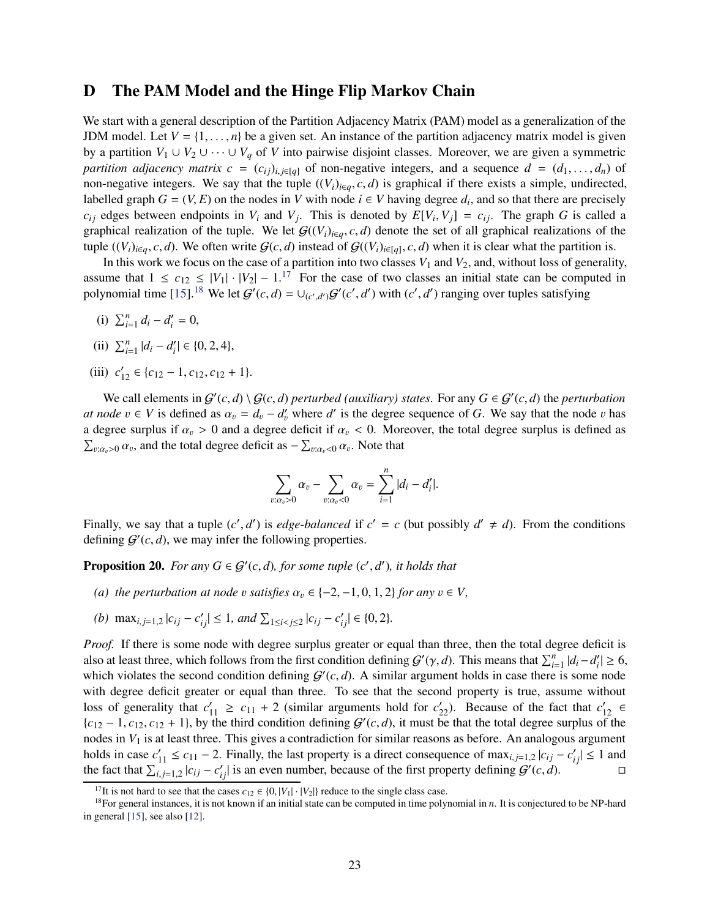# D The PAM Model and the Hinge Flip Markov Chain

We start with a general description of the Partition Adjacency Matrix (PAM) model as a generalization of the JDM model. Let $V = \{1, \ldots, n\}$ be a given set. An instance of the partition adjacency matrix model is given by a partition $V_1 \cup V_2 \cup \cdots \cup V_q$ of $V$ into pairwise disjoint classes. Moreover, we are given a symmetric *partition adjacency matrix* $c = (c_{ij})_{i,j \in [q]}$ of non-negative integers, and a sequence $d = (d_1, \ldots, d_n)$ of non-negative integers. We say that the tuple $((V_i)_{i \in q}, c, d)$ is graphical if there exists a simple, undirected, labelled graph $G = (V, E)$ on the nodes in $V$ with node $i \in V$ having degree $d_i$, and so that there are precisely $c_{ij}$ edges between endpoints in $V_i$ and $V_j$. This is denoted by $E[V_i, V_j] = c_{ij}$. The graph $G$ is called a graphical realization of the tuple. We let $\mathcal{G}((V_i)_{i \in q}, c, d)$ denote the set of all graphical realizations of the tuple $((V_i)_{i \in q}, c, d)$. We often write $\mathcal{G}(c, d)$ instead of $\mathcal{G}((V_i)_{i \in [q]}, c, d)$ when it is clear what the partition is.

In this work we focus on the case of a partition into two classes $V_1$ and $V_2$, and, without loss of generality, assume that $1 \leq c_{12} \leq |V_1| \cdot |V_2| - 1$.[17] For the case of two classes an initial state can be computed in polynomial time [15].[18] We let $\mathcal{G}'(c, d) = \cup_{(c', d')} \mathcal{G}'(c', d')$ with $(c', d')$ ranging over tuples satisfying

(i) $\sum_{i=1}^{n} d_i - d_i' = 0$,

(ii) $\sum_{i=1}^{n} |d_i - d_i'| \in \{0, 2, 4\}$,

(iii) $c_{12}' \in \{c_{12} - 1, c_{12}, c_{12} + 1\}$.

We call elements in $\mathcal{G}'(c, d) \setminus \mathcal{G}(c, d)$ *perturbed (auxiliary) states*. For any $G \in \mathcal{G}'(c, d)$ the *perturbation at node* $v \in V$ is defined as $\alpha_v = d_v - d_v'$ where $d'$ is the degree sequence of $G$. We say that the node $v$ has a degree surplus if $\alpha_v > 0$ and a degree deficit if $\alpha_v < 0$. Moreover, the total degree surplus is defined as $\sum_{v : \alpha_v > 0} \alpha_v$, and the total degree deficit as $-\sum_{v : \alpha_v < 0} \alpha_v$. Note that

$$\sum_{v : \alpha_v > 0} \alpha_v - \sum_{v : \alpha_v < 0} \alpha_v = \sum_{i=1}^{n} |d_i - d_i'|.$$

Finally, we say that a tuple $(c', d')$ is *edge-balanced* if $c' = c$ (but possibly $d' \neq d$). From the conditions defining $\mathcal{G}'(c, d)$, we may infer the following properties.

**Proposition 20.** *For any $G \in \mathcal{G}'(c, d)$, for some tuple $(c', d')$, it holds that*

*(a) the perturbation at node $v$ satisfies $\alpha_v \in \{-2, -1, 0, 1, 2\}$ for any $v \in V$,*

*(b) $\max_{i,j=1,2} |c_{ij} - c_{ij}'| \leq 1$, and $\sum_{1 \leq i < j \leq 2} |c_{ij} - c_{ij}'| \in \{0, 2\}$.*

*Proof.* If there is some node with degree surplus greater or equal than three, then the total degree deficit is also at least three, which follows from the first condition defining $\mathcal{G}'(\gamma, d)$. This means that $\sum_{i=1}^{n} |d_i - d_i'| \geq 6$, which violates the second condition defining $\mathcal{G}'(c, d)$. A similar argument holds in case there is some node with degree deficit greater or equal than three. To see that the second property is true, assume without loss of generality that $c_{11}' \geq c_{11} + 2$ (similar arguments hold for $c_{22}'$). Because of the fact that $c_{12}' \in \{c_{12} - 1, c_{12}, c_{12} + 1\}$, by the third condition defining $\mathcal{G}'(c, d)$, it must be that the total degree surplus of the nodes in $V_1$ is at least three. This gives a contradiction for similar reasons as before. An analogous argument holds in case $c_{11}' \leq c_{11} - 2$. Finally, the last property is a direct consequence of $\max_{i,j=1,2} |c_{ij} - c_{ij}'| \leq 1$ and the fact that $\sum_{i,j=1,2} |c_{ij} - c_{ij}'|$ is an even number, because of the first property defining $\mathcal{G}'(c, d)$. □

---

[17] It is not hard to see that the cases $c_{12} \in \{0, |V_1| \cdot |V_2|\}$ reduce to the single class case.

[18] For general instances, it is not known if an initial state can be computed in time polynomial in $n$. It is conjectured to be NP-hard in general [15], see also [12].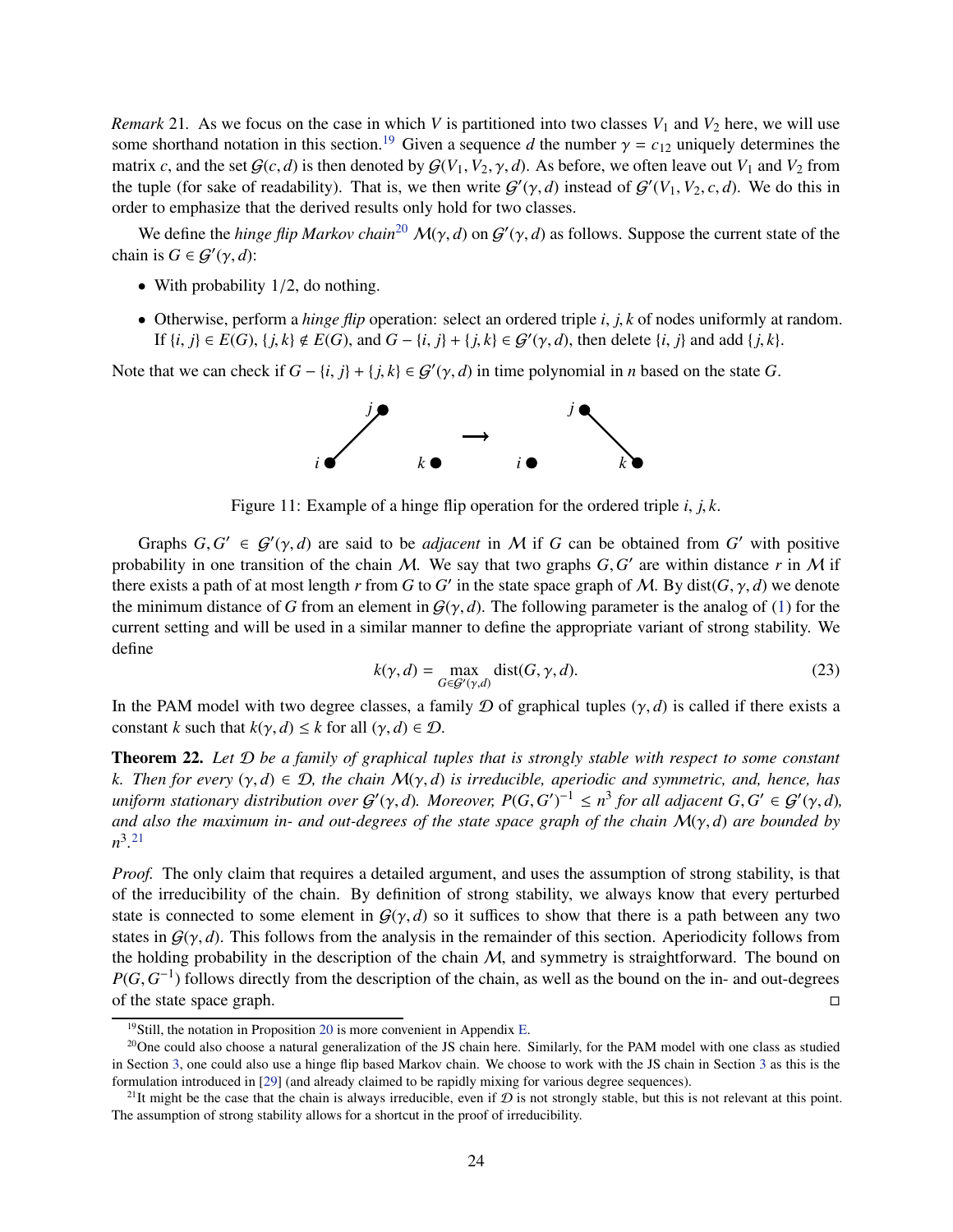*Remark* 21. As we focus on the case in which $V$ is partitioned into two classes $V_1$ and $V_2$ here, we will use some shorthand notation in this section.[19] Given a sequence $d$ the number $\gamma = c_{12}$ uniquely determines the matrix $c$, and the set $\mathcal{G}(c, d)$ is then denoted by $\mathcal{G}(V_1, V_2, \gamma, d)$. As before, we often leave out $V_1$ and $V_2$ from the tuple (for sake of readability). That is, we then write $\mathcal{G}'(\gamma, d)$ instead of $\mathcal{G}'(V_1, V_2, c, d)$. We do this in order to emphasize that the derived results only hold for two classes.

We define the *hinge flip Markov chain*[20] $\mathcal{M}(\gamma, d)$ on $\mathcal{G}'(\gamma, d)$ as follows. Suppose the current state of the chain is $G \in \mathcal{G}'(\gamma, d)$:

- With probability $1/2$, do nothing.
- Otherwise, perform a *hinge flip* operation: select an ordered triple $i, j, k$ of nodes uniformly at random. If $\{i, j\} \in E(G)$, $\{j, k\} \notin E(G)$, and $G - \{i, j\} + \{j, k\} \in \mathcal{G}'(\gamma, d)$, then delete $\{i, j\}$ and add $\{j, k\}$.

Note that we can check if $G - \{i, j\} + \{j, k\} \in \mathcal{G}'(\gamma, d)$ in time polynomial in $n$ based on the state $G$.

Figure 11: Example of a hinge flip operation for the ordered triple $i, j, k$.

Graphs $G, G' \in \mathcal{G}'(\gamma, d)$ are said to be *adjacent* in $\mathcal{M}$ if $G$ can be obtained from $G'$ with positive probability in one transition of the chain $\mathcal{M}$. We say that two graphs $G, G'$ are within distance $r$ in $\mathcal{M}$ if there exists a path of at most length $r$ from $G$ to $G'$ in the state space graph of $\mathcal{M}$. By $\text{dist}(G, \gamma, d)$ we denote the minimum distance of $G$ from an element in $\mathcal{G}(\gamma, d)$. The following parameter is the analog of (1) for the current setting and will be used in a similar manner to define the appropriate variant of strong stability. We define

$$k(\gamma, d) = \max_{G \in \mathcal{G}'(\gamma, d)} \text{dist}(G, \gamma, d). \tag{23}$$

In the PAM model with two degree classes, a family $\mathcal{D}$ of graphical tuples $(\gamma, d)$ is called if there exists a constant $k$ such that $k(\gamma, d) \leq k$ for all $(\gamma, d) \in \mathcal{D}$.

**Theorem 22.** *Let $\mathcal{D}$ be a family of graphical tuples that is strongly stable with respect to some constant $k$. Then for every $(\gamma, d) \in \mathcal{D}$, the chain $\mathcal{M}(\gamma, d)$ is irreducible, aperiodic and symmetric, and, hence, has uniform stationary distribution over $\mathcal{G}'(\gamma, d)$. Moreover, $P(G, G')^{-1} \leq n^3$ for all adjacent $G, G' \in \mathcal{G}'(\gamma, d)$, and also the maximum in- and out-degrees of the state space graph of the chain $\mathcal{M}(\gamma, d)$ are bounded by $n^3$.*[21]

*Proof.* The only claim that requires a detailed argument, and uses the assumption of strong stability, is that of the irreducibility of the chain. By definition of strong stability, we always know that every perturbed state is connected to some element in $\mathcal{G}(\gamma, d)$ so it suffices to show that there is a path between any two states in $\mathcal{G}(\gamma, d)$. This follows from the analysis in the remainder of this section. Aperiodicity follows from the holding probability in the description of the chain $\mathcal{M}$, and symmetry is straightforward. The bound on $P(G, G^{-1})$ follows directly from the description of the chain, as well as the bound on the in- and out-degrees of the state space graph. ◻

[19] Still, the notation in Proposition 20 is more convenient in Appendix E.

[20] One could also choose a natural generalization of the JS chain here. Similarly, for the PAM model with one class as studied in Section 3, one could also use a hinge flip based Markov chain. We choose to work with the JS chain in Section 3 as this is the formulation introduced in [29] (and already claimed to be rapidly mixing for various degree sequences).

[21] It might be the case that the chain is always irreducible, even if $\mathcal{D}$ is not strongly stable, but this is not relevant at this point. The assumption of strong stability allows for a shortcut in the proof of irreducibility.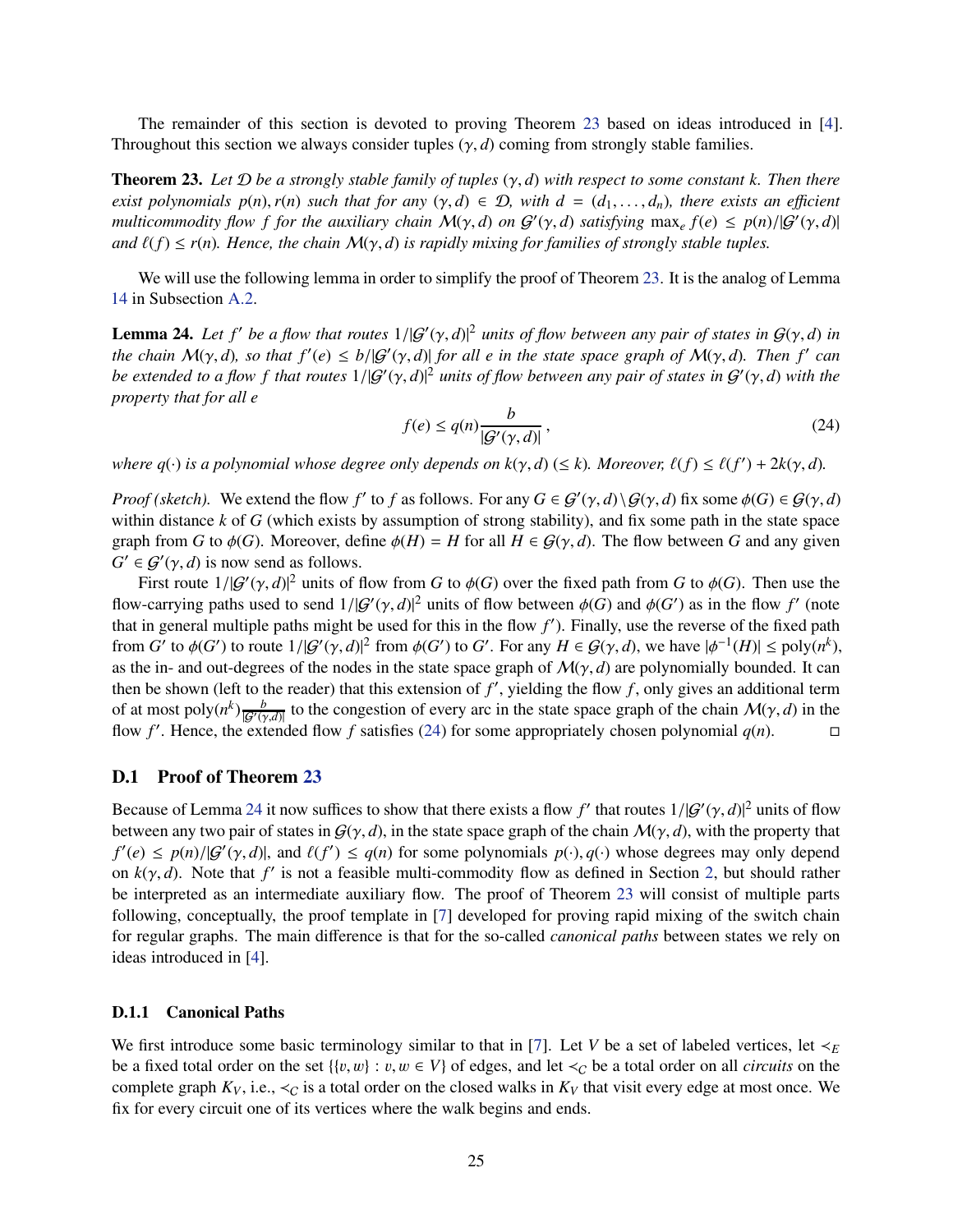The remainder of this section is devoted to proving Theorem 23 based on ideas introduced in [4]. Throughout this section we always consider tuples $(\gamma, d)$ coming from strongly stable families.

**Theorem 23.** *Let $\mathcal{D}$ be a strongly stable family of tuples $(\gamma, d)$ with respect to some constant $k$. Then there exist polynomials $p(n), r(n)$ such that for any $(\gamma, d) \in \mathcal{D}$, with $d = (d_1, \ldots, d_n)$, there exists an efficient multicommodity flow $f$ for the auxiliary chain $\mathcal{M}(\gamma, d)$ on $\mathcal{G}'(\gamma, d)$ satisfying $\max_e f(e) \leq p(n)/|\mathcal{G}'(\gamma, d)|$ and $\ell(f) \leq r(n)$. Hence, the chain $\mathcal{M}(\gamma, d)$ is rapidly mixing for families of strongly stable tuples.*

We will use the following lemma in order to simplify the proof of Theorem 23. It is the analog of Lemma 14 in Subsection A.2.

**Lemma 24.** *Let $f'$ be a flow that routes $1/|\mathcal{G}'(\gamma, d)|^2$ units of flow between any pair of states in $\mathcal{G}(\gamma, d)$ in the chain $\mathcal{M}(\gamma, d)$, so that $f'(e) \leq b/|\mathcal{G}'(\gamma, d)|$ for all $e$ in the state space graph of $\mathcal{M}(\gamma, d)$. Then $f'$ can be extended to a flow $f$ that routes $1/|\mathcal{G}'(\gamma, d)|^2$ units of flow between any pair of states in $\mathcal{G}'(\gamma, d)$ with the property that for all $e$*

$$f(e) \leq q(n) \frac{b}{|\mathcal{G}'(\gamma, d)|}, \tag{24}$$

*where $q(\cdot)$ is a polynomial whose degree only depends on $k(\gamma, d)$ ($\leq k$). Moreover, $\ell(f) \leq \ell(f') + 2k(\gamma, d)$.*

*Proof (sketch).* We extend the flow $f'$ to $f$ as follows. For any $G \in \mathcal{G}'(\gamma, d) \setminus \mathcal{G}(\gamma, d)$ fix some $\phi(G) \in \mathcal{G}(\gamma, d)$ within distance $k$ of $G$ (which exists by assumption of strong stability), and fix some path in the state space graph from $G$ to $\phi(G)$. Moreover, define $\phi(H) = H$ for all $H \in \mathcal{G}(\gamma, d)$. The flow between $G$ and any given $G' \in \mathcal{G}'(\gamma, d)$ is now send as follows.

First route $1/|\mathcal{G}'(\gamma, d)|^2$ units of flow from $G$ to $\phi(G)$ over the fixed path from $G$ to $\phi(G)$. Then use the flow-carrying paths used to send $1/|\mathcal{G}'(\gamma, d)|^2$ units of flow between $\phi(G)$ and $\phi(G')$ as in the flow $f'$ (note that in general multiple paths might be used for this in the flow $f'$). Finally, use the reverse of the fixed path from $G'$ to $\phi(G')$ to route $1/|\mathcal{G}'(\gamma, d)|^2$ from $\phi(G')$ to $G'$. For any $H \in \mathcal{G}(\gamma, d)$, we have $|\phi^{-1}(H)| \leq \text{poly}(n^k)$, as the in- and out-degrees of the nodes in the state space graph of $\mathcal{M}(\gamma, d)$ are polynomially bounded. It can then be shown (left to the reader) that this extension of $f'$, yielding the flow $f$, only gives an additional term of at most $\text{poly}(n^k)\frac{b}{|\mathcal{G}'(\gamma,d)|}$ to the congestion of every arc in the state space graph of the chain $\mathcal{M}(\gamma, d)$ in the flow $f'$. Hence, the extended flow $f$ satisfies (24) for some appropriately chosen polynomial $q(n)$. □

### D.1 Proof of Theorem 23

Because of Lemma 24 it now suffices to show that there exists a flow $f'$ that routes $1/|\mathcal{G}'(\gamma, d)|^2$ units of flow between any two pair of states in $\mathcal{G}(\gamma, d)$, in the state space graph of the chain $\mathcal{M}(\gamma, d)$, with the property that $f'(e) \leq p(n)/|\mathcal{G}'(\gamma, d)|$, and $\ell(f') \leq q(n)$ for some polynomials $p(\cdot), q(\cdot)$ whose degrees may only depend on $k(\gamma, d)$. Note that $f'$ is not a feasible multi-commodity flow as defined in Section 2, but should rather be interpreted as an intermediate auxiliary flow. The proof of Theorem 23 will consist of multiple parts following, conceptually, the proof template in [7] developed for proving rapid mixing of the switch chain for regular graphs. The main difference is that for the so-called *canonical paths* between states we rely on ideas introduced in [4].

#### D.1.1 Canonical Paths

We first introduce some basic terminology similar to that in [7]. Let $V$ be a set of labeled vertices, let $\prec_E$ be a fixed total order on the set $\{\{v, w\} : v, w \in V\}$ of edges, and let $\prec_C$ be a total order on all *circuits* on the complete graph $K_V$, i.e., $\prec_C$ is a total order on the closed walks in $K_V$ that visit every edge at most once. We fix for every circuit one of its vertices where the walk begins and ends.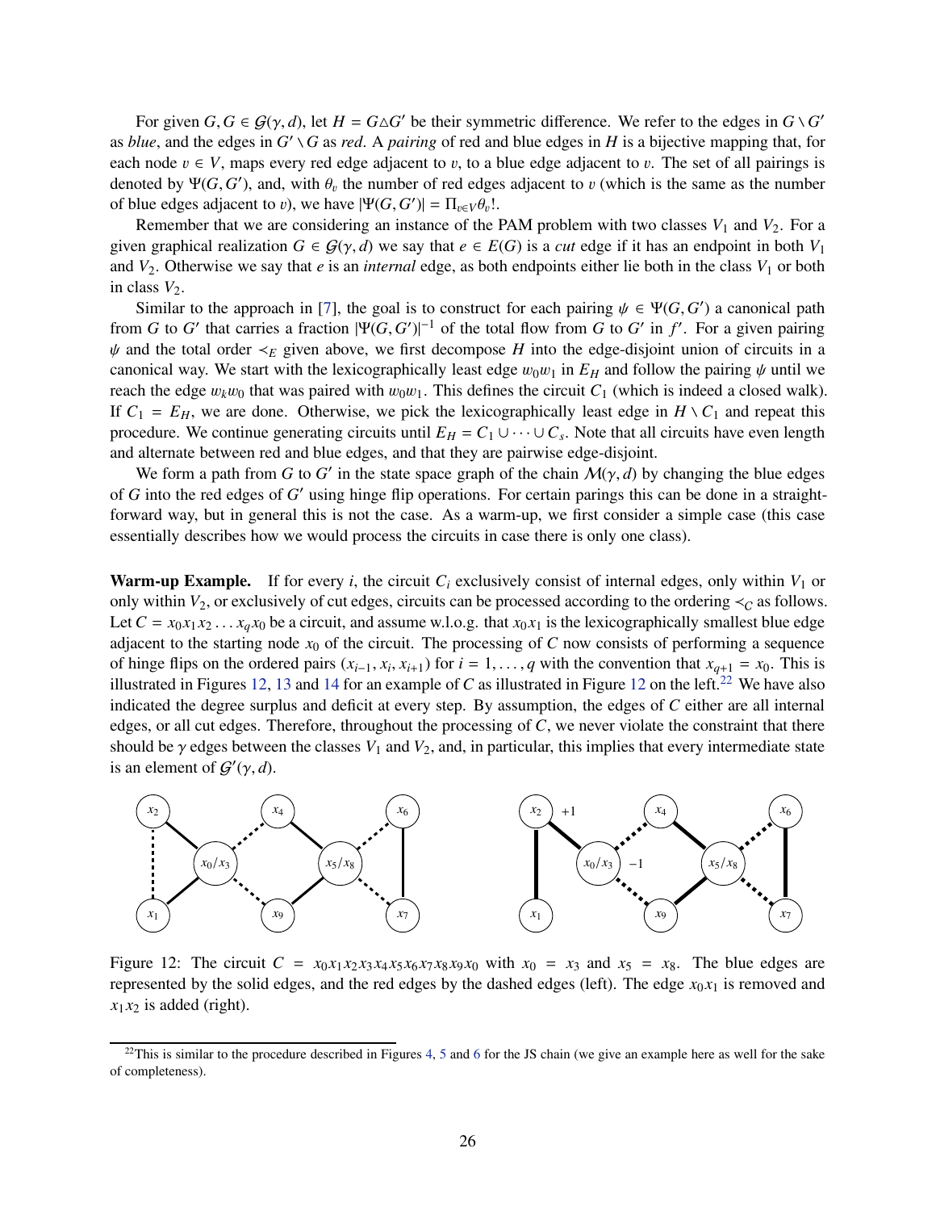For given $G, G \in \mathcal{G}(\gamma, d)$, let $H = G \triangle G'$ be their symmetric difference. We refer to the edges in $G \setminus G'$ as *blue*, and the edges in $G' \setminus G$ as *red*. A *pairing* of red and blue edges in $H$ is a bijective mapping that, for each node $v \in V$, maps every red edge adjacent to $v$, to a blue edge adjacent to $v$. The set of all pairings is denoted by $\Psi(G, G')$, and, with $\theta_v$ the number of red edges adjacent to $v$ (which is the same as the number of blue edges adjacent to $v$), we have $|\Psi(G, G')| = \Pi_{v \in V} \theta_v!$.

Remember that we are considering an instance of the PAM problem with two classes $V_1$ and $V_2$. For a given graphical realization $G \in \mathcal{G}(\gamma, d)$ we say that $e \in E(G)$ is a *cut* edge if it has an endpoint in both $V_1$ and $V_2$. Otherwise we say that $e$ is an *internal* edge, as both endpoints either lie both in the class $V_1$ or both in class $V_2$.

Similar to the approach in [7], the goal is to construct for each pairing $\psi \in \Psi(G, G')$ a canonical path from $G$ to $G'$ that carries a fraction $|\Psi(G, G')|^{-1}$ of the total flow from $G$ to $G'$ in $f'$. For a given pairing $\psi$ and the total order $<_E$ given above, we first decompose $H$ into the edge-disjoint union of circuits in a canonical way. We start with the lexicographically least edge $w_0 w_1$ in $E_H$ and follow the pairing $\psi$ until we reach the edge $w_k w_0$ that was paired with $w_0 w_1$. This defines the circuit $C_1$ (which is indeed a closed walk). If $C_1 = E_H$, we are done. Otherwise, we pick the lexicographically least edge in $H \setminus C_1$ and repeat this procedure. We continue generating circuits until $E_H = C_1 \cup \cdots \cup C_s$. Note that all circuits have even length and alternate between red and blue edges, and that they are pairwise edge-disjoint.

We form a path from $G$ to $G'$ in the state space graph of the chain $\mathcal{M}(\gamma, d)$ by changing the blue edges of $G$ into the red edges of $G'$ using hinge flip operations. For certain parings this can be done in a straightforward way, but in general this is not the case. As a warm-up, we first consider a simple case (this case essentially describes how we would process the circuits in case there is only one class).

**Warm-up Example.** If for every $i$, the circuit $C_i$ exclusively consist of internal edges, only within $V_1$ or only within $V_2$, or exclusively of cut edges, circuits can be processed according to the ordering $<_C$ as follows. Let $C = x_0 x_1 x_2 \ldots x_q x_0$ be a circuit, and assume w.l.o.g. that $x_0 x_1$ is the lexicographically smallest blue edge adjacent to the starting node $x_0$ of the circuit. The processing of $C$ now consists of performing a sequence of hinge flips on the ordered pairs $(x_{i-1}, x_i, x_{i+1})$ for $i = 1, \ldots, q$ with the convention that $x_{q+1} = x_0$. This is illustrated in Figures 12, 13 and 14 for an example of $C$ as illustrated in Figure 12 on the left.[22] We have also indicated the degree surplus and deficit at every step. By assumption, the edges of $C$ either are all internal edges, or all cut edges. Therefore, throughout the processing of $C$, we never violate the constraint that there should be $\gamma$ edges between the classes $V_1$ and $V_2$, and, in particular, this implies that every intermediate state is an element of $\mathcal{G}'(\gamma, d)$.

Figure 12: The circuit $C = x_0 x_1 x_2 x_3 x_4 x_5 x_6 x_7 x_8 x_9 x_0$ with $x_0 = x_3$ and $x_5 = x_8$. The blue edges are represented by the solid edges, and the red edges by the dashed edges (left). The edge $x_0 x_1$ is removed and $x_1 x_2$ is added (right).

[22] This is similar to the procedure described in Figures 4, 5 and 6 for the JS chain (we give an example here as well for the sake of completeness).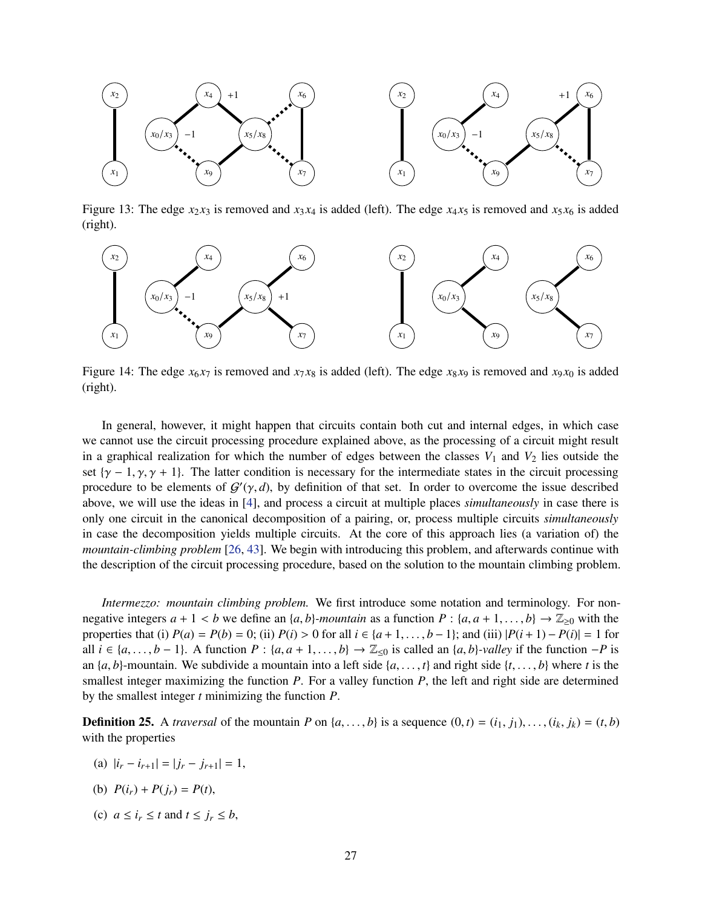Figure 13: The edge $x_2x_3$ is removed and $x_3x_4$ is added (left). The edge $x_4x_5$ is removed and $x_5x_6$ is added (right).

Figure 14: The edge $x_6x_7$ is removed and $x_7x_8$ is added (left). The edge $x_8x_9$ is removed and $x_9x_0$ is added (right).

In general, however, it might happen that circuits contain both cut and internal edges, in which case we cannot use the circuit processing procedure explained above, as the processing of a circuit might result in a graphical realization for which the number of edges between the classes $V_1$ and $V_2$ lies outside the set $\{\gamma - 1, \gamma, \gamma + 1\}$. The latter condition is necessary for the intermediate states in the circuit processing procedure to be elements of $\mathcal{G}'(\gamma, d)$, by definition of that set. In order to overcome the issue described above, we will use the ideas in [4], and process a circuit at multiple places *simultaneously* in case there is only one circuit in the canonical decomposition of a pairing, or, process multiple circuits *simultaneously* in case the decomposition yields multiple circuits. At the core of this approach lies (a variation of) the *mountain-climbing problem* [26, 43]. We begin with introducing this problem, and afterwards continue with the description of the circuit processing procedure, based on the solution to the mountain climbing problem.

*Intermezzo: mountain climbing problem.* We first introduce some notation and terminology. For non-negative integers $a + 1 < b$ we define an $\{a, b\}$-*mountain* as a function $P : \{a, a + 1, \ldots, b\} \to \mathbb{Z}_{\geq 0}$ with the properties that (i) $P(a) = P(b) = 0$; (ii) $P(i) > 0$ for all $i \in \{a + 1, \ldots, b - 1\}$; and (iii) $|P(i + 1) - P(i)| = 1$ for all $i \in \{a, \ldots, b - 1\}$. A function $P : \{a, a + 1, \ldots, b\} \to \mathbb{Z}_{\leq 0}$ is called an $\{a, b\}$-*valley* if the function $-P$ is an $\{a, b\}$-mountain. We subdivide a mountain into a left side $\{a, \ldots, t\}$ and right side $\{t, \ldots, b\}$ where $t$ is the smallest integer maximizing the function $P$. For a valley function $P$, the left and right side are determined by the smallest integer $t$ minimizing the function $P$.

**Definition 25.** A *traversal* of the mountain $P$ on $\{a, \ldots, b\}$ is a sequence $(0, t) = (i_1, j_1), \ldots, (i_k, j_k) = (t, b)$ with the properties

(a) $|i_r - i_{r+1}| = |j_r - j_{r+1}| = 1$,

(b) $P(i_r) + P(j_r) = P(t)$,

(c) $a \leq i_r \leq t$ and $t \leq j_r \leq b$,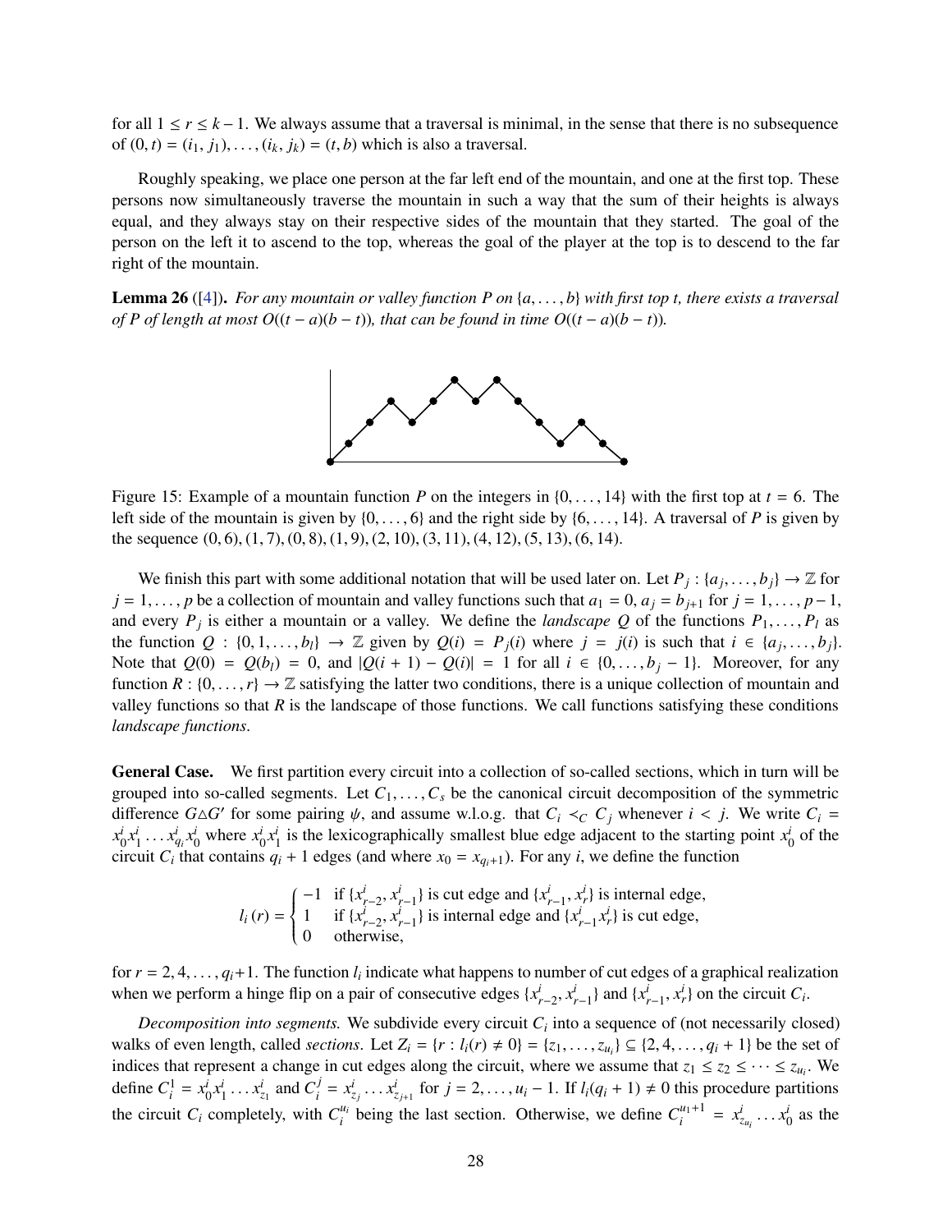for all $1 \leq r \leq k-1$. We always assume that a traversal is minimal, in the sense that there is no subsequence of $(0, t) = (i_1, j_1), \ldots, (i_k, j_k) = (t, b)$ which is also a traversal.

Roughly speaking, we place one person at the far left end of the mountain, and one at the first top. These persons now simultaneously traverse the mountain in such a way that the sum of their heights is always equal, and they always stay on their respective sides of the mountain that they started. The goal of the person on the left it to ascend to the top, whereas the goal of the player at the top is to descend to the far right of the mountain.

**Lemma 26** ([4]). *For any mountain or valley function $P$ on $\{a, \ldots, b\}$ with first top $t$, there exists a traversal of $P$ of length at most $O((t-a)(b-t))$, that can be found in time $O((t-a)(b-t))$.*

Figure 15: Example of a mountain function $P$ on the integers in $\{0, \ldots, 14\}$ with the first top at $t = 6$. The left side of the mountain is given by $\{0, \ldots, 6\}$ and the right side by $\{6, \ldots, 14\}$. A traversal of $P$ is given by the sequence $(0, 6), (1, 7), (0, 8), (1, 9), (2, 10), (3, 11), (4, 12), (5, 13), (6, 14)$.

We finish this part with some additional notation that will be used later on. Let $P_j : \{a_j, \ldots, b_j\} \to \mathbb{Z}$ for $j = 1, \ldots, p$ be a collection of mountain and valley functions such that $a_1 = 0$, $a_j = b_{j+1}$ for $j = 1, \ldots, p-1$, and every $P_j$ is either a mountain or a valley. We define the *landscape* $Q$ of the functions $P_1, \ldots, P_l$ as the function $Q : \{0, 1, \ldots, b_l\} \to \mathbb{Z}$ given by $Q(i) = P_j(i)$ where $j = j(i)$ is such that $i \in \{a_j, \ldots, b_j\}$. Note that $Q(0) = Q(b_l) = 0$, and $|Q(i+1) - Q(i)| = 1$ for all $i \in \{0, \ldots, b_j - 1\}$. Moreover, for any function $R : \{0, \ldots, r\} \to \mathbb{Z}$ satisfying the latter two conditions, there is a unique collection of mountain and valley functions so that $R$ is the landscape of those functions. We call functions satisfying these conditions *landscape functions*.

**General Case.** We first partition every circuit into a collection of so-called sections, which in turn will be grouped into so-called segments. Let $C_1, \ldots, C_s$ be the canonical circuit decomposition of the symmetric difference $G \triangle G'$ for some pairing $\psi$, and assume w.l.o.g. that $C_i \prec_C C_j$ whenever $i < j$. We write $C_i = x_0^i x_1^i \ldots x_{q_i}^i x_0^i$ where $x_0^i x_1^i$ is the lexicographically smallest blue edge adjacent to the starting point $x_0^i$ of the circuit $C_i$ that contains $q_i + 1$ edges (and where $x_0 = x_{q_i+1}$). For any $i$, we define the function

$$l_i(r) = \begin{cases} -1 & \text{if } \{x_{r-2}^i, x_{r-1}^i\} \text{ is cut edge and } \{x_{r-1}^i, x_r^i\} \text{ is internal edge,} \\ 1 & \text{if } \{x_{r-2}^i, x_{r-1}^i\} \text{ is internal edge and } \{x_{r-1}^i x_r^i\} \text{ is cut edge,} \\ 0 & \text{otherwise,} \end{cases}$$

for $r = 2, 4, \ldots, q_i + 1$. The function $l_i$ indicate what happens to number of cut edges of a graphical realization when we perform a hinge flip on a pair of consecutive edges $\{x_{r-2}^i, x_{r-1}^i\}$ and $\{x_{r-1}^i, x_r^i\}$ on the circuit $C_i$.

*Decomposition into segments.* We subdivide every circuit $C_i$ into a sequence of (not necessarily closed) walks of even length, called *sections*. Let $Z_i = \{r : l_i(r) \neq 0\} = \{z_1, \ldots, z_{u_i}\} \subseteq \{2, 4, \ldots, q_i + 1\}$ be the set of indices that represent a change in cut edges along the circuit, where we assume that $z_1 \leq z_2 \leq \cdots \leq z_{u_i}$. We define $C_i^1 = x_0^i x_1^i \ldots x_{z_1}^i$ and $C_i^j = x_{z_j}^i \ldots x_{z_{j+1}}^i$ for $j = 2, \ldots, u_i - 1$. If $l_i(q_i + 1) \neq 0$ this procedure partitions the circuit $C_i$ completely, with $C_i^{u_i}$ being the last section. Otherwise, we define $C_i^{u_1+1} = x_{z_{u_i}}^i \ldots x_0^i$ as the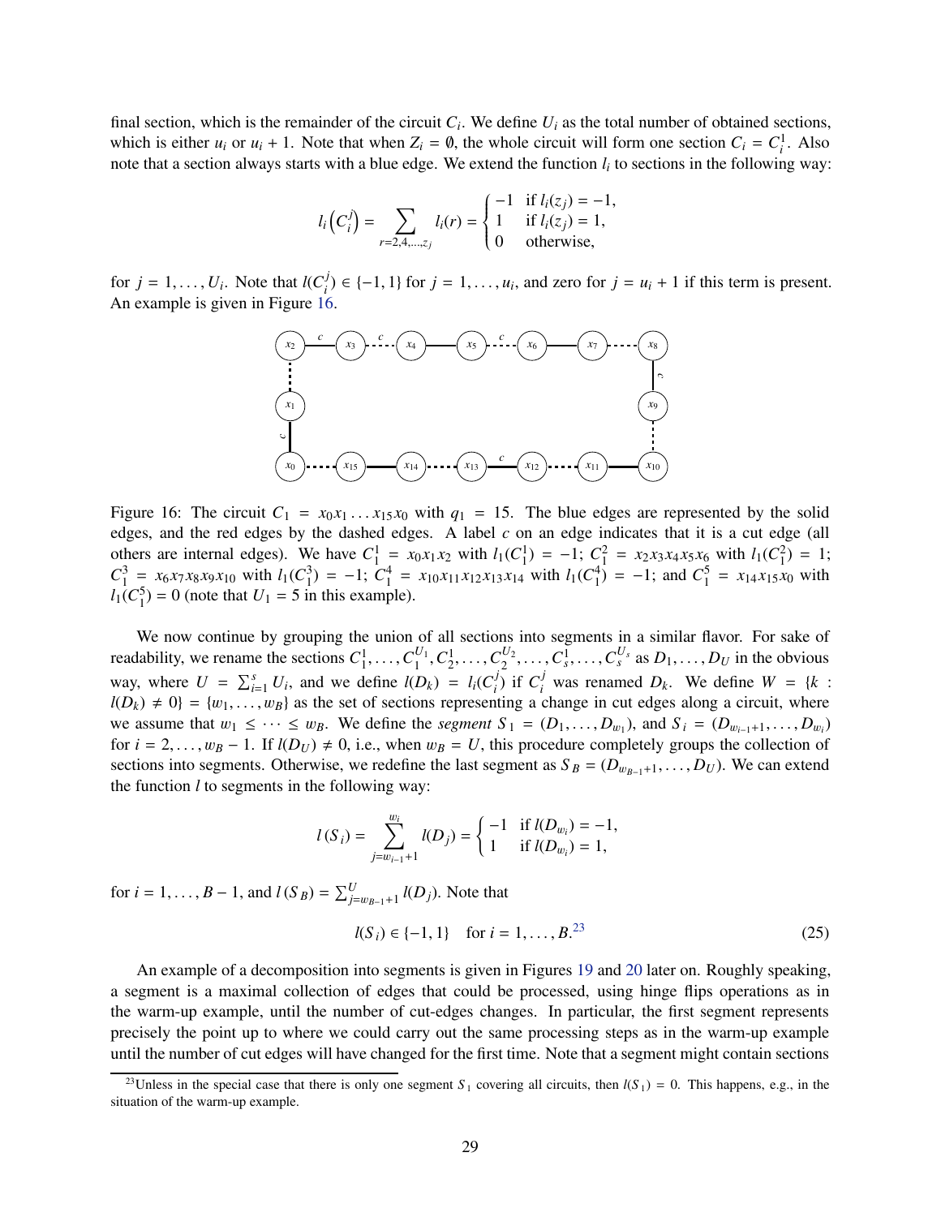final section, which is the remainder of the circuit $C_i$. We define $U_i$ as the total number of obtained sections, which is either $u_i$ or $u_i + 1$. Note that when $Z_i = \emptyset$, the whole circuit will form one section $C_i = C_i^1$. Also note that a section always starts with a blue edge. We extend the function $l_i$ to sections in the following way:

$$
l_i\left(C_i^j\right) = \sum_{r=2,4,\dots,z_j} l_i(r) = \begin{cases} -1 & \text{if } l_i(z_j) = -1, \\ 1 & \text{if } l_i(z_j) = 1, \\ 0 & \text{otherwise,} \end{cases}
$$

for $j = 1, \dots, U_i$. Note that $l(C_i^j) \in \{-1, 1\}$ for $j = 1, \dots, u_i$, and zero for $j = u_i + 1$ if this term is present. An example is given in Figure 16.

Figure 16: The circuit $C_1 = x_0 x_1 \dots x_{15} x_0$ with $q_1 = 15$. The blue edges are represented by the solid edges, and the red edges by the dashed edges. A label $c$ on an edge indicates that it is a cut edge (all others are internal edges). We have $C_1^1 = x_0 x_1 x_2$ with $l_1(C_1^1) = -1$; $C_1^2 = x_2 x_3 x_4 x_5 x_6$ with $l_1(C_1^2) = 1$; $C_1^3 = x_6 x_7 x_8 x_9 x_{10}$ with $l_1(C_1^3) = -1$; $C_1^4 = x_{10} x_{11} x_{12} x_{13} x_{14}$ with $l_1(C_1^4) = -1$; and $C_1^5 = x_{14} x_{15} x_0$ with $l_1(C_1^5) = 0$ (note that $U_1 = 5$ in this example).

We now continue by grouping the union of all sections into segments in a similar flavor. For sake of readability, we rename the sections $C_1^1, \dots, C_1^{U_1}, C_2^1, \dots, C_2^{U_2}, \dots, C_s^1, \dots, C_s^{U_s}$ as $D_1, \dots, D_U$ in the obvious way, where $U = \sum_{i=1}^s U_i$, and we define $l(D_k) = l_i(C_i^j)$ if $C_i^j$ was renamed $D_k$. We define $W = \{k : l(D_k) \neq 0\} = \{w_1, \dots, w_B\}$ as the set of sections representing a change in cut edges along a circuit, where we assume that $w_1 \leq \dots \leq w_B$. We define the *segment* $S_1 = (D_1, \dots, D_{w_1})$, and $S_i = (D_{w_{i-1}+1}, \dots, D_{w_i})$ for $i = 2, \dots, w_B - 1$. If $l(D_U) \neq 0$, i.e., when $w_B = U$, this procedure completely groups the collection of sections into segments. Otherwise, we redefine the last segment as $S_B = (D_{w_{B-1}+1}, \dots, D_U)$. We can extend the function $l$ to segments in the following way:

$$
l(S_i) = \sum_{j=w_{i-1}+1}^{w_i} l(D_j) = \begin{cases} -1 & \text{if } l(D_{w_i}) = -1, \\ 1 & \text{if } l(D_{w_i}) = 1, \end{cases}
$$

for $i = 1, \dots, B-1$, and $l(S_B) = \sum_{j=w_{B-1}+1}^{U} l(D_j)$. Note that

$$
l(S_i) \in \{-1, 1\} \quad \text{for } i = 1, \dots, B.^{23} \tag{25}
$$

An example of a decomposition into segments is given in Figures 19 and 20 later on. Roughly speaking, a segment is a maximal collection of edges that could be processed, using hinge flips operations as in the warm-up example, until the number of cut-edges changes. In particular, the first segment represents precisely the point up to where we could carry out the same processing steps as in the warm-up example until the number of cut edges will have changed for the first time. Note that a segment might contain sections

[23] Unless in the special case that there is only one segment $S_1$ covering all circuits, then $l(S_1) = 0$. This happens, e.g., in the situation of the warm-up example.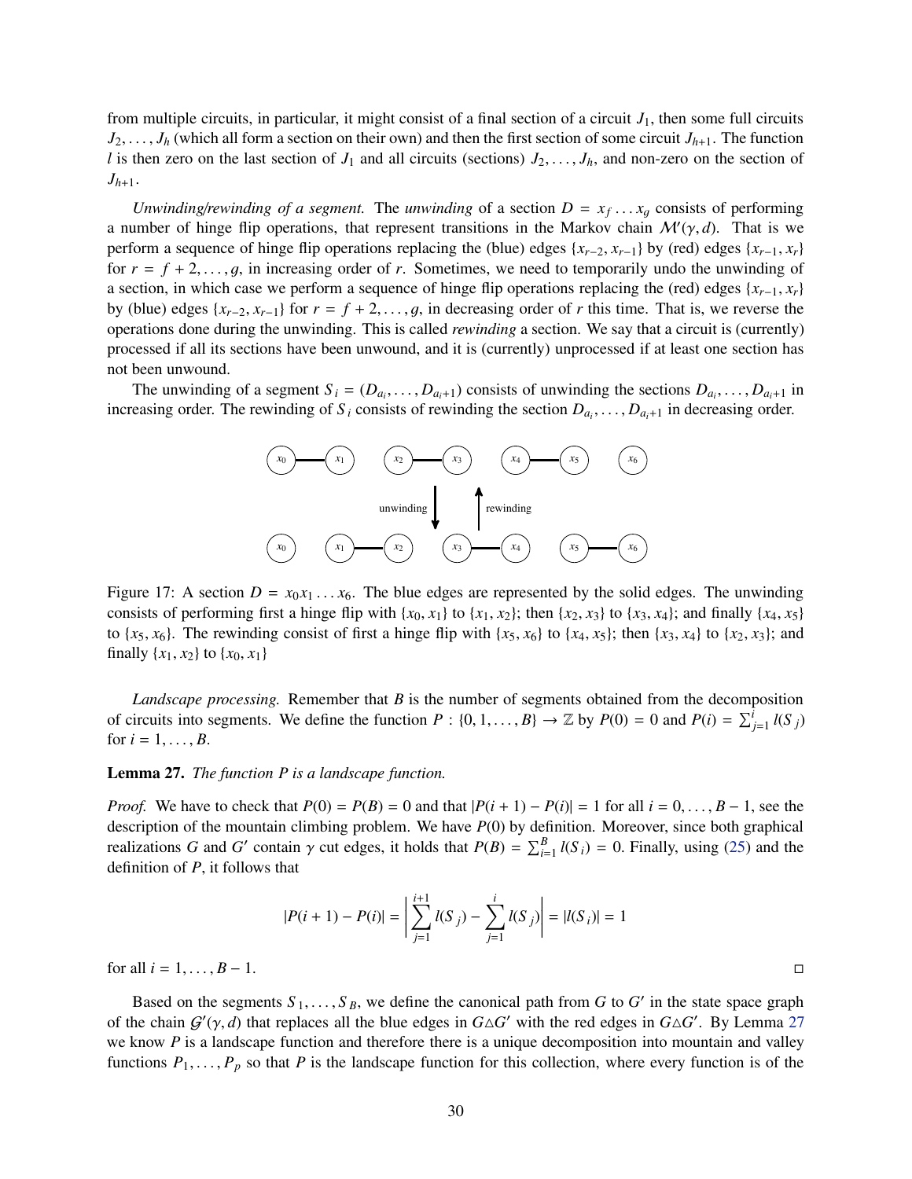from multiple circuits, in particular, it might consist of a final section of a circuit $J_1$, then some full circuits $J_2, \dots, J_h$ (which all form a section on their own) and then the first section of some circuit $J_{h+1}$. The function $l$ is then zero on the last section of $J_1$ and all circuits (sections) $J_2, \dots, J_h$, and non-zero on the section of $J_{h+1}$.

*Unwinding/rewinding of a segment.* The *unwinding* of a section $D = x_f \dots x_g$ consists of performing a number of hinge flip operations, that represent transitions in the Markov chain $\mathcal{M}'(\gamma, d)$. That is we perform a sequence of hinge flip operations replacing the (blue) edges $\{x_{r-2}, x_{r-1}\}$ by (red) edges $\{x_{r-1}, x_r\}$ for $r = f + 2, \dots, g$, in increasing order of $r$. Sometimes, we need to temporarily undo the unwinding of a section, in which case we perform a sequence of hinge flip operations replacing the (red) edges $\{x_{r-1}, x_r\}$ by (blue) edges $\{x_{r-2}, x_{r-1}\}$ for $r = f + 2, \dots, g$, in decreasing order of $r$ this time. That is, we reverse the operations done during the unwinding. This is called *rewinding* a section. We say that a circuit is (currently) processed if all its sections have been unwound, and it is (currently) unprocessed if at least one section has not been unwound.

The unwinding of a segment $S_i = (D_{a_i}, \dots, D_{a_i+1})$ consists of unwinding the sections $D_{a_i}, \dots, D_{a_i+1}$ in increasing order. The rewinding of $S_i$ consists of rewinding the section $D_{a_i}, \dots, D_{a_i+1}$ in decreasing order.

Figure 17: A section $D = x_0 x_1 \dots x_6$. The blue edges are represented by the solid edges. The unwinding consists of performing first a hinge flip with $\{x_0, x_1\}$ to $\{x_1, x_2\}$; then $\{x_2, x_3\}$ to $\{x_3, x_4\}$; and finally $\{x_4, x_5\}$ to $\{x_5, x_6\}$. The rewinding consist of first a hinge flip with $\{x_5, x_6\}$ to $\{x_4, x_5\}$; then $\{x_3, x_4\}$ to $\{x_2, x_3\}$; and finally $\{x_1, x_2\}$ to $\{x_0, x_1\}$

*Landscape processing.* Remember that $B$ is the number of segments obtained from the decomposition of circuits into segments. We define the function $P : \{0, 1, \dots, B\} \to \mathbb{Z}$ by $P(0) = 0$ and $P(i) = \sum_{j=1}^{i} l(S_j)$ for $i = 1, \dots, B$.

**Lemma 27.** *The function $P$ is a landscape function.*

*Proof.* We have to check that $P(0) = P(B) = 0$ and that $|P(i+1) - P(i)| = 1$ for all $i = 0, \dots, B-1$, see the description of the mountain climbing problem. We have $P(0)$ by definition. Moreover, since both graphical realizations $G$ and $G'$ contain $\gamma$ cut edges, it holds that $P(B) = \sum_{i=1}^{B} l(S_i) = 0$. Finally, using (25) and the definition of $P$, it follows that

$$|P(i+1) - P(i)| = \left| \sum_{j=1}^{i+1} l(S_j) - \sum_{j=1}^{i} l(S_j) \right| = |l(S_i)| = 1$$

for all $i = 1, \dots, B-1$. □

Based on the segments $S_1, \dots, S_B$, we define the canonical path from $G$ to $G'$ in the state space graph of the chain $\mathcal{G}'(\gamma, d)$ that replaces all the blue edges in $G \triangle G'$ with the red edges in $G \triangle G'$. By Lemma 27 we know $P$ is a landscape function and therefore there is a unique decomposition into mountain and valley functions $P_1, \dots, P_p$ so that $P$ is the landscape function for this collection, where every function is of the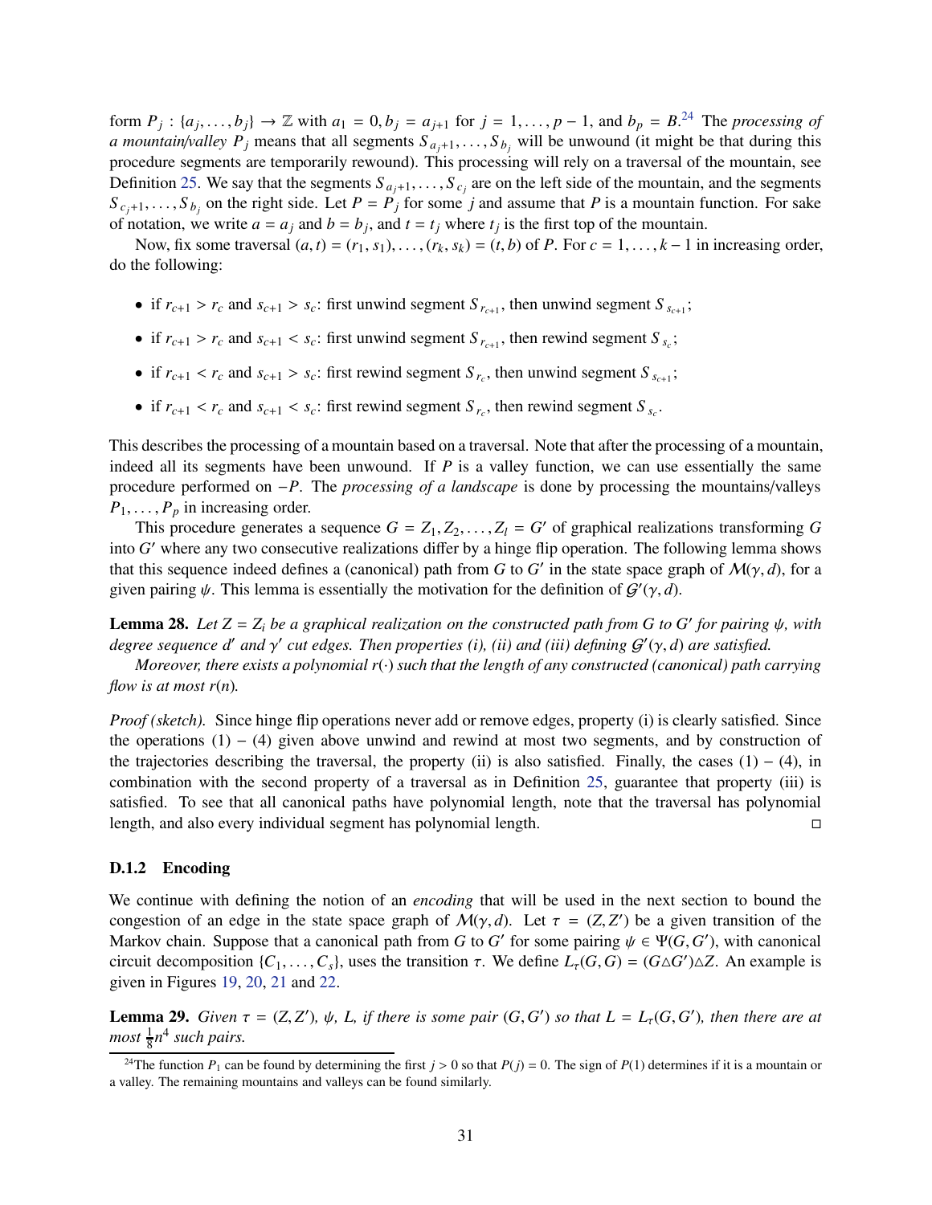form $P_j : \{a_j, \ldots, b_j\} \to \mathbb{Z}$ with $a_1 = 0, b_j = a_{j+1}$ for $j = 1, \ldots, p-1$, and $b_p = B$.[24] The *processing of a mountain/valley* $P_j$ means that all segments $S_{a_j+1}, \ldots, S_{b_j}$ will be unwound (it might be that during this procedure segments are temporarily rewound). This processing will rely on a traversal of the mountain, see Definition 25. We say that the segments $S_{a_j+1}, \ldots, S_{c_j}$ are on the left side of the mountain, and the segments $S_{c_j+1}, \ldots, S_{b_j}$ on the right side. Let $P = P_j$ for some $j$ and assume that $P$ is a mountain function. For sake of notation, we write $a = a_j$ and $b = b_j$, and $t = t_j$ where $t_j$ is the first top of the mountain.

Now, fix some traversal $(a, t) = (r_1, s_1), \ldots, (r_k, s_k) = (t, b)$ of $P$. For $c = 1, \ldots, k-1$ in increasing order, do the following:

- if $r_{c+1} > r_c$ and $s_{c+1} > s_c$: first unwind segment $S_{r_{c+1}}$, then unwind segment $S_{s_{c+1}}$;
- if $r_{c+1} > r_c$ and $s_{c+1} < s_c$: first unwind segment $S_{r_{c+1}}$, then rewind segment $S_{s_c}$;
- if $r_{c+1} < r_c$ and $s_{c+1} > s_c$: first rewind segment $S_{r_c}$, then unwind segment $S_{s_{c+1}}$;
- if $r_{c+1} < r_c$ and $s_{c+1} < s_c$: first rewind segment $S_{r_c}$, then rewind segment $S_{s_c}$.

This describes the processing of a mountain based on a traversal. Note that after the processing of a mountain, indeed all its segments have been unwound. If $P$ is a valley function, we can use essentially the same procedure performed on $-P$. The *processing of a landscape* is done by processing the mountains/valleys $P_1, \ldots, P_p$ in increasing order.

This procedure generates a sequence $G = Z_1, Z_2, \ldots, Z_l = G'$ of graphical realizations transforming $G$ into $G'$ where any two consecutive realizations differ by a hinge flip operation. The following lemma shows that this sequence indeed defines a (canonical) path from $G$ to $G'$ in the state space graph of $\mathcal{M}(\gamma, d)$, for a given pairing $\psi$. This lemma is essentially the motivation for the definition of $\mathcal{G}'(\gamma, d)$.

**Lemma 28.** *Let $Z = Z_i$ be a graphical realization on the constructed path from $G$ to $G'$ for pairing $\psi$, with degree sequence $d'$ and $\gamma'$ cut edges. Then properties (i), (ii) and (iii) defining $\mathcal{G}'(\gamma, d)$ are satisfied.*

*Moreover, there exists a polynomial $r(\cdot)$ such that the length of any constructed (canonical) path carrying flow is at most $r(n)$.*

*Proof (sketch).* Since hinge flip operations never add or remove edges, property (i) is clearly satisfied. Since the operations (1) – (4) given above unwind and rewind at most two segments, and by construction of the trajectories describing the traversal, the property (ii) is also satisfied. Finally, the cases (1) – (4), in combination with the second property of a traversal as in Definition 25, guarantee that property (iii) is satisfied. To see that all canonical paths have polynomial length, note that the traversal has polynomial length, and also every individual segment has polynomial length. □

### D.1.2 Encoding

We continue with defining the notion of an *encoding* that will be used in the next section to bound the congestion of an edge in the state space graph of $\mathcal{M}(\gamma, d)$. Let $\tau = (Z, Z')$ be a given transition of the Markov chain. Suppose that a canonical path from $G$ to $G'$ for some pairing $\psi \in \Psi(G, G')$, with canonical circuit decomposition $\{C_1, \ldots, C_s\}$, uses the transition $\tau$. We define $L_\tau(G, G) = (G \triangle G') \triangle Z$. An example is given in Figures 19, 20, 21 and 22.

**Lemma 29.** *Given $\tau = (Z, Z')$, $\psi$, $L$, if there is some pair $(G, G')$ so that $L = L_\tau(G, G')$, then there are at most $\frac{1}{8}n^4$ such pairs.*

[24] The function $P_1$ can be found by determining the first $j > 0$ so that $P(j) = 0$. The sign of $P(1)$ determines if it is a mountain or a valley. The remaining mountains and valleys can be found similarly.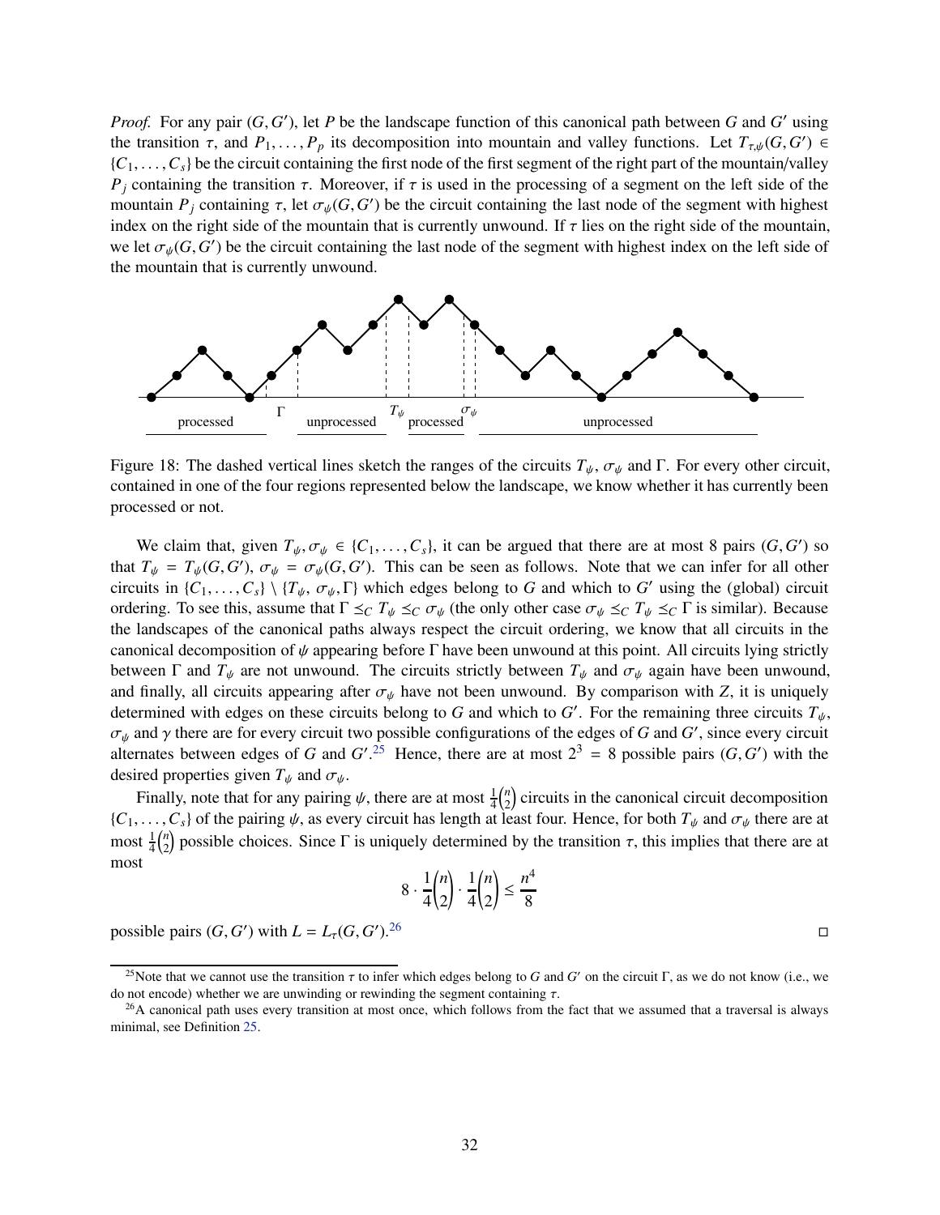*Proof.* For any pair $(G, G')$, let $P$ be the landscape function of this canonical path between $G$ and $G'$ using the transition $\tau$, and $P_1, \ldots, P_p$ its decomposition into mountain and valley functions. Let $T_{\tau,\psi}(G, G') \in \{C_1, \ldots, C_s\}$ be the circuit containing the first node of the first segment of the right part of the mountain/valley $P_j$ containing the transition $\tau$. Moreover, if $\tau$ is used in the processing of a segment on the left side of the mountain $P_j$ containing $\tau$, let $\sigma_\psi(G, G')$ be the circuit containing the last node of the segment with highest index on the right side of the mountain that is currently unwound. If $\tau$ lies on the right side of the mountain, we let $\sigma_\psi(G, G')$ be the circuit containing the last node of the segment with highest index on the left side of the mountain that is currently unwound.

Figure 18: The dashed vertical lines sketch the ranges of the circuits $T_\psi$, $\sigma_\psi$ and $\Gamma$. For every other circuit, contained in one of the four regions represented below the landscape, we know whether it has currently been processed or not.

We claim that, given $T_\psi, \sigma_\psi \in \{C_1, \ldots, C_s\}$, it can be argued that there are at most 8 pairs $(G, G')$ so that $T_\psi = T_\psi(G, G')$, $\sigma_\psi = \sigma_\psi(G, G')$. This can be seen as follows. Note that we can infer for all other circuits in $\{C_1, \ldots, C_s\} \setminus \{T_\psi, \sigma_\psi, \Gamma\}$ which edges belong to $G$ and which to $G'$ using the (global) circuit ordering. To see this, assume that $\Gamma \preceq_C T_\psi \preceq_C \sigma_\psi$ (the only other case $\sigma_\psi \preceq_C T_\psi \preceq_C \Gamma$ is similar). Because the landscapes of the canonical paths always respect the circuit ordering, we know that all circuits in the canonical decomposition of $\psi$ appearing before $\Gamma$ have been unwound at this point. All circuits lying strictly between $\Gamma$ and $T_\psi$ are not unwound. The circuits strictly between $T_\psi$ and $\sigma_\psi$ again have been unwound, and finally, all circuits appearing after $\sigma_\psi$ have not been unwound. By comparison with $Z$, it is uniquely determined with edges on these circuits belong to $G$ and which to $G'$. For the remaining three circuits $T_\psi$, $\sigma_\psi$ and $\gamma$ there are for every circuit two possible configurations of the edges of $G$ and $G'$, since every circuit alternates between edges of $G$ and $G'$.[25] Hence, there are at most $2^3 = 8$ possible pairs $(G, G')$ with the desired properties given $T_\psi$ and $\sigma_\psi$.

Finally, note that for any pairing $\psi$, there are at most $\frac{1}{4}\binom{n}{2}$ circuits in the canonical circuit decomposition $\{C_1, \ldots, C_s\}$ of the pairing $\psi$, as every circuit has length at least four. Hence, for both $T_\psi$ and $\sigma_\psi$ there are at most $\frac{1}{4}\binom{n}{2}$ possible choices. Since $\Gamma$ is uniquely determined by the transition $\tau$, this implies that there are at most

$$8 \cdot \frac{1}{4}\binom{n}{2} \cdot \frac{1}{4}\binom{n}{2} \leq \frac{n^4}{8}$$

possible pairs $(G, G')$ with $L = L_\tau(G, G')$.[26] □

[25] Note that we cannot use the transition $\tau$ to infer which edges belong to $G$ and $G'$ on the circuit $\Gamma$, as we do not know (i.e., we do not encode) whether we are unwinding or rewinding the segment containing $\tau$.

[26] A canonical path uses every transition at most once, which follows from the fact that we assumed that a traversal is always minimal, see Definition 25.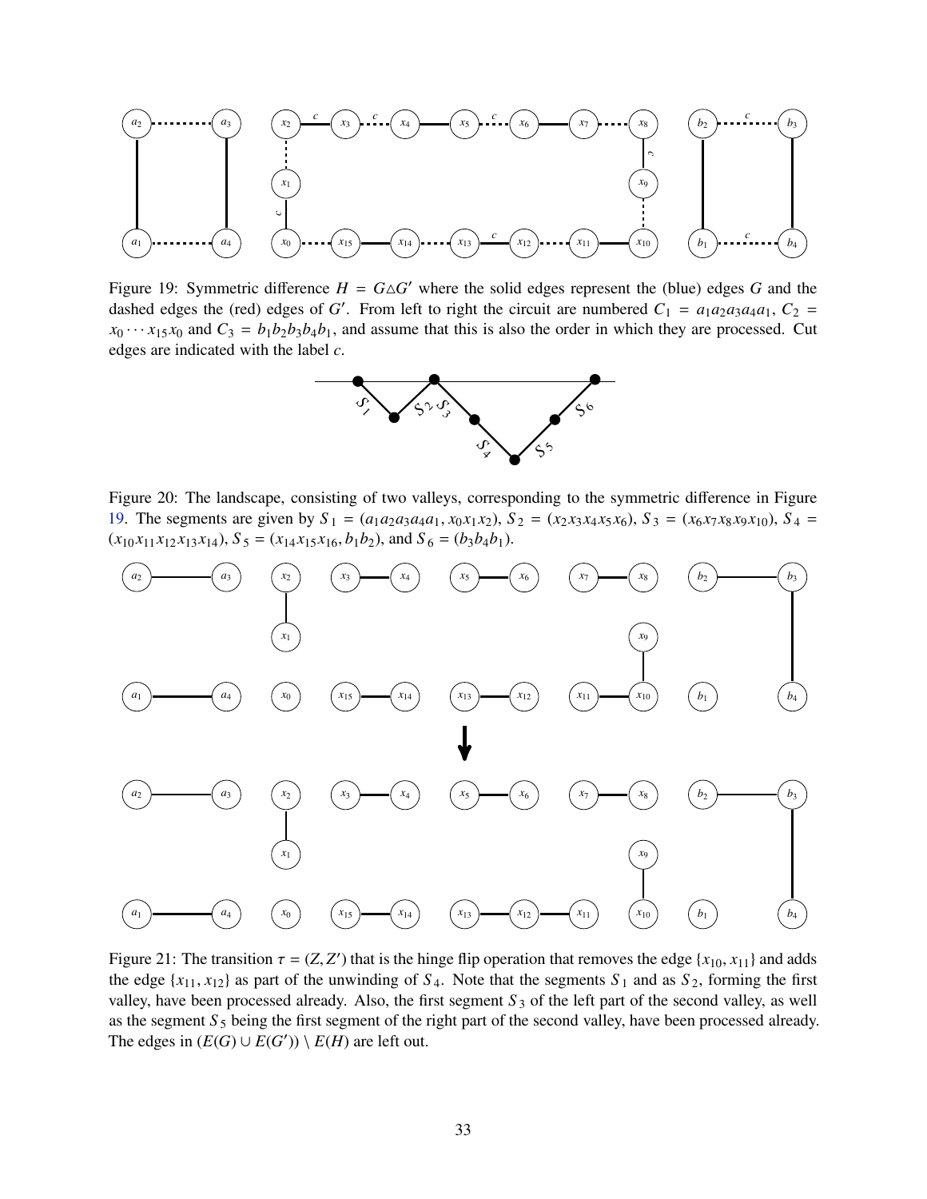Figure 19: Symmetric difference $H = G \triangle G'$ where the solid edges represent the (blue) edges $G$ and the dashed edges the (red) edges of $G'$. From left to right the circuit are numbered $C_1 = a_1a_2a_3a_4a_1$, $C_2 = x_0 \cdots x_{15}x_0$ and $C_3 = b_1b_2b_3b_4b_1$, and assume that this is also the order in which they are processed. Cut edges are indicated with the label $c$.

Figure 20: The landscape, consisting of two valleys, corresponding to the symmetric difference in Figure 19. The segments are given by $S_1 = (a_1a_2a_3a_4a_1, x_0x_1x_2)$, $S_2 = (x_2x_3x_4x_5x_6)$, $S_3 = (x_6x_7x_8x_9x_{10})$, $S_4 = (x_{10}x_{11}x_{12}x_{13}x_{14})$, $S_5 = (x_{14}x_{15}x_{16}, b_1b_2)$, and $S_6 = (b_3b_4b_1)$.

Figure 21: The transition $\tau = (Z, Z')$ that is the hinge flip operation that removes the edge $\{x_{10}, x_{11}\}$ and adds the edge $\{x_{11}, x_{12}\}$ as part of the unwinding of $S_4$. Note that the segments $S_1$ and as $S_2$, forming the first valley, have been processed already. Also, the first segment $S_3$ of the left part of the second valley, as well as the segment $S_5$ being the first segment of the right part of the second valley, have been processed already. The edges in $(E(G) \cup E(G')) \setminus E(H)$ are left out.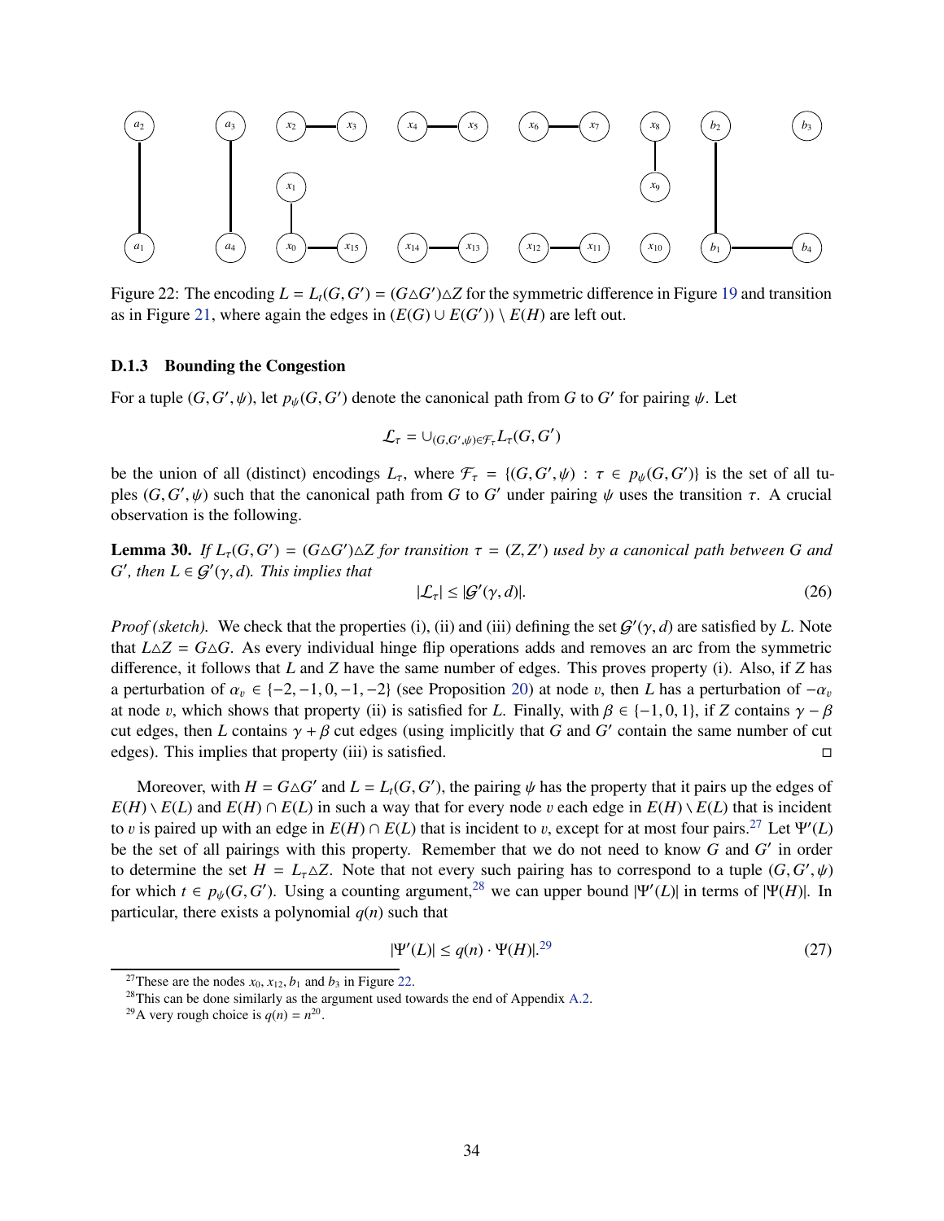Figure 22: The encoding $L = L_t(G, G') = (G \triangle G') \triangle Z$ for the symmetric difference in Figure 19 and transition as in Figure 21, where again the edges in $(E(G) \cup E(G')) \setminus E(H)$ are left out.

### D.1.3 Bounding the Congestion

For a tuple $(G, G', \psi)$, let $p_\psi(G, G')$ denote the canonical path from $G$ to $G'$ for pairing $\psi$. Let

$$\mathcal{L}_\tau = \cup_{(G,G',\psi)\in\mathcal{F}_\tau} L_\tau(G, G')$$

be the union of all (distinct) encodings $L_\tau$, where $\mathcal{F}_\tau = \{(G, G', \psi) : \tau \in p_\psi(G, G')\}$ is the set of all tuples $(G, G', \psi)$ such that the canonical path from $G$ to $G'$ under pairing $\psi$ uses the transition $\tau$. A crucial observation is the following.

**Lemma 30.** *If $L_\tau(G, G') = (G \triangle G') \triangle Z$ for transition $\tau = (Z, Z')$ used by a canonical path between $G$ and $G'$, then $L \in \mathcal{G}'(\gamma, d)$. This implies that*

$$|\mathcal{L}_\tau| \leq |\mathcal{G}'(\gamma, d)|. \tag{26}$$

*Proof (sketch).* We check that the properties (i), (ii) and (iii) defining the set $\mathcal{G}'(\gamma, d)$ are satisfied by $L$. Note that $L \triangle Z = G \triangle G$. As every individual hinge flip operations adds and removes an arc from the symmetric difference, it follows that $L$ and $Z$ have the same number of edges. This proves property (i). Also, if $Z$ has a perturbation of $\alpha_v \in \{-2, -1, 0, -1, -2\}$ (see Proposition 20) at node $v$, then $L$ has a perturbation of $-\alpha_v$ at node $v$, which shows that property (ii) is satisfied for $L$. Finally, with $\beta \in \{-1, 0, 1\}$, if $Z$ contains $\gamma - \beta$ cut edges, then $L$ contains $\gamma + \beta$ cut edges (using implicitly that $G$ and $G'$ contain the same number of cut edges). This implies that property (iii) is satisfied. □

Moreover, with $H = G \triangle G'$ and $L = L_t(G, G')$, the pairing $\psi$ has the property that it pairs up the edges of $E(H) \setminus E(L)$ and $E(H) \cap E(L)$ in such a way that for every node $v$ each edge in $E(H) \setminus E(L)$ that is incident to $v$ is paired up with an edge in $E(H) \cap E(L)$ that is incident to $v$, except for at most four pairs.[27] Let $\Psi'(L)$ be the set of all pairings with this property. Remember that we do not need to know $G$ and $G'$ in order to determine the set $H = L_\tau \triangle Z$. Note that not every such pairing has to correspond to a tuple $(G, G', \psi)$ for which $t \in p_\psi(G, G')$. Using a counting argument,[28] we can upper bound $|\Psi'(L)|$ in terms of $|\Psi(H)|$. In particular, there exists a polynomial $q(n)$ such that

$$|\Psi'(L)| \leq q(n) \cdot \Psi(H)|.^{29} \tag{27}$$

[27] These are the nodes $x_0$, $x_{12}$, $b_1$ and $b_3$ in Figure 22.

[28] This can be done similarly as the argument used towards the end of Appendix A.2.

[29] A very rough choice is $q(n) = n^{20}$.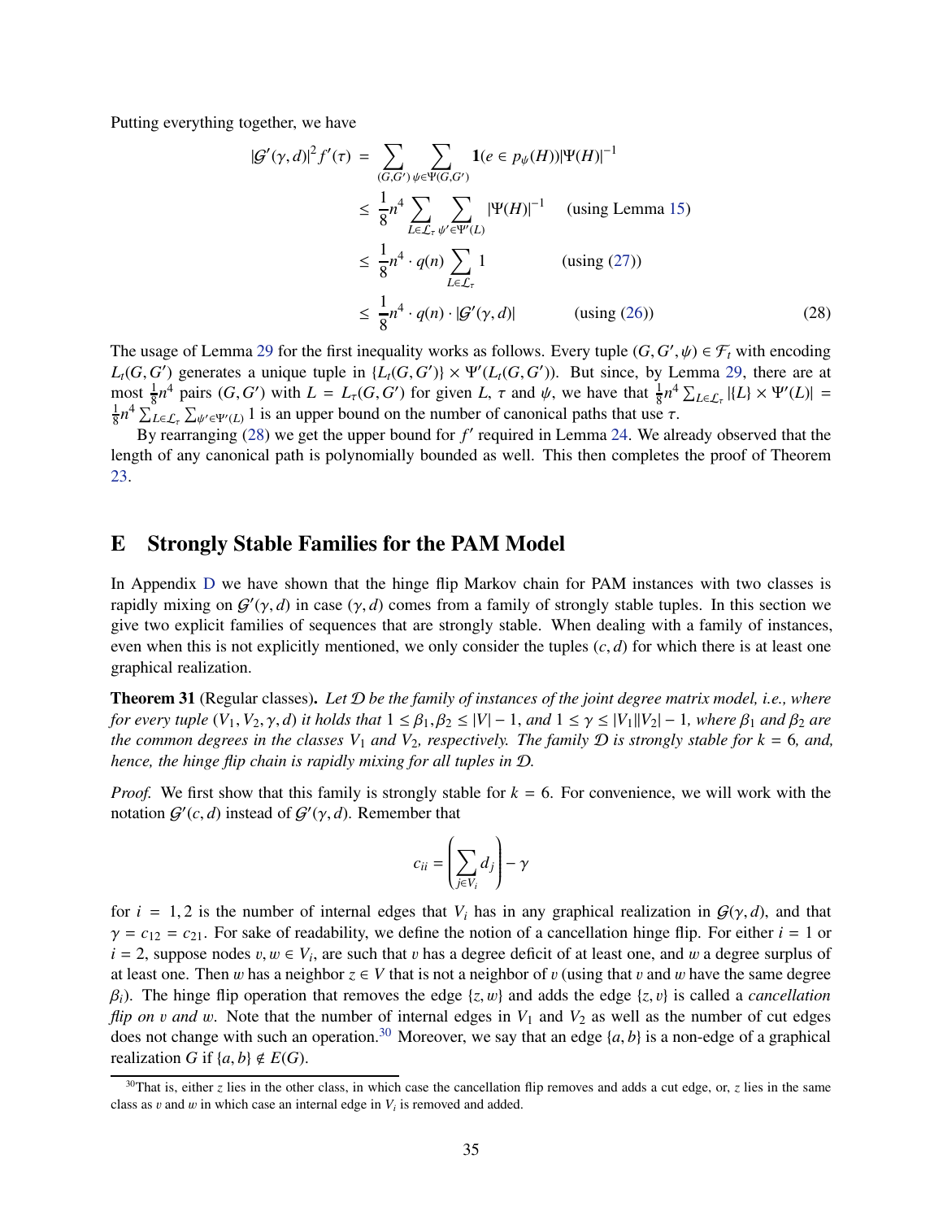Putting everything together, we have

$$
\begin{aligned}
|\mathcal{G}'(\gamma,d)|^2 f'(\tau) &= \sum_{(G,G')} \sum_{\psi \in \Psi(G,G')} \mathbf{1}(e \in p_\psi(H)) |\Psi(H)|^{-1} \\
&\leq \frac{1}{8} n^4 \sum_{L \in \mathcal{L}_\tau} \sum_{\psi' \in \Psi'(L)} |\Psi(H)|^{-1} \quad \text{(using Lemma 15)} \\
&\leq \frac{1}{8} n^4 \cdot q(n) \sum_{L \in \mathcal{L}_\tau} 1 \qquad \text{(using (27))} \\
&\leq \frac{1}{8} n^4 \cdot q(n) \cdot |\mathcal{G}'(\gamma,d)| \qquad \text{(using (26))} \qquad (28)
\end{aligned}
$$

The usage of Lemma 29 for the first inequality works as follows. Every tuple $(G, G', \psi) \in \mathcal{F}_t$ with encoding $L_t(G, G')$ generates a unique tuple in $\{L_t(G, G')\} \times \Psi'(L_t(G, G'))$. But since, by Lemma 29, there are at most $\frac{1}{8}n^4$ pairs $(G, G')$ with $L = L_\tau(G, G')$ for given $L$, $\tau$ and $\psi$, we have that $\frac{1}{8}n^4 \sum_{L\in\mathcal{L}_\tau} |\{L\} \times \Psi'(L)| = \frac{1}{8}n^4 \sum_{L\in\mathcal{L}_\tau} \sum_{\psi'\in\Psi'(L)} 1$ is an upper bound on the number of canonical paths that use $\tau$.

By rearranging (28) we get the upper bound for $f'$ required in Lemma 24. We already observed that the length of any canonical path is polynomially bounded as well. This then completes the proof of Theorem 23.

# E Strongly Stable Families for the PAM Model

In Appendix D we have shown that the hinge flip Markov chain for PAM instances with two classes is rapidly mixing on $\mathcal{G}'(\gamma, d)$ in case $(\gamma, d)$ comes from a family of strongly stable tuples. In this section we give two explicit families of sequences that are strongly stable. When dealing with a family of instances, even when this is not explicitly mentioned, we only consider the tuples $(c, d)$ for which there is at least one graphical realization.

**Theorem 31** (Regular classes)**.** *Let $\mathcal{D}$ be the family of instances of the joint degree matrix model, i.e., where for every tuple $(V_1, V_2, \gamma, d)$ it holds that $1 \leq \beta_1, \beta_2 \leq |V| - 1$, and $1 \leq \gamma \leq |V_1||V_2| - 1$, where $\beta_1$ and $\beta_2$ are the common degrees in the classes $V_1$ and $V_2$, respectively. The family $\mathcal{D}$ is strongly stable for $k = 6$, and, hence, the hinge flip chain is rapidly mixing for all tuples in $\mathcal{D}$.*

*Proof.* We first show that this family is strongly stable for $k = 6$. For convenience, we will work with the notation $\mathcal{G}'(c, d)$ instead of $\mathcal{G}'(\gamma, d)$. Remember that

$$
c_{ii} = \left( \sum_{j\in V_i} d_j \right) - \gamma
$$

for $i = 1, 2$ is the number of internal edges that $V_i$ has in any graphical realization in $\mathcal{G}(\gamma, d)$, and that $\gamma = c_{12} = c_{21}$. For sake of readability, we define the notion of a cancellation hinge flip. For either $i = 1$ or $i = 2$, suppose nodes $v, w \in V_i$, are such that $v$ has a degree deficit of at least one, and $w$ a degree surplus of at least one. Then $w$ has a neighbor $z \in V$ that is not a neighbor of $v$ (using that $v$ and $w$ have the same degree $\beta_i$). The hinge flip operation that removes the edge $\{z, w\}$ and adds the edge $\{z, v\}$ is called a *cancellation flip on $v$ and $w$*. Note that the number of internal edges in $V_1$ and $V_2$ as well as the number of cut edges does not change with such an operation.[30] Moreover, we say that an edge $\{a, b\}$ is a non-edge of a graphical realization $G$ if $\{a, b\} \notin E(G)$.

[30] That is, either $z$ lies in the other class, in which case the cancellation flip removes and adds a cut edge, or, $z$ lies in the same class as $v$ and $w$ in which case an internal edge in $V_i$ is removed and added.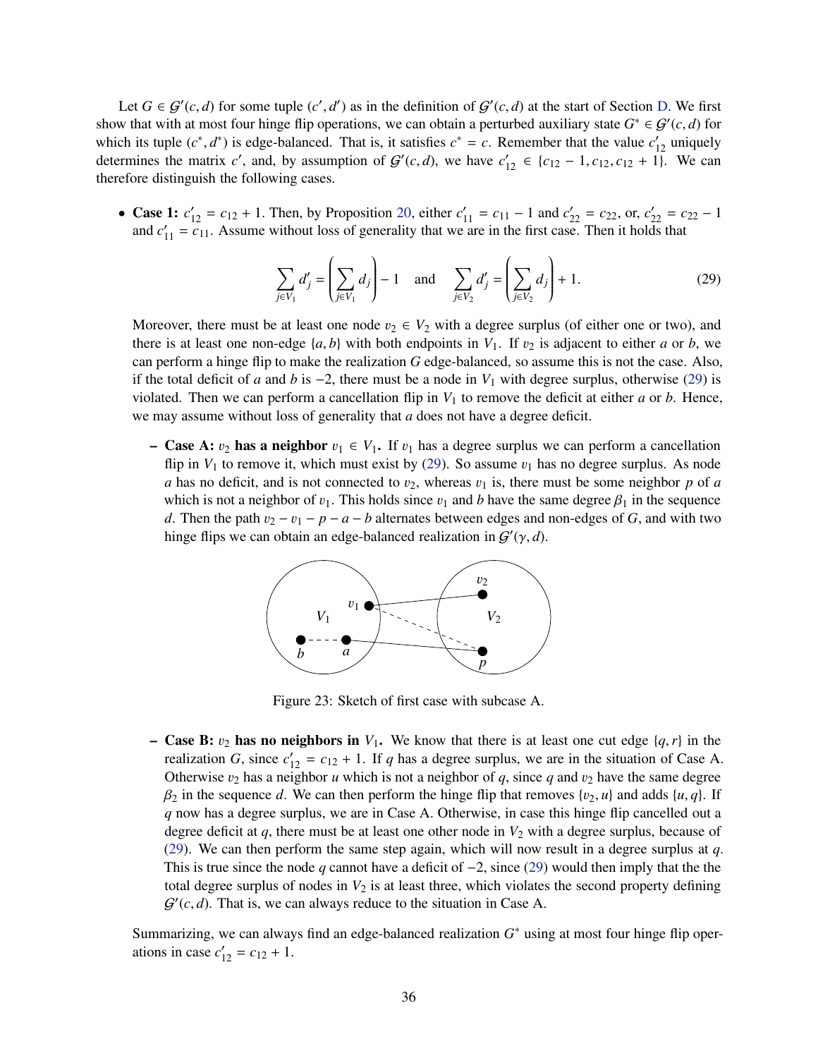Let $G \in \mathcal{G}'(c,d)$ for some tuple $(c',d')$ as in the definition of $\mathcal{G}'(c,d)$ at the start of Section D. We first show that with at most four hinge flip operations, we can obtain a perturbed auxiliary state $G^* \in \mathcal{G}'(c,d)$ for which its tuple $(c^*, d^*)$ is edge-balanced. That is, it satisfies $c^* = c$. Remember that the value $c'_{12}$ uniquely determines the matrix $c'$, and, by assumption of $\mathcal{G}'(c,d)$, we have $c'_{12} \in \{c_{12} - 1, c_{12}, c_{12} + 1\}$. We can therefore distinguish the following cases.

- **Case 1:** $c'_{12} = c_{12} + 1$. Then, by Proposition 20, either $c'_{11} = c_{11} - 1$ and $c'_{22} = c_{22}$, or, $c'_{22} = c_{22} - 1$ and $c'_{11} = c_{11}$. Assume without loss of generality that we are in the first case. Then it holds that

$$\sum_{j \in V_1} d'_j = \left(\sum_{j \in V_1} d_j\right) - 1 \quad \text{and} \quad \sum_{j \in V_2} d'_j = \left(\sum_{j \in V_2} d_j\right) + 1. \tag{29}$$

  Moreover, there must be at least one node $v_2 \in V_2$ with a degree surplus (of either one or two), and there is at least one non-edge $\{a,b\}$ with both endpoints in $V_1$. If $v_2$ is adjacent to either $a$ or $b$, we can perform a hinge flip to make the realization $G$ edge-balanced, so assume this is not the case. Also, if the total deficit of $a$ and $b$ is $-2$, there must be a node in $V_1$ with degree surplus, otherwise (29) is violated. Then we can perform a cancellation flip in $V_1$ to remove the deficit at either $a$ or $b$. Hence, we may assume without loss of generality that $a$ does not have a degree deficit.

  - **Case A:** $v_2$ **has a neighbor** $v_1 \in V_1$**.** If $v_1$ has a degree surplus we can perform a cancellation flip in $V_1$ to remove it, which must exist by (29). So assume $v_1$ has no degree surplus. As node $a$ has no deficit, and is not connected to $v_2$, whereas $v_1$ is, there must be some neighbor $p$ of $a$ which is not a neighbor of $v_1$. This holds since $v_1$ and $b$ have the same degree $\beta_1$ in the sequence $d$. Then the path $v_2 - v_1 - p - a - b$ alternates between edges and non-edges of $G$, and with two hinge flips we can obtain an edge-balanced realization in $\mathcal{G}'(\gamma, d)$.

    Figure 23: Sketch of first case with subcase A.

  - **Case B:** $v_2$ **has no neighbors in** $V_1$**.** We know that there is at least one cut edge $\{q,r\}$ in the realization $G$, since $c'_{12} = c_{12} + 1$. If $q$ has a degree surplus, we are in the situation of Case A. Otherwise $v_2$ has a neighbor $u$ which is not a neighbor of $q$, since $q$ and $v_2$ have the same degree $\beta_2$ in the sequence $d$. We can then perform the hinge flip that removes $\{v_2, u\}$ and adds $\{u, q\}$. If $q$ now has a degree surplus, we are in Case A. Otherwise, in case this hinge flip cancelled out a degree deficit at $q$, there must be at least one other node in $V_2$ with a degree surplus, because of (29). We can then perform the same step again, which will now result in a degree surplus at $q$. This is true since the node $q$ cannot have a deficit of $-2$, since (29) would then imply that the the total degree surplus of nodes in $V_2$ is at least three, which violates the second property defining $\mathcal{G}'(c,d)$. That is, we can always reduce to the situation in Case A.

  Summarizing, we can always find an edge-balanced realization $G^*$ using at most four hinge flip operations in case $c'_{12} = c_{12} + 1$.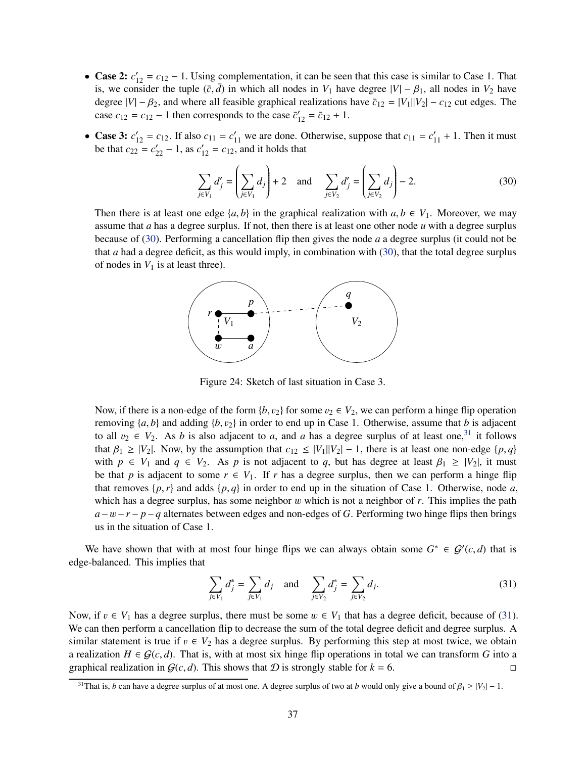- **Case 2:** $c'_{12} = c_{12} - 1$. Using complementation, it can be seen that this case is similar to Case 1. That is, we consider the tuple $(\bar{c}, \bar{d})$ in which all nodes in $V_1$ have degree $|V| - \beta_1$, all nodes in $V_2$ have degree $|V| - \beta_2$, and where all feasible graphical realizations have $\bar{c}_{12} = |V_1||V_2| - c_{12}$ cut edges. The case $c_{12} = c_{12} - 1$ then corresponds to the case $\bar{c}'_{12} = \bar{c}_{12} + 1$.

- **Case 3:** $c'_{12} = c_{12}$. If also $c_{11} = c'_{11}$ we are done. Otherwise, suppose that $c_{11} = c'_{11} + 1$. Then it must be that $c_{22} = c'_{22} - 1$, as $c'_{12} = c_{12}$, and it holds that

$$\sum_{j \in V_1} d'_j = \left( \sum_{j \in V_1} d_j \right) + 2 \quad \text{and} \quad \sum_{j \in V_2} d'_j = \left( \sum_{j \in V_2} d_j \right) - 2. \tag{30}$$

Then there is at least one edge $\{a, b\}$ in the graphical realization with $a, b \in V_1$. Moreover, we may assume that $a$ has a degree surplus. If not, then there is at least one other node $u$ with a degree surplus because of (30). Performing a cancellation flip then gives the node $a$ a degree surplus (it could not be that $a$ had a degree deficit, as this would imply, in combination with (30), that the total degree surplus of nodes in $V_1$ is at least three).

Figure 24: Sketch of last situation in Case 3.

Now, if there is a non-edge of the form $\{b, v_2\}$ for some $v_2 \in V_2$, we can perform a hinge flip operation removing $\{a, b\}$ and adding $\{b, v_2\}$ in order to end up in Case 1. Otherwise, assume that $b$ is adjacent to all $v_2 \in V_2$. As $b$ is also adjacent to $a$, and $a$ has a degree surplus of at least one,[31] it follows that $\beta_1 \geq |V_2|$. Now, by the assumption that $c_{12} \leq |V_1||V_2| - 1$, there is at least one non-edge $\{p, q\}$ with $p \in V_1$ and $q \in V_2$. As $p$ is not adjacent to $q$, but has degree at least $\beta_1 \geq |V_2|$, it must be that $p$ is adjacent to some $r \in V_1$. If $r$ has a degree surplus, then we can perform a hinge flip that removes $\{p, r\}$ and adds $\{p, q\}$ in order to end up in the situation of Case 1. Otherwise, node $a$, which has a degree surplus, has some neighbor $w$ which is not a neighbor of $r$. This implies the path $a - w - r - p - q$ alternates between edges and non-edges of $G$. Performing two hinge flips then brings us in the situation of Case 1.

We have shown that with at most four hinge flips we can always obtain some $G^* \in \mathcal{G}'(c, d)$ that is edge-balanced. This implies that

$$\sum_{j \in V_1} d^*_j = \sum_{j \in V_1} d_j \quad \text{and} \quad \sum_{j \in V_2} d^*_j = \sum_{j \in V_2} d_j. \tag{31}$$

Now, if $v \in V_1$ has a degree surplus, there must be some $w \in V_1$ that has a degree deficit, because of (31). We can then perform a cancellation flip to decrease the sum of the total degree deficit and degree surplus. A similar statement is true if $v \in V_2$ has a degree surplus. By performing this step at most twice, we obtain a realization $H \in \mathcal{G}(c, d)$. That is, with at most six hinge flip operations in total we can transform $G$ into a graphical realization in $\mathcal{G}(c, d)$. This shows that $\mathcal{D}$ is strongly stable for $k = 6$. □

[31] That is, $b$ can have a degree surplus of at most one. A degree surplus of two at $b$ would only give a bound of $\beta_1 \geq |V_2| - 1$.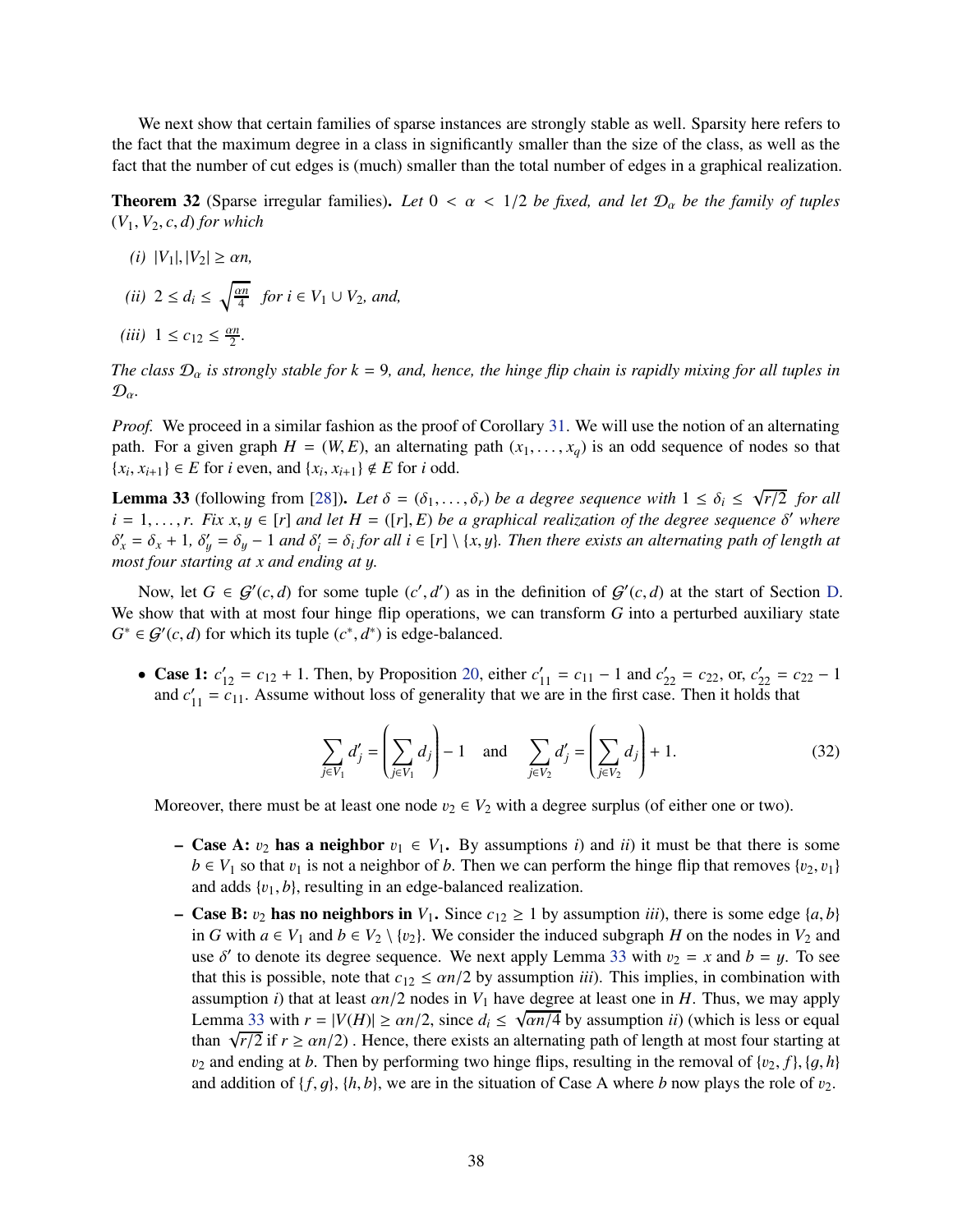We next show that certain families of sparse instances are strongly stable as well. Sparsity here refers to the fact that the maximum degree in a class in significantly smaller than the size of the class, as well as the fact that the number of cut edges is (much) smaller than the total number of edges in a graphical realization.

**Theorem 32** (Sparse irregular families)**.** *Let $0 < \alpha < 1/2$ be fixed, and let $\mathcal{D}_\alpha$ be the family of tuples $(V_1, V_2, c, d)$ for which*

*(i)* $|V_1|, |V_2| \geq \alpha n$,

*(ii)* $2 \leq d_i \leq \sqrt{\frac{\alpha n}{4}}$ *for* $i \in V_1 \cup V_2$, *and,*

*(iii)* $1 \leq c_{12} \leq \frac{\alpha n}{2}$.

*The class $\mathcal{D}_\alpha$ is strongly stable for $k = 9$, and, hence, the hinge flip chain is rapidly mixing for all tuples in $\mathcal{D}_\alpha$.*

*Proof.* We proceed in a similar fashion as the proof of Corollary 31. We will use the notion of an alternating path. For a given graph $H = (W, E)$, an alternating path $(x_1, \ldots, x_q)$ is an odd sequence of nodes so that $\{x_i, x_{i+1}\} \in E$ for $i$ even, and $\{x_i, x_{i+1}\} \notin E$ for $i$ odd.

**Lemma 33** (following from [28])**.** *Let $\delta = (\delta_1, \ldots, \delta_r)$ be a degree sequence with $1 \leq \delta_i \leq \sqrt{r/2}$ for all $i = 1, \ldots, r$. Fix $x, y \in [r]$ and let $H = ([r], E)$ be a graphical realization of the degree sequence $\delta'$ where $\delta'_x = \delta_x + 1$, $\delta'_y = \delta_y - 1$ and $\delta'_i = \delta_i$ for all $i \in [r] \setminus \{x, y\}$. Then there exists an alternating path of length at most four starting at $x$ and ending at $y$.*

Now, let $G \in \mathcal{G}'(c, d)$ for some tuple $(c', d')$ as in the definition of $\mathcal{G}'(c, d)$ at the start of Section D. We show that with at most four hinge flip operations, we can transform $G$ into a perturbed auxiliary state $G^* \in \mathcal{G}'(c, d)$ for which its tuple $(c^*, d^*)$ is edge-balanced.

- **Case 1:** $c'_{12} = c_{12} + 1$. Then, by Proposition 20, either $c'_{11} = c_{11} - 1$ and $c'_{22} = c_{22}$, or, $c'_{22} = c_{22} - 1$ and $c'_{11} = c_{11}$. Assume without loss of generality that we are in the first case. Then it holds that

$$\sum_{j \in V_1} d'_j = \left( \sum_{j \in V_1} d_j \right) - 1 \quad \text{and} \quad \sum_{j \in V_2} d'_j = \left( \sum_{j \in V_2} d_j \right) + 1. \tag{32}$$

  Moreover, there must be at least one node $v_2 \in V_2$ with a degree surplus (of either one or two).

  - **Case A: $v_2$ has a neighbor $v_1 \in V_1$.** By assumptions *i)* and *ii)* it must be that there is some $b \in V_1$ so that $v_1$ is not a neighbor of $b$. Then we can perform the hinge flip that removes $\{v_2, v_1\}$ and adds $\{v_1, b\}$, resulting in an edge-balanced realization.
  - **Case B: $v_2$ has no neighbors in $V_1$.** Since $c_{12} \geq 1$ by assumption *iii)*, there is some edge $\{a, b\}$ in $G$ with $a \in V_1$ and $b \in V_2 \setminus \{v_2\}$. We consider the induced subgraph $H$ on the nodes in $V_2$ and use $\delta'$ to denote its degree sequence. We next apply Lemma 33 with $v_2 = x$ and $b = y$. To see that this is possible, note that $c_{12} \leq \alpha n/2$ by assumption *iii)*. This implies, in combination with assumption *i)* that at least $\alpha n/2$ nodes in $V_1$ have degree at least one in $H$. Thus, we may apply Lemma 33 with $r = |V(H)| \geq \alpha n/2$, since $d_i \leq \sqrt{\alpha n/4}$ by assumption *ii)* (which is less or equal than $\sqrt{r/2}$ if $r \geq \alpha n/2$) . Hence, there exists an alternating path of length at most four starting at $v_2$ and ending at $b$. Then by performing two hinge flips, resulting in the removal of $\{v_2, f\}, \{g, h\}$ and addition of $\{f, g\}$, $\{h, b\}$, we are in the situation of Case A where $b$ now plays the role of $v_2$.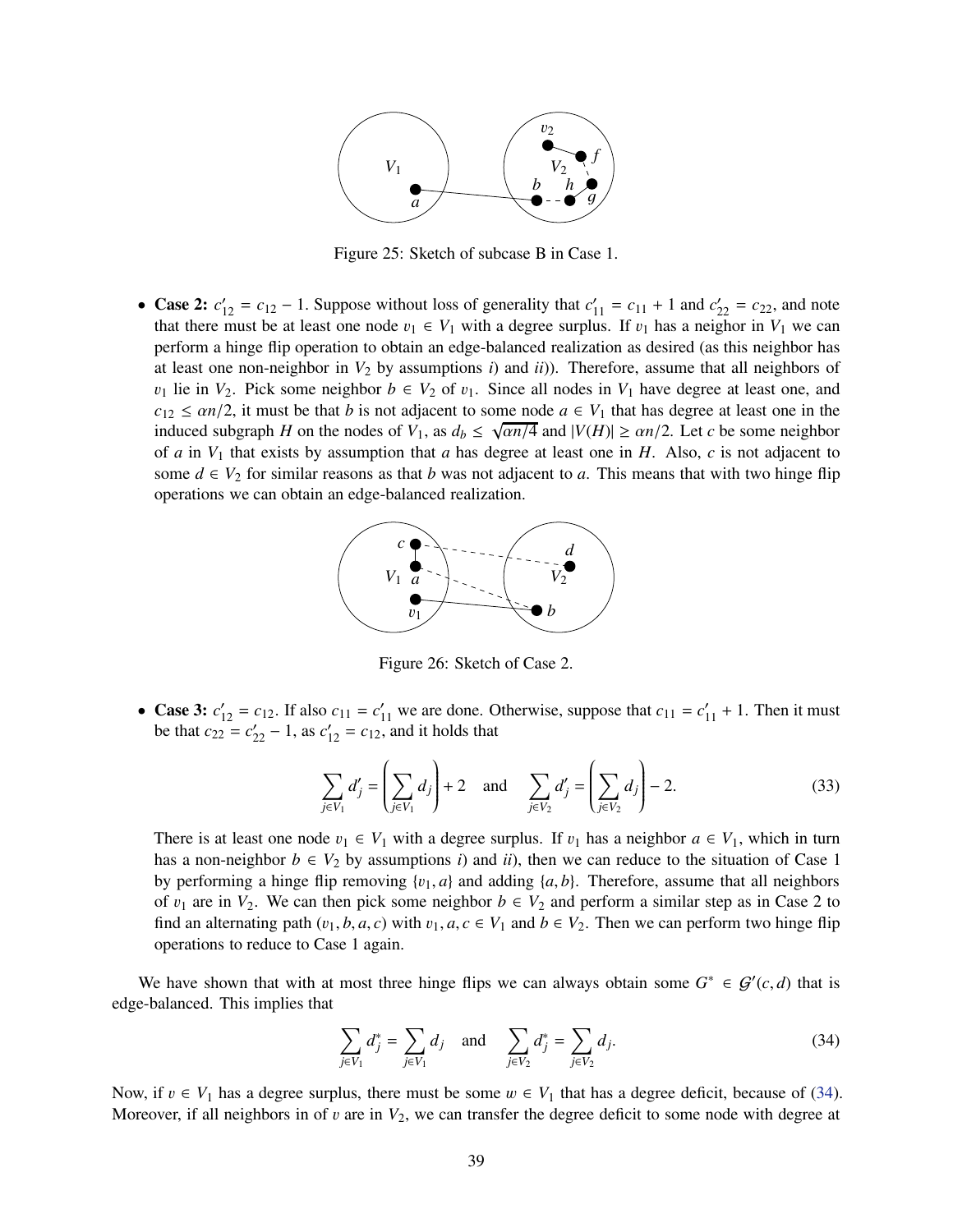Figure 25: Sketch of subcase B in Case 1.

- **Case 2:** $c'_{12} = c_{12} - 1$. Suppose without loss of generality that $c'_{11} = c_{11} + 1$ and $c'_{22} = c_{22}$, and note that there must be at least one node $v_1 \in V_1$ with a degree surplus. If $v_1$ has a neighor in $V_1$ we can perform a hinge flip operation to obtain an edge-balanced realization as desired (as this neighbor has at least one non-neighbor in $V_2$ by assumptions *i*) and *ii*)). Therefore, assume that all neighbors of $v_1$ lie in $V_2$. Pick some neighbor $b \in V_2$ of $v_1$. Since all nodes in $V_1$ have degree at least one, and $c_{12} \leq \alpha n/2$, it must be that $b$ is not adjacent to some node $a \in V_1$ that has degree at least one in the induced subgraph $H$ on the nodes of $V_1$, as $d_b \leq \sqrt{\alpha n/4}$ and $|V(H)| \geq \alpha n/2$. Let $c$ be some neighbor of $a$ in $V_1$ that exists by assumption that $a$ has degree at least one in $H$. Also, $c$ is not adjacent to some $d \in V_2$ for similar reasons as that $b$ was not adjacent to $a$. This means that with two hinge flip operations we can obtain an edge-balanced realization.

Figure 26: Sketch of Case 2.

- **Case 3:** $c'_{12} = c_{12}$. If also $c_{11} = c'_{11}$ we are done. Otherwise, suppose that $c_{11} = c'_{11} + 1$. Then it must be that $c_{22} = c'_{22} - 1$, as $c'_{12} = c_{12}$, and it holds that

$$\sum_{j \in V_1} d'_j = \left( \sum_{j \in V_1} d_j \right) + 2 \quad \text{and} \quad \sum_{j \in V_2} d'_j = \left( \sum_{j \in V_2} d_j \right) - 2. \tag{33}$$

There is at least one node $v_1 \in V_1$ with a degree surplus. If $v_1$ has a neighbor $a \in V_1$, which in turn has a non-neighbor $b \in V_2$ by assumptions *i*) and *ii*), then we can reduce to the situation of Case 1 by performing a hinge flip removing $\{v_1, a\}$ and adding $\{a, b\}$. Therefore, assume that all neighbors of $v_1$ are in $V_2$. We can then pick some neighbor $b \in V_2$ and perform a similar step as in Case 2 to find an alternating path $(v_1, b, a, c)$ with $v_1, a, c \in V_1$ and $b \in V_2$. Then we can perform two hinge flip operations to reduce to Case 1 again.

We have shown that with at most three hinge flips we can always obtain some $G^* \in \mathcal{G}'(c, d)$ that is edge-balanced. This implies that

$$\sum_{j \in V_1} d^*_j = \sum_{j \in V_1} d_j \quad \text{and} \quad \sum_{j \in V_2} d^*_j = \sum_{j \in V_2} d_j. \tag{34}$$

Now, if $v \in V_1$ has a degree surplus, there must be some $w \in V_1$ that has a degree deficit, because of (34). Moreover, if all neighbors in of $v$ are in $V_2$, we can transfer the degree deficit to some node with degree at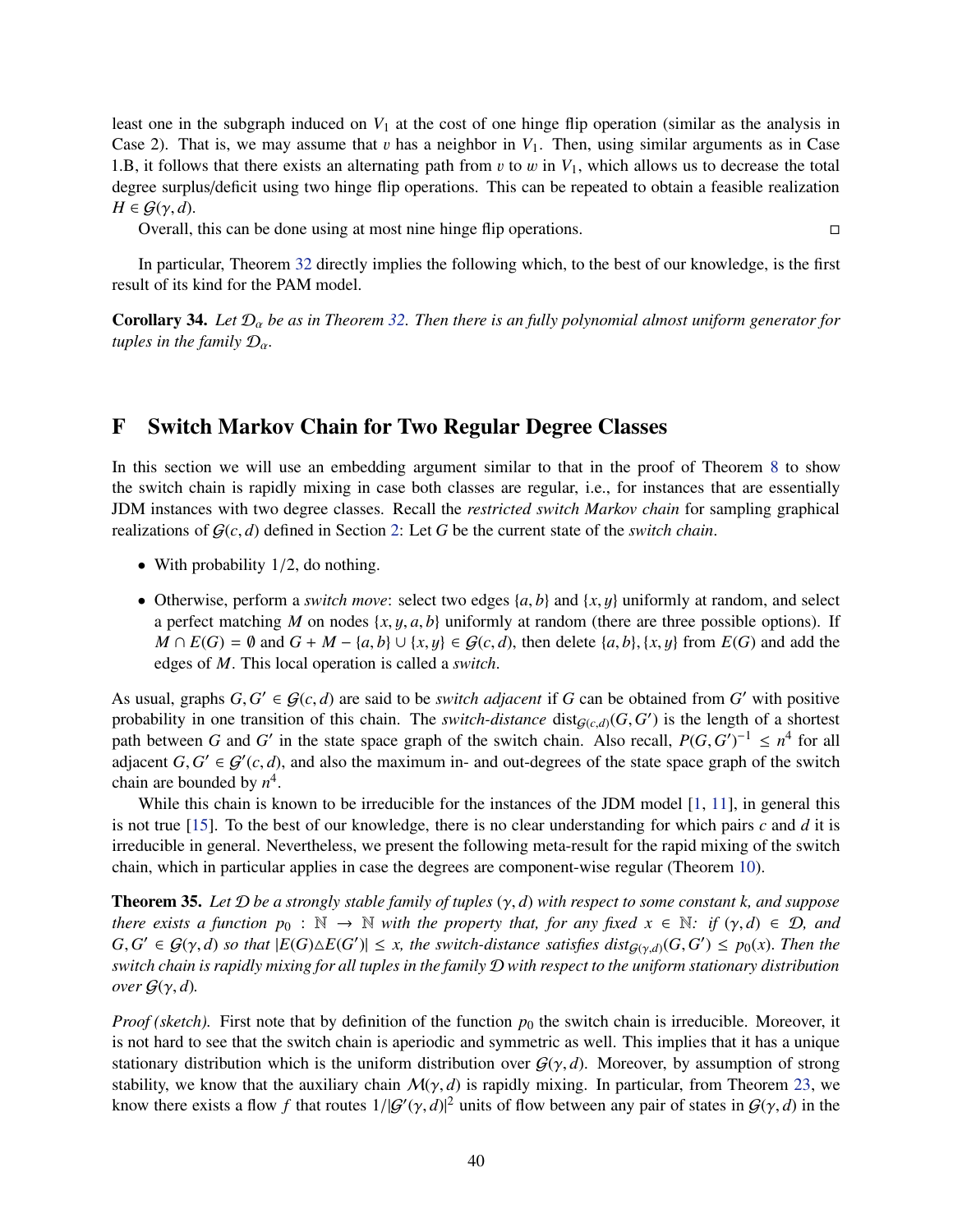least one in the subgraph induced on $V_1$ at the cost of one hinge flip operation (similar as the analysis in Case 2). That is, we may assume that $v$ has a neighbor in $V_1$. Then, using similar arguments as in Case 1.B, it follows that there exists an alternating path from $v$ to $w$ in $V_1$, which allows us to decrease the total degree surplus/deficit using two hinge flip operations. This can be repeated to obtain a feasible realization $H \in \mathcal{G}(\gamma, d)$.

Overall, this can be done using at most nine hinge flip operations. □

In particular, Theorem 32 directly implies the following which, to the best of our knowledge, is the first result of its kind for the PAM model.

**Corollary 34.** *Let $\mathcal{D}_\alpha$ be as in Theorem 32. Then there is an fully polynomial almost uniform generator for tuples in the family $\mathcal{D}_\alpha$.*

# F Switch Markov Chain for Two Regular Degree Classes

In this section we will use an embedding argument similar to that in the proof of Theorem 8 to show the switch chain is rapidly mixing in case both classes are regular, i.e., for instances that are essentially JDM instances with two degree classes. Recall the *restricted switch Markov chain* for sampling graphical realizations of $\mathcal{G}(c, d)$ defined in Section 2: Let $G$ be the current state of the *switch chain*.

- With probability $1/2$, do nothing.
- Otherwise, perform a *switch move*: select two edges $\{a, b\}$ and $\{x, y\}$ uniformly at random, and select a perfect matching $M$ on nodes $\{x, y, a, b\}$ uniformly at random (there are three possible options). If $M \cap E(G) = \emptyset$ and $G + M - \{a, b\} \cup \{x, y\} \in \mathcal{G}(c, d)$, then delete $\{a, b\}, \{x, y\}$ from $E(G)$ and add the edges of $M$. This local operation is called a *switch*.

As usual, graphs $G, G' \in \mathcal{G}(c, d)$ are said to be *switch adjacent* if $G$ can be obtained from $G'$ with positive probability in one transition of this chain. The *switch-distance* $\text{dist}_{\mathcal{G}(c,d)}(G, G')$ is the length of a shortest path between $G$ and $G'$ in the state space graph of the switch chain. Also recall, $P(G, G')^{-1} \leq n^4$ for all adjacent $G, G' \in \mathcal{G}'(c, d)$, and also the maximum in- and out-degrees of the state space graph of the switch chain are bounded by $n^4$.

While this chain is known to be irreducible for the instances of the JDM model [1, 11], in general this is not true [15]. To the best of our knowledge, there is no clear understanding for which pairs $c$ and $d$ it is irreducible in general. Nevertheless, we present the following meta-result for the rapid mixing of the switch chain, which in particular applies in case the degrees are component-wise regular (Theorem 10).

**Theorem 35.** *Let $\mathcal{D}$ be a strongly stable family of tuples $(\gamma, d)$ with respect to some constant k, and suppose there exists a function $p_0 : \mathbb{N} \to \mathbb{N}$ with the property that, for any fixed $x \in \mathbb{N}$: if $(\gamma, d) \in \mathcal{D}$, and $G, G' \in \mathcal{G}(\gamma, d)$ so that $|E(G) \triangle E(G')| \leq x$, the switch-distance satisfies $\text{dist}_{\mathcal{G}(\gamma,d)}(G, G') \leq p_0(x)$. Then the switch chain is rapidly mixing for all tuples in the family $\mathcal{D}$ with respect to the uniform stationary distribution over $\mathcal{G}(\gamma, d)$.*

*Proof (sketch).* First note that by definition of the function $p_0$ the switch chain is irreducible. Moreover, it is not hard to see that the switch chain is aperiodic and symmetric as well. This implies that it has a unique stationary distribution which is the uniform distribution over $\mathcal{G}(\gamma, d)$. Moreover, by assumption of strong stability, we know that the auxiliary chain $\mathcal{M}(\gamma, d)$ is rapidly mixing. In particular, from Theorem 23, we know there exists a flow $f$ that routes $1/|\mathcal{G}'(\gamma, d)|^2$ units of flow between any pair of states in $\mathcal{G}(\gamma, d)$ in the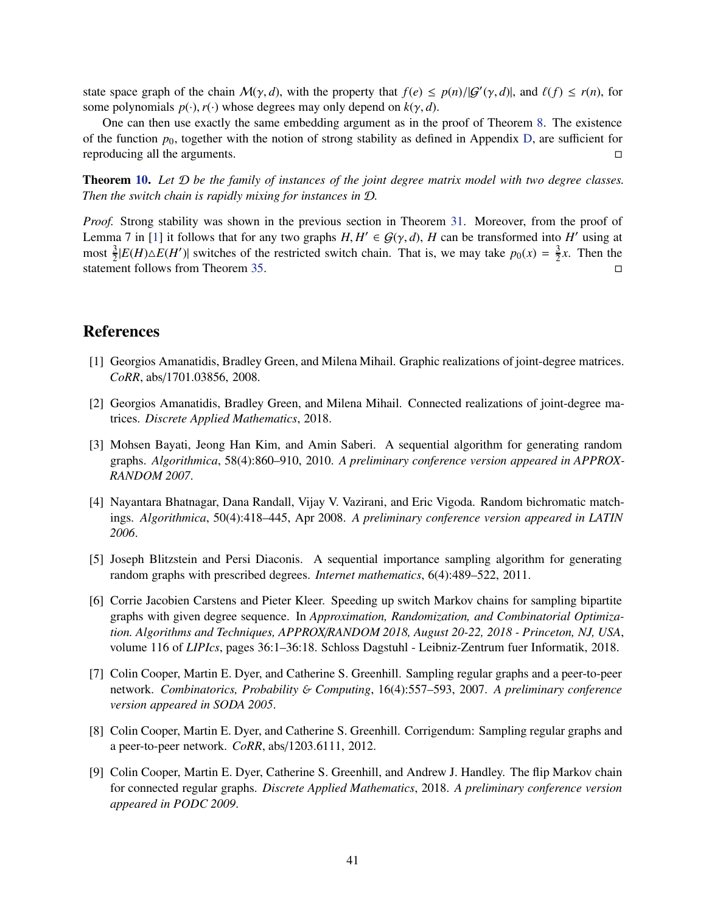state space graph of the chain $\mathcal{M}(\gamma, d)$, with the property that $f(e) \leq p(n)/|\mathcal{G}'(\gamma, d)|$, and $\ell(f) \leq r(n)$, for some polynomials $p(\cdot), r(\cdot)$ whose degrees may only depend on $k(\gamma, d)$.

One can then use exactly the same embedding argument as in the proof of Theorem 8. The existence of the function $p_0$, together with the notion of strong stability as defined in Appendix D, are sufficient for reproducing all the arguments. □

**Theorem 10.** *Let $\mathcal{D}$ be the family of instances of the joint degree matrix model with two degree classes. Then the switch chain is rapidly mixing for instances in $\mathcal{D}$.*

*Proof.* Strong stability was shown in the previous section in Theorem 31. Moreover, from the proof of Lemma 7 in [1] it follows that for any two graphs $H, H' \in \mathcal{G}(\gamma, d)$, $H$ can be transformed into $H'$ using at most $\frac{3}{2}|E(H) \triangle E(H')|$ switches of the restricted switch chain. That is, we may take $p_0(x) = \frac{3}{2}x$. Then the statement follows from Theorem 35. □

## References

[1] Georgios Amanatidis, Bradley Green, and Milena Mihail. Graphic realizations of joint-degree matrices. *CoRR*, abs/1701.03856, 2008.

[2] Georgios Amanatidis, Bradley Green, and Milena Mihail. Connected realizations of joint-degree matrices. *Discrete Applied Mathematics*, 2018.

[3] Mohsen Bayati, Jeong Han Kim, and Amin Saberi. A sequential algorithm for generating random graphs. *Algorithmica*, 58(4):860–910, 2010. *A preliminary conference version appeared in APPROX-RANDOM 2007*.

[4] Nayantara Bhatnagar, Dana Randall, Vijay V. Vazirani, and Eric Vigoda. Random bichromatic matchings. *Algorithmica*, 50(4):418–445, Apr 2008. *A preliminary conference version appeared in LATIN 2006*.

[5] Joseph Blitzstein and Persi Diaconis. A sequential importance sampling algorithm for generating random graphs with prescribed degrees. *Internet mathematics*, 6(4):489–522, 2011.

[6] Corrie Jacobien Carstens and Pieter Kleer. Speeding up switch Markov chains for sampling bipartite graphs with given degree sequence. In *Approximation, Randomization, and Combinatorial Optimization. Algorithms and Techniques, APPROX/RANDOM 2018, August 20-22, 2018 - Princeton, NJ, USA*, volume 116 of *LIPIcs*, pages 36:1–36:18. Schloss Dagstuhl - Leibniz-Zentrum fuer Informatik, 2018.

[7] Colin Cooper, Martin E. Dyer, and Catherine S. Greenhill. Sampling regular graphs and a peer-to-peer network. *Combinatorics, Probability & Computing*, 16(4):557–593, 2007. *A preliminary conference version appeared in SODA 2005*.

[8] Colin Cooper, Martin E. Dyer, and Catherine S. Greenhill. Corrigendum: Sampling regular graphs and a peer-to-peer network. *CoRR*, abs/1203.6111, 2012.

[9] Colin Cooper, Martin E. Dyer, Catherine S. Greenhill, and Andrew J. Handley. The flip Markov chain for connected regular graphs. *Discrete Applied Mathematics*, 2018. *A preliminary conference version appeared in PODC 2009*.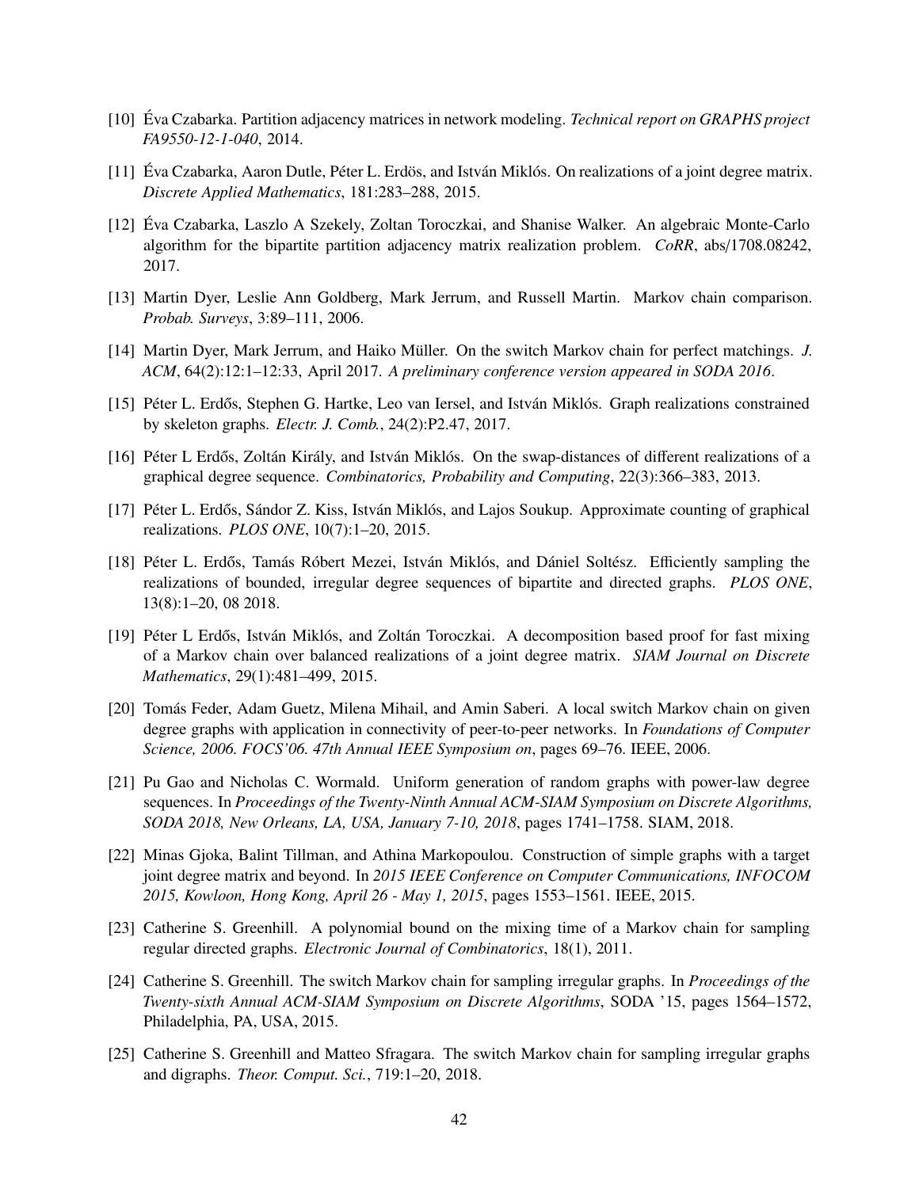[10] Éva Czabarka. Partition adjacency matrices in network modeling. *Technical report on GRAPHS project FA9550-12-1-040*, 2014.

[11] Éva Czabarka, Aaron Dutle, Péter L. Erdös, and István Miklós. On realizations of a joint degree matrix. *Discrete Applied Mathematics*, 181:283–288, 2015.

[12] Éva Czabarka, Laszlo A Szekely, Zoltan Toroczkai, and Shanise Walker. An algebraic Monte-Carlo algorithm for the bipartite partition adjacency matrix realization problem. *CoRR*, abs/1708.08242, 2017.

[13] Martin Dyer, Leslie Ann Goldberg, Mark Jerrum, and Russell Martin. Markov chain comparison. *Probab. Surveys*, 3:89–111, 2006.

[14] Martin Dyer, Mark Jerrum, and Haiko Müller. On the switch Markov chain for perfect matchings. *J. ACM*, 64(2):12:1–12:33, April 2017. *A preliminary conference version appeared in SODA 2016*.

[15] Péter L. Erdős, Stephen G. Hartke, Leo van Iersel, and István Miklós. Graph realizations constrained by skeleton graphs. *Electr. J. Comb.*, 24(2):P2.47, 2017.

[16] Péter L Erdős, Zoltán Király, and István Miklós. On the swap-distances of different realizations of a graphical degree sequence. *Combinatorics, Probability and Computing*, 22(3):366–383, 2013.

[17] Péter L. Erdős, Sándor Z. Kiss, István Miklós, and Lajos Soukup. Approximate counting of graphical realizations. *PLOS ONE*, 10(7):1–20, 2015.

[18] Péter L. Erdős, Tamás Róbert Mezei, István Miklós, and Dániel Soltész. Efficiently sampling the realizations of bounded, irregular degree sequences of bipartite and directed graphs. *PLOS ONE*, 13(8):1–20, 08 2018.

[19] Péter L Erdős, István Miklós, and Zoltán Toroczkai. A decomposition based proof for fast mixing of a Markov chain over balanced realizations of a joint degree matrix. *SIAM Journal on Discrete Mathematics*, 29(1):481–499, 2015.

[20] Tomás Feder, Adam Guetz, Milena Mihail, and Amin Saberi. A local switch Markov chain on given degree graphs with application in connectivity of peer-to-peer networks. In *Foundations of Computer Science, 2006. FOCS'06. 47th Annual IEEE Symposium on*, pages 69–76. IEEE, 2006.

[21] Pu Gao and Nicholas C. Wormald. Uniform generation of random graphs with power-law degree sequences. In *Proceedings of the Twenty-Ninth Annual ACM-SIAM Symposium on Discrete Algorithms, SODA 2018, New Orleans, LA, USA, January 7-10, 2018*, pages 1741–1758. SIAM, 2018.

[22] Minas Gjoka, Balint Tillman, and Athina Markopoulou. Construction of simple graphs with a target joint degree matrix and beyond. In *2015 IEEE Conference on Computer Communications, INFOCOM 2015, Kowloon, Hong Kong, April 26 - May 1, 2015*, pages 1553–1561. IEEE, 2015.

[23] Catherine S. Greenhill. A polynomial bound on the mixing time of a Markov chain for sampling regular directed graphs. *Electronic Journal of Combinatorics*, 18(1), 2011.

[24] Catherine S. Greenhill. The switch Markov chain for sampling irregular graphs. In *Proceedings of the Twenty-sixth Annual ACM-SIAM Symposium on Discrete Algorithms*, SODA '15, pages 1564–1572, Philadelphia, PA, USA, 2015.

[25] Catherine S. Greenhill and Matteo Sfragara. The switch Markov chain for sampling irregular graphs and digraphs. *Theor. Comput. Sci.*, 719:1–20, 2018.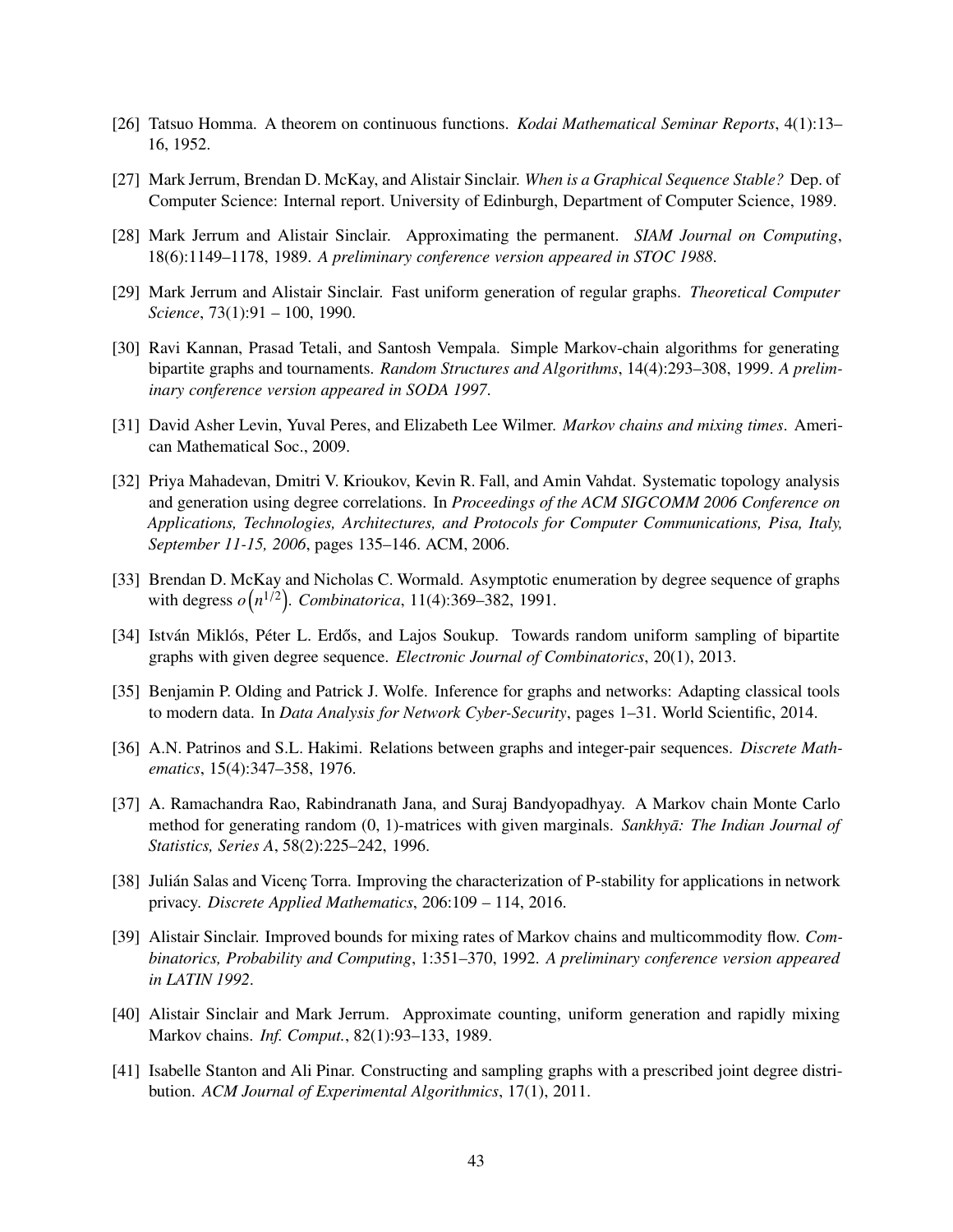[26] Tatsuo Homma. A theorem on continuous functions. *Kodai Mathematical Seminar Reports*, 4(1):13–16, 1952.

[27] Mark Jerrum, Brendan D. McKay, and Alistair Sinclair. *When is a Graphical Sequence Stable?* Dep. of Computer Science: Internal report. University of Edinburgh, Department of Computer Science, 1989.

[28] Mark Jerrum and Alistair Sinclair. Approximating the permanent. *SIAM Journal on Computing*, 18(6):1149–1178, 1989. *A preliminary conference version appeared in STOC 1988*.

[29] Mark Jerrum and Alistair Sinclair. Fast uniform generation of regular graphs. *Theoretical Computer Science*, 73(1):91 – 100, 1990.

[30] Ravi Kannan, Prasad Tetali, and Santosh Vempala. Simple Markov-chain algorithms for generating bipartite graphs and tournaments. *Random Structures and Algorithms*, 14(4):293–308, 1999. *A preliminary conference version appeared in SODA 1997*.

[31] David Asher Levin, Yuval Peres, and Elizabeth Lee Wilmer. *Markov chains and mixing times*. American Mathematical Soc., 2009.

[32] Priya Mahadevan, Dmitri V. Krioukov, Kevin R. Fall, and Amin Vahdat. Systematic topology analysis and generation using degree correlations. In *Proceedings of the ACM SIGCOMM 2006 Conference on Applications, Technologies, Architectures, and Protocols for Computer Communications, Pisa, Italy, September 11-15, 2006*, pages 135–146. ACM, 2006.

[33] Brendan D. McKay and Nicholas C. Wormald. Asymptotic enumeration by degree sequence of graphs with degress $o\left(n^{1/2}\right)$. *Combinatorica*, 11(4):369–382, 1991.

[34] István Miklós, Péter L. Erdős, and Lajos Soukup. Towards random uniform sampling of bipartite graphs with given degree sequence. *Electronic Journal of Combinatorics*, 20(1), 2013.

[35] Benjamin P. Olding and Patrick J. Wolfe. Inference for graphs and networks: Adapting classical tools to modern data. In *Data Analysis for Network Cyber-Security*, pages 1–31. World Scientific, 2014.

[36] A.N. Patrinos and S.L. Hakimi. Relations between graphs and integer-pair sequences. *Discrete Mathematics*, 15(4):347–358, 1976.

[37] A. Ramachandra Rao, Rabindranath Jana, and Suraj Bandyopadhyay. A Markov chain Monte Carlo method for generating random (0, 1)-matrices with given marginals. *Sankhyā: The Indian Journal of Statistics, Series A*, 58(2):225–242, 1996.

[38] Julián Salas and Vicenç Torra. Improving the characterization of P-stability for applications in network privacy. *Discrete Applied Mathematics*, 206:109 – 114, 2016.

[39] Alistair Sinclair. Improved bounds for mixing rates of Markov chains and multicommodity flow. *Combinatorics, Probability and Computing*, 1:351–370, 1992. *A preliminary conference version appeared in LATIN 1992*.

[40] Alistair Sinclair and Mark Jerrum. Approximate counting, uniform generation and rapidly mixing Markov chains. *Inf. Comput.*, 82(1):93–133, 1989.

[41] Isabelle Stanton and Ali Pinar. Constructing and sampling graphs with a prescribed joint degree distribution. *ACM Journal of Experimental Algorithmics*, 17(1), 2011.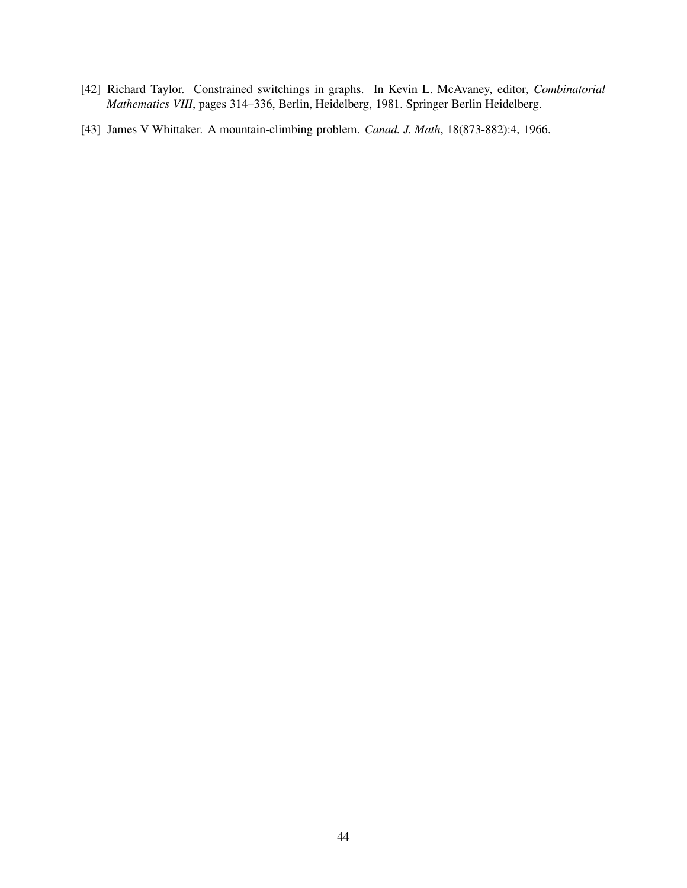[42] Richard Taylor. Constrained switchings in graphs. In Kevin L. McAvaney, editor, *Combinatorial Mathematics VIII*, pages 314–336, Berlin, Heidelberg, 1981. Springer Berlin Heidelberg.

[43] James V Whittaker. A mountain-climbing problem. *Canad. J. Math*, 18(873-882):4, 1966.